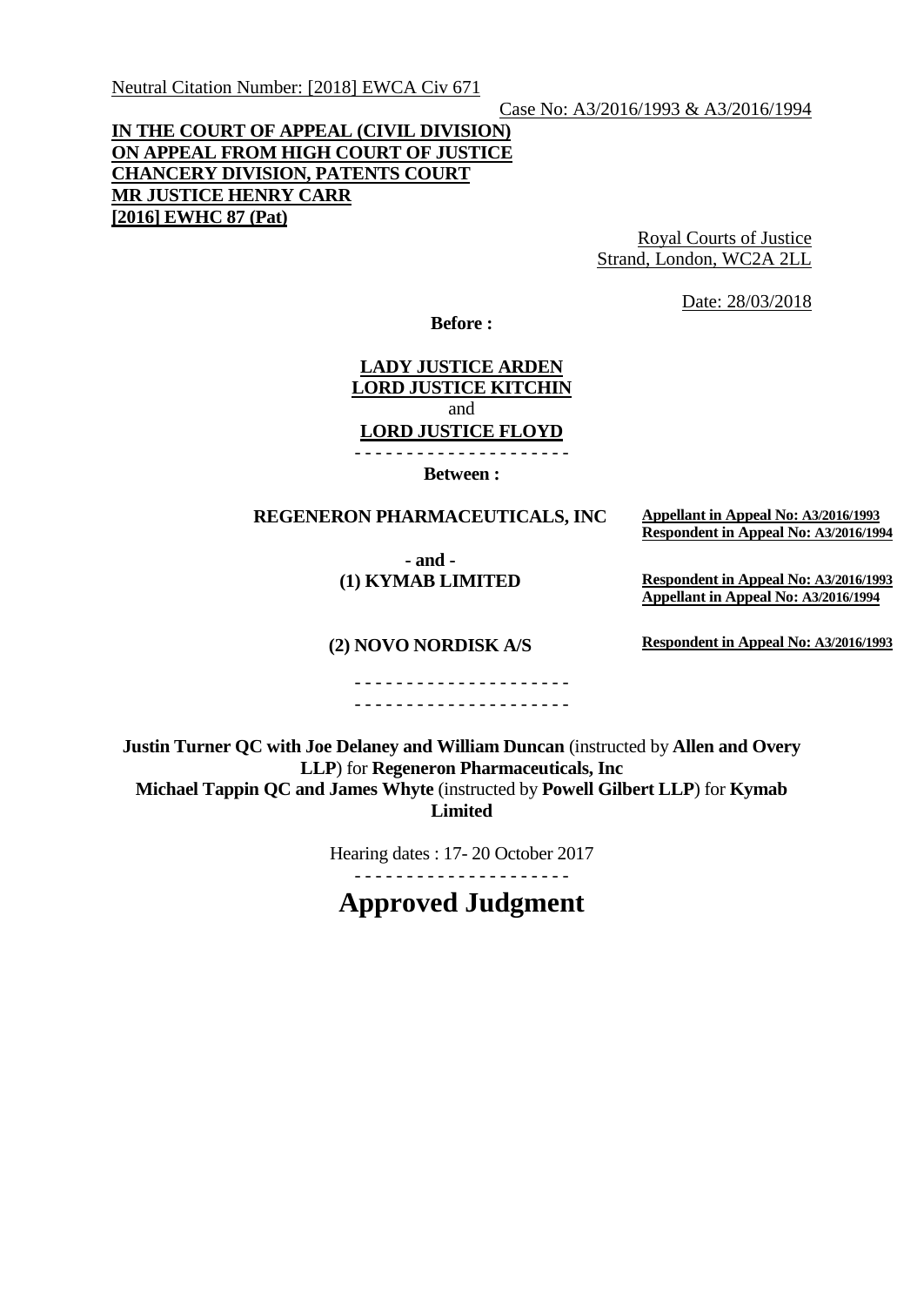Neutral Citation Number: [2018] EWCA Civ 671

Case No: A3/2016/1993 & A3/2016/1994

**IN THE COURT OF APPEAL (CIVIL DIVISION)**
**ON APPEAL FROM HIGH COURT OF JUSTICE**
**CHANCERY DIVISION, PATENTS COURT**
**MR JUSTICE HENRY CARR**
**[2016] EWHC 87 (Pat)**

Royal Courts of Justice
Strand, London, WC2A 2LL

Date: 28/03/2018

**Before :**

**LADY JUSTICE ARDEN**
**LORD JUSTICE KITCHIN**
and
**LORD JUSTICE FLOYD**

- - - - - - - - - - - - - - - - - - - - -

**Between :**

| | |
|---|---|
| **REGENERON PHARMACEUTICALS, INC** | **Appellant in Appeal No: A3/2016/1993** **Respondent in Appeal No: A3/2016/1994** |
| **- and -** | |
| **(1) KYMAB LIMITED** | **Respondent in Appeal No: A3/2016/1993** **Appellant in Appeal No: A3/2016/1994** |
| **(2) NOVO NORDISK A/S** | **Respondent in Appeal No: A3/2016/1993** |

- - - - - - - - - - - - - - - - - - - - -
- - - - - - - - - - - - - - - - - - - - -

**Justin Turner QC with Joe Delaney and William Duncan** (instructed by **Allen and Overy LLP**) for **Regeneron Pharmaceuticals, Inc**
**Michael Tappin QC and James Whyte** (instructed by **Powell Gilbert LLP**) for **Kymab Limited**

Hearing dates : 17- 20 October 2017

- - - - - - - - - - - - - - - - - - - - -

# Approved Judgment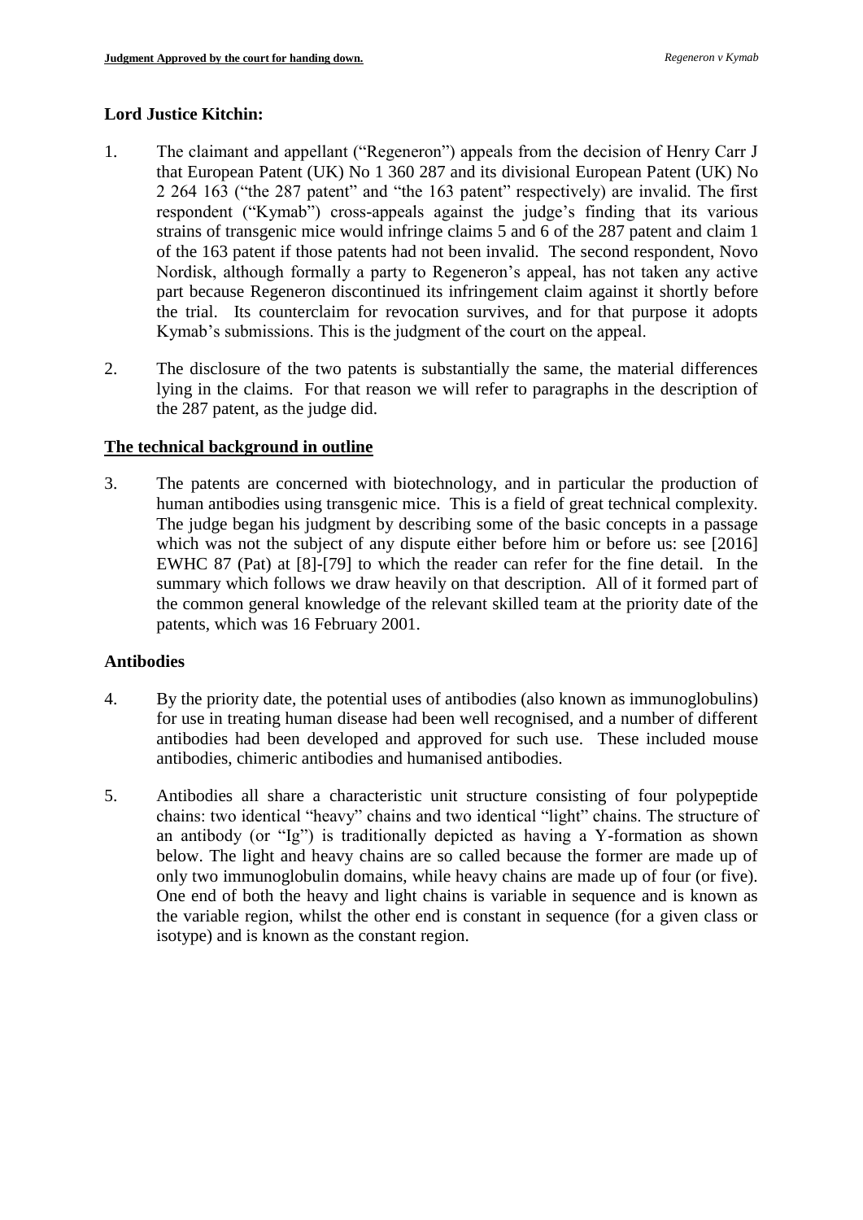**Lord Justice Kitchin:**

1. The claimant and appellant ("Regeneron") appeals from the decision of Henry Carr J that European Patent (UK) No 1 360 287 and its divisional European Patent (UK) No 2 264 163 ("the 287 patent" and "the 163 patent" respectively) are invalid. The first respondent ("Kymab") cross-appeals against the judge's finding that its various strains of transgenic mice would infringe claims 5 and 6 of the 287 patent and claim 1 of the 163 patent if those patents had not been invalid. The second respondent, Novo Nordisk, although formally a party to Regeneron's appeal, has not taken any active part because Regeneron discontinued its infringement claim against it shortly before the trial. Its counterclaim for revocation survives, and for that purpose it adopts Kymab's submissions. This is the judgment of the court on the appeal.

2. The disclosure of the two patents is substantially the same, the material differences lying in the claims. For that reason we will refer to paragraphs in the description of the 287 patent, as the judge did.

**The technical background in outline**

3. The patents are concerned with biotechnology, and in particular the production of human antibodies using transgenic mice. This is a field of great technical complexity. The judge began his judgment by describing some of the basic concepts in a passage which was not the subject of any dispute either before him or before us: see [2016] EWHC 87 (Pat) at [8]-[79] to which the reader can refer for the fine detail. In the summary which follows we draw heavily on that description. All of it formed part of the common general knowledge of the relevant skilled team at the priority date of the patents, which was 16 February 2001.

**Antibodies**

4. By the priority date, the potential uses of antibodies (also known as immunoglobulins) for use in treating human disease had been well recognised, and a number of different antibodies had been developed and approved for such use. These included mouse antibodies, chimeric antibodies and humanised antibodies.

5. Antibodies all share a characteristic unit structure consisting of four polypeptide chains: two identical "heavy" chains and two identical "light" chains. The structure of an antibody (or "Ig") is traditionally depicted as having a Y-formation as shown below. The light and heavy chains are so called because the former are made up of only two immunoglobulin domains, while heavy chains are made up of four (or five). One end of both the heavy and light chains is variable in sequence and is known as the variable region, whilst the other end is constant in sequence (for a given class or isotype) and is known as the constant region.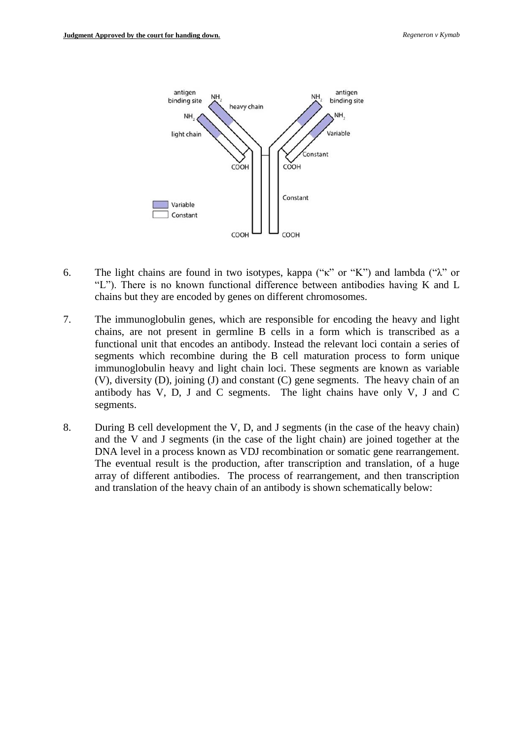6. The light chains are found in two isotypes, kappa ("κ" or "K") and lambda ("λ" or "L"). There is no known functional difference between antibodies having K and L chains but they are encoded by genes on different chromosomes.

7. The immunoglobulin genes, which are responsible for encoding the heavy and light chains, are not present in germline B cells in a form which is transcribed as a functional unit that encodes an antibody. Instead the relevant loci contain a series of segments which recombine during the B cell maturation process to form unique immunoglobulin heavy and light chain loci. These segments are known as variable (V), diversity (D), joining (J) and constant (C) gene segments. The heavy chain of an antibody has V, D, J and C segments. The light chains have only V, J and C segments.

8. During B cell development the V, D, and J segments (in the case of the heavy chain) and the V and J segments (in the case of the light chain) are joined together at the DNA level in a process known as VDJ recombination or somatic gene rearrangement. The eventual result is the production, after transcription and translation, of a huge array of different antibodies. The process of rearrangement, and then transcription and translation of the heavy chain of an antibody is shown schematically below: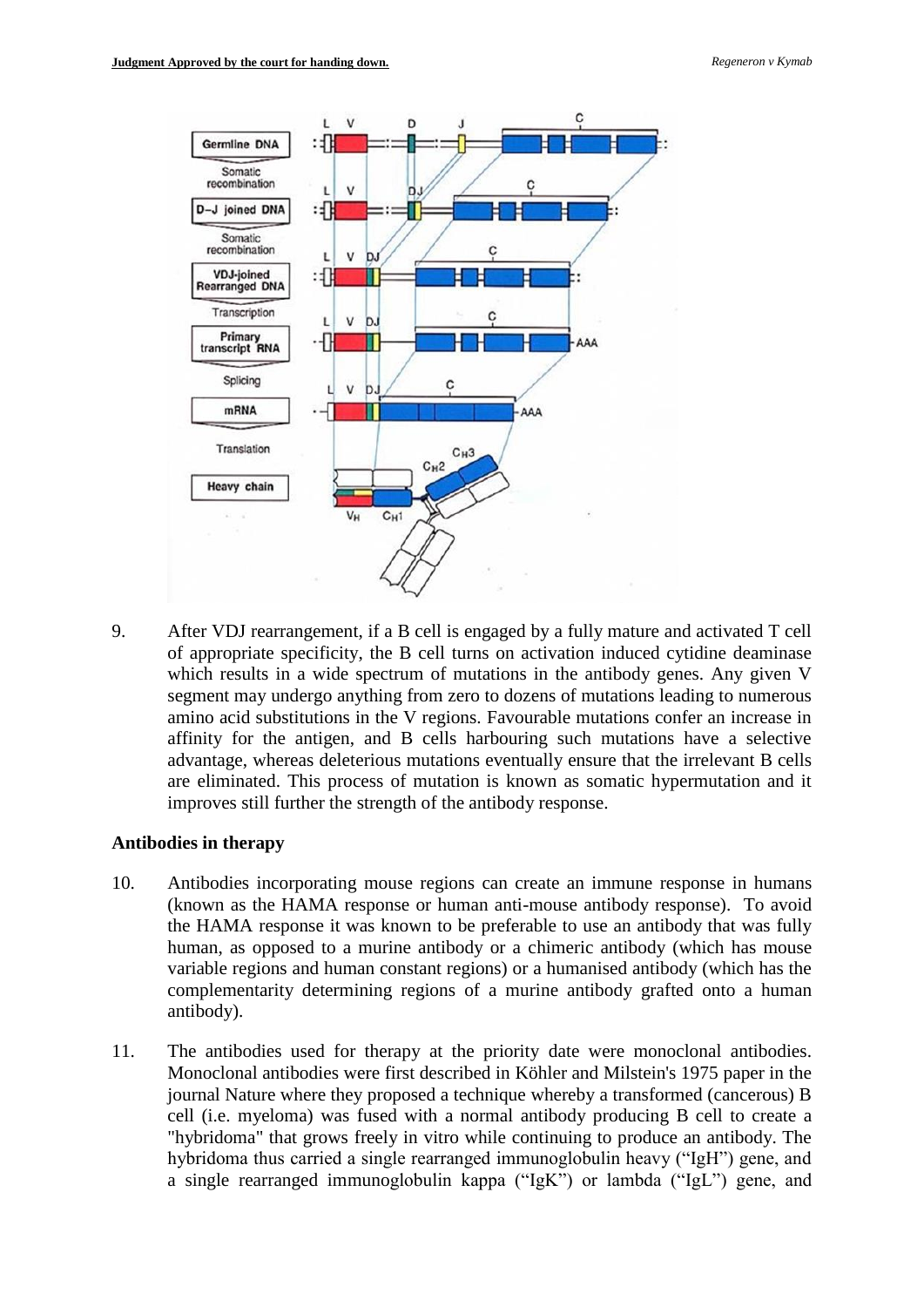9. After VDJ rearrangement, if a B cell is engaged by a fully mature and activated T cell of appropriate specificity, the B cell turns on activation induced cytidine deaminase which results in a wide spectrum of mutations in the antibody genes. Any given V segment may undergo anything from zero to dozens of mutations leading to numerous amino acid substitutions in the V regions. Favourable mutations confer an increase in affinity for the antigen, and B cells harbouring such mutations have a selective advantage, whereas deleterious mutations eventually ensure that the irrelevant B cells are eliminated. This process of mutation is known as somatic hypermutation and it improves still further the strength of the antibody response.

## Antibodies in therapy

10. Antibodies incorporating mouse regions can create an immune response in humans (known as the HAMA response or human anti-mouse antibody response). To avoid the HAMA response it was known to be preferable to use an antibody that was fully human, as opposed to a murine antibody or a chimeric antibody (which has mouse variable regions and human constant regions) or a humanised antibody (which has the complementarity determining regions of a murine antibody grafted onto a human antibody).

11. The antibodies used for therapy at the priority date were monoclonal antibodies. Monoclonal antibodies were first described in Köhler and Milstein's 1975 paper in the journal Nature where they proposed a technique whereby a transformed (cancerous) B cell (i.e. myeloma) was fused with a normal antibody producing B cell to create a "hybridoma" that grows freely in vitro while continuing to produce an antibody. The hybridoma thus carried a single rearranged immunoglobulin heavy ("IgH") gene, and a single rearranged immunoglobulin kappa ("IgK") or lambda ("IgL") gene, and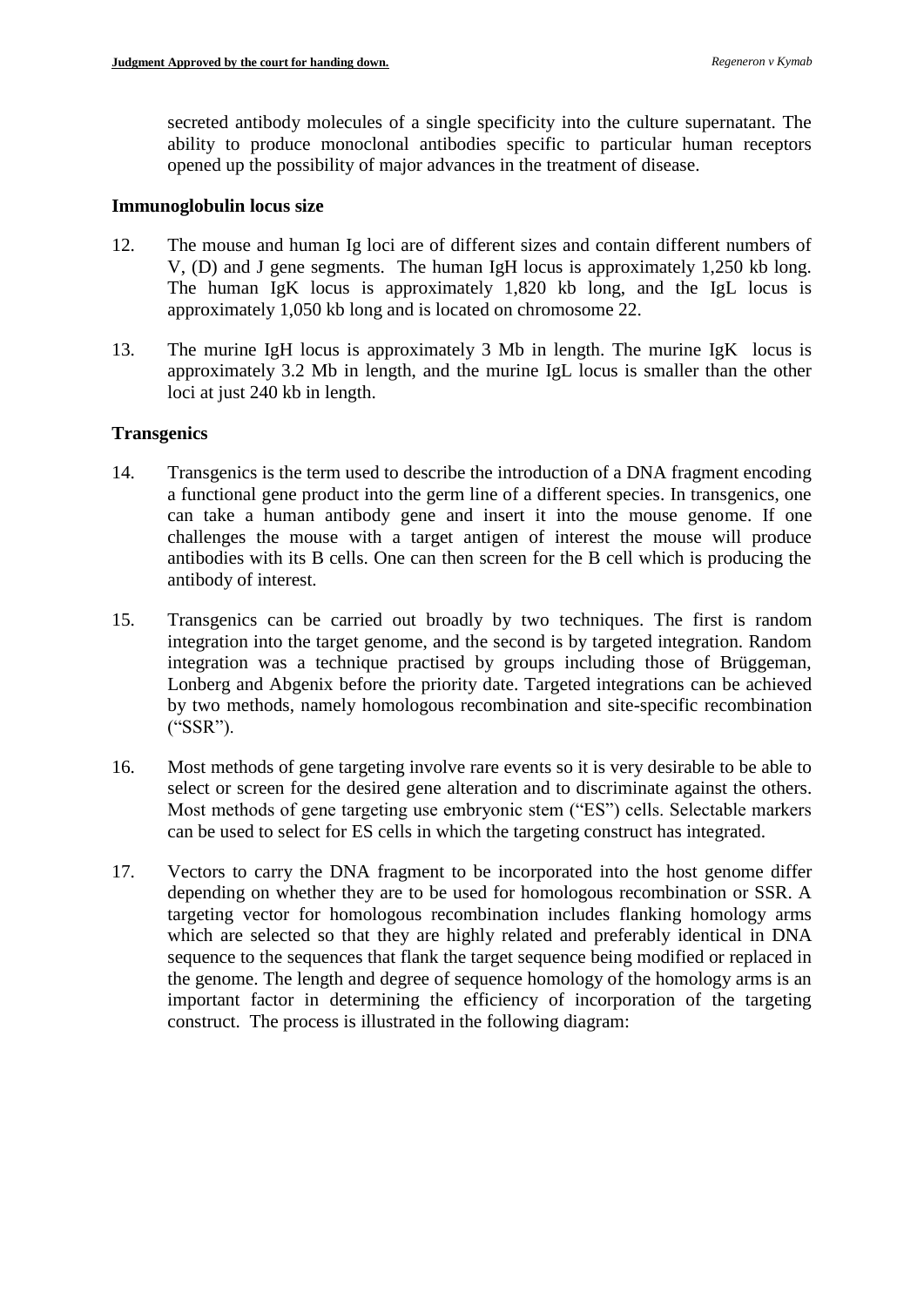secreted antibody molecules of a single specificity into the culture supernatant. The ability to produce monoclonal antibodies specific to particular human receptors opened up the possibility of major advances in the treatment of disease.

### Immunoglobulin locus size

12. The mouse and human Ig loci are of different sizes and contain different numbers of V, (D) and J gene segments. The human IgH locus is approximately 1,250 kb long. The human IgK locus is approximately 1,820 kb long, and the IgL locus is approximately 1,050 kb long and is located on chromosome 22.

13. The murine IgH locus is approximately 3 Mb in length. The murine IgK locus is approximately 3.2 Mb in length, and the murine IgL locus is smaller than the other loci at just 240 kb in length.

### Transgenics

14. Transgenics is the term used to describe the introduction of a DNA fragment encoding a functional gene product into the germ line of a different species. In transgenics, one can take a human antibody gene and insert it into the mouse genome. If one challenges the mouse with a target antigen of interest the mouse will produce antibodies with its B cells. One can then screen for the B cell which is producing the antibody of interest.

15. Transgenics can be carried out broadly by two techniques. The first is random integration into the target genome, and the second is by targeted integration. Random integration was a technique practised by groups including those of Brüggeman, Lonberg and Abgenix before the priority date. Targeted integrations can be achieved by two methods, namely homologous recombination and site-specific recombination ("SSR").

16. Most methods of gene targeting involve rare events so it is very desirable to be able to select or screen for the desired gene alteration and to discriminate against the others. Most methods of gene targeting use embryonic stem ("ES") cells. Selectable markers can be used to select for ES cells in which the targeting construct has integrated.

17. Vectors to carry the DNA fragment to be incorporated into the host genome differ depending on whether they are to be used for homologous recombination or SSR. A targeting vector for homologous recombination includes flanking homology arms which are selected so that they are highly related and preferably identical in DNA sequence to the sequences that flank the target sequence being modified or replaced in the genome. The length and degree of sequence homology of the homology arms is an important factor in determining the efficiency of incorporation of the targeting construct. The process is illustrated in the following diagram: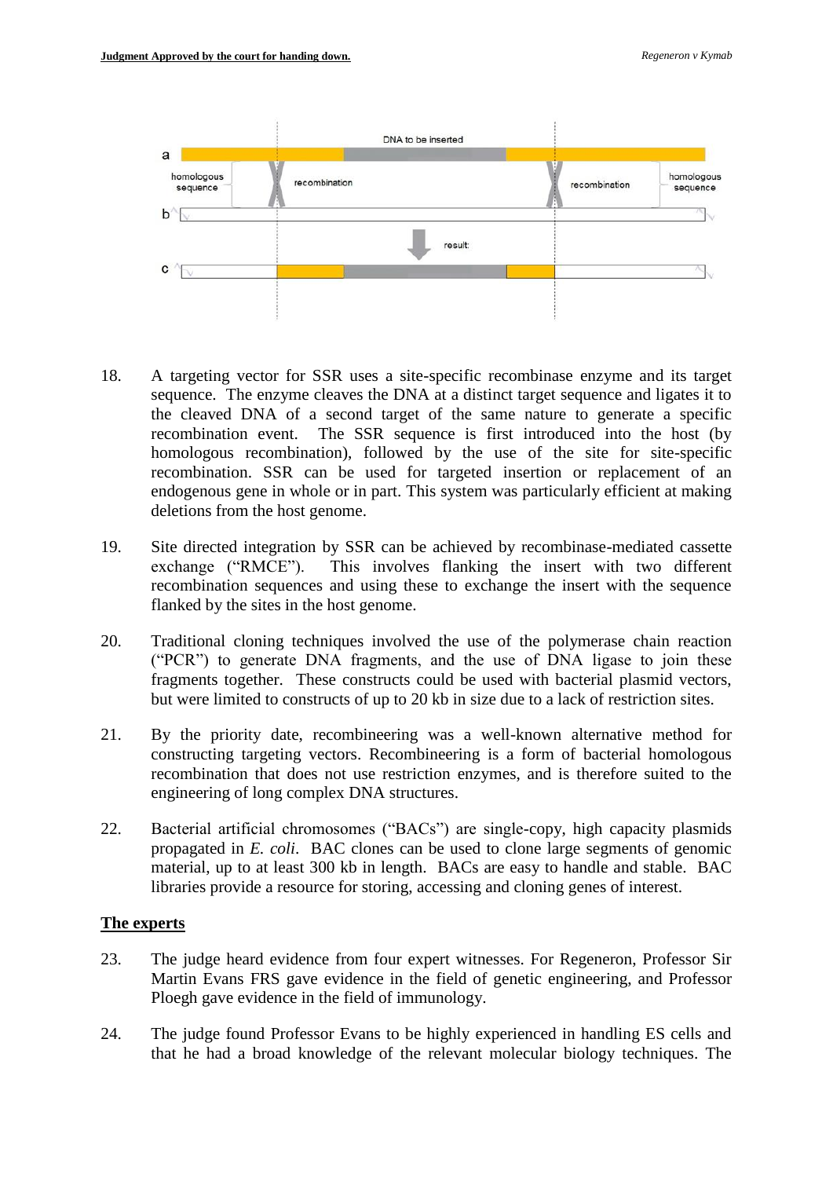18. A targeting vector for SSR uses a site-specific recombinase enzyme and its target sequence. The enzyme cleaves the DNA at a distinct target sequence and ligates it to the cleaved DNA of a second target of the same nature to generate a specific recombination event. The SSR sequence is first introduced into the host (by homologous recombination), followed by the use of the site for site-specific recombination. SSR can be used for targeted insertion or replacement of an endogenous gene in whole or in part. This system was particularly efficient at making deletions from the host genome.

19. Site directed integration by SSR can be achieved by recombinase-mediated cassette exchange ("RMCE"). This involves flanking the insert with two different recombination sequences and using these to exchange the insert with the sequence flanked by the sites in the host genome.

20. Traditional cloning techniques involved the use of the polymerase chain reaction ("PCR") to generate DNA fragments, and the use of DNA ligase to join these fragments together. These constructs could be used with bacterial plasmid vectors, but were limited to constructs of up to 20 kb in size due to a lack of restriction sites.

21. By the priority date, recombineering was a well-known alternative method for constructing targeting vectors. Recombineering is a form of bacterial homologous recombination that does not use restriction enzymes, and is therefore suited to the engineering of long complex DNA structures.

22. Bacterial artificial chromosomes ("BACs") are single-copy, high capacity plasmids propagated in *E. coli*. BAC clones can be used to clone large segments of genomic material, up to at least 300 kb in length. BACs are easy to handle and stable. BAC libraries provide a resource for storing, accessing and cloning genes of interest.

## The experts

23. The judge heard evidence from four expert witnesses. For Regeneron, Professor Sir Martin Evans FRS gave evidence in the field of genetic engineering, and Professor Ploegh gave evidence in the field of immunology.

24. The judge found Professor Evans to be highly experienced in handling ES cells and that he had a broad knowledge of the relevant molecular biology techniques. The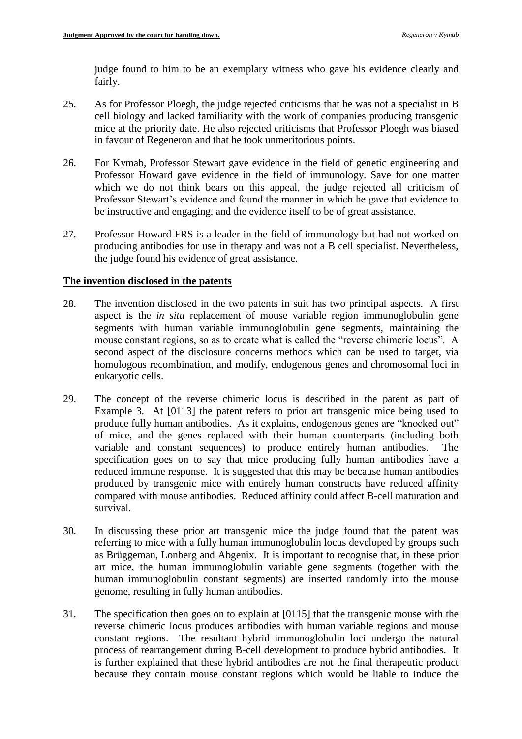judge found to him to be an exemplary witness who gave his evidence clearly and fairly.

25. As for Professor Ploegh, the judge rejected criticisms that he was not a specialist in B cell biology and lacked familiarity with the work of companies producing transgenic mice at the priority date. He also rejected criticisms that Professor Ploegh was biased in favour of Regeneron and that he took unmeritorious points.

26. For Kymab, Professor Stewart gave evidence in the field of genetic engineering and Professor Howard gave evidence in the field of immunology. Save for one matter which we do not think bears on this appeal, the judge rejected all criticism of Professor Stewart's evidence and found the manner in which he gave that evidence to be instructive and engaging, and the evidence itself to be of great assistance.

27. Professor Howard FRS is a leader in the field of immunology but had not worked on producing antibodies for use in therapy and was not a B cell specialist. Nevertheless, the judge found his evidence of great assistance.

## The invention disclosed in the patents

28. The invention disclosed in the two patents in suit has two principal aspects. A first aspect is the *in situ* replacement of mouse variable region immunoglobulin gene segments with human variable immunoglobulin gene segments, maintaining the mouse constant regions, so as to create what is called the "reverse chimeric locus". A second aspect of the disclosure concerns methods which can be used to target, via homologous recombination, and modify, endogenous genes and chromosomal loci in eukaryotic cells.

29. The concept of the reverse chimeric locus is described in the patent as part of Example 3. At [0113] the patent refers to prior art transgenic mice being used to produce fully human antibodies. As it explains, endogenous genes are "knocked out" of mice, and the genes replaced with their human counterparts (including both variable and constant sequences) to produce entirely human antibodies. The specification goes on to say that mice producing fully human antibodies have a reduced immune response. It is suggested that this may be because human antibodies produced by transgenic mice with entirely human constructs have reduced affinity compared with mouse antibodies. Reduced affinity could affect B-cell maturation and survival.

30. In discussing these prior art transgenic mice the judge found that the patent was referring to mice with a fully human immunoglobulin locus developed by groups such as Brüggeman, Lonberg and Abgenix. It is important to recognise that, in these prior art mice, the human immunoglobulin variable gene segments (together with the human immunoglobulin constant segments) are inserted randomly into the mouse genome, resulting in fully human antibodies.

31. The specification then goes on to explain at [0115] that the transgenic mouse with the reverse chimeric locus produces antibodies with human variable regions and mouse constant regions. The resultant hybrid immunoglobulin loci undergo the natural process of rearrangement during B-cell development to produce hybrid antibodies. It is further explained that these hybrid antibodies are not the final therapeutic product because they contain mouse constant regions which would be liable to induce the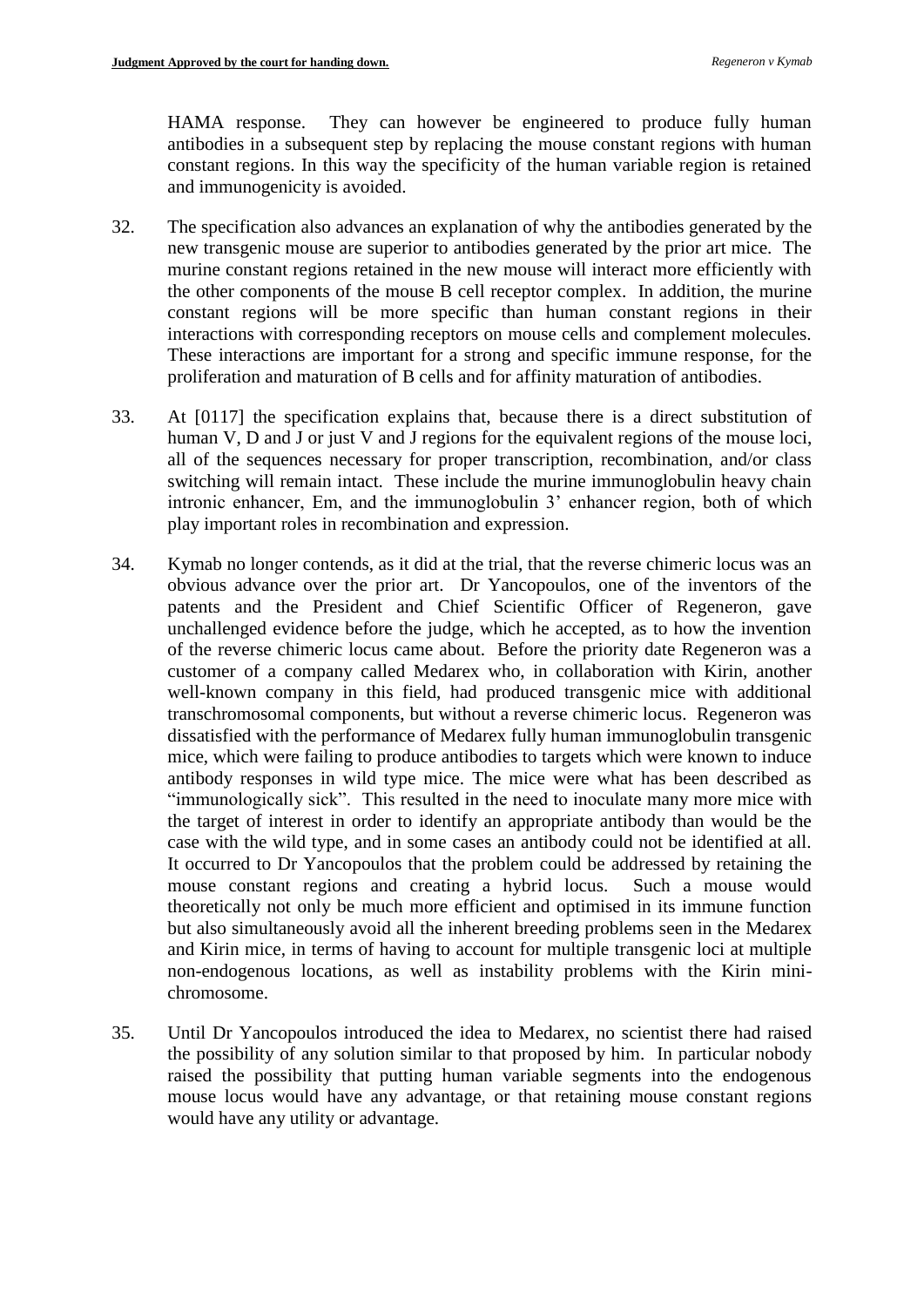HAMA response. They can however be engineered to produce fully human antibodies in a subsequent step by replacing the mouse constant regions with human constant regions. In this way the specificity of the human variable region is retained and immunogenicity is avoided.

32. The specification also advances an explanation of why the antibodies generated by the new transgenic mouse are superior to antibodies generated by the prior art mice. The murine constant regions retained in the new mouse will interact more efficiently with the other components of the mouse B cell receptor complex. In addition, the murine constant regions will be more specific than human constant regions in their interactions with corresponding receptors on mouse cells and complement molecules. These interactions are important for a strong and specific immune response, for the proliferation and maturation of B cells and for affinity maturation of antibodies.

33. At [0117] the specification explains that, because there is a direct substitution of human V, D and J or just V and J regions for the equivalent regions of the mouse loci, all of the sequences necessary for proper transcription, recombination, and/or class switching will remain intact. These include the murine immunoglobulin heavy chain intronic enhancer, Em, and the immunoglobulin 3' enhancer region, both of which play important roles in recombination and expression.

34. Kymab no longer contends, as it did at the trial, that the reverse chimeric locus was an obvious advance over the prior art. Dr Yancopoulos, one of the inventors of the patents and the President and Chief Scientific Officer of Regeneron, gave unchallenged evidence before the judge, which he accepted, as to how the invention of the reverse chimeric locus came about. Before the priority date Regeneron was a customer of a company called Medarex who, in collaboration with Kirin, another well-known company in this field, had produced transgenic mice with additional transchromosomal components, but without a reverse chimeric locus. Regeneron was dissatisfied with the performance of Medarex fully human immunoglobulin transgenic mice, which were failing to produce antibodies to targets which were known to induce antibody responses in wild type mice. The mice were what has been described as "immunologically sick". This resulted in the need to inoculate many more mice with the target of interest in order to identify an appropriate antibody than would be the case with the wild type, and in some cases an antibody could not be identified at all. It occurred to Dr Yancopoulos that the problem could be addressed by retaining the mouse constant regions and creating a hybrid locus. Such a mouse would theoretically not only be much more efficient and optimised in its immune function but also simultaneously avoid all the inherent breeding problems seen in the Medarex and Kirin mice, in terms of having to account for multiple transgenic loci at multiple non-endogenous locations, as well as instability problems with the Kirin mini-chromosome.

35. Until Dr Yancopoulos introduced the idea to Medarex, no scientist there had raised the possibility of any solution similar to that proposed by him. In particular nobody raised the possibility that putting human variable segments into the endogenous mouse locus would have any advantage, or that retaining mouse constant regions would have any utility or advantage.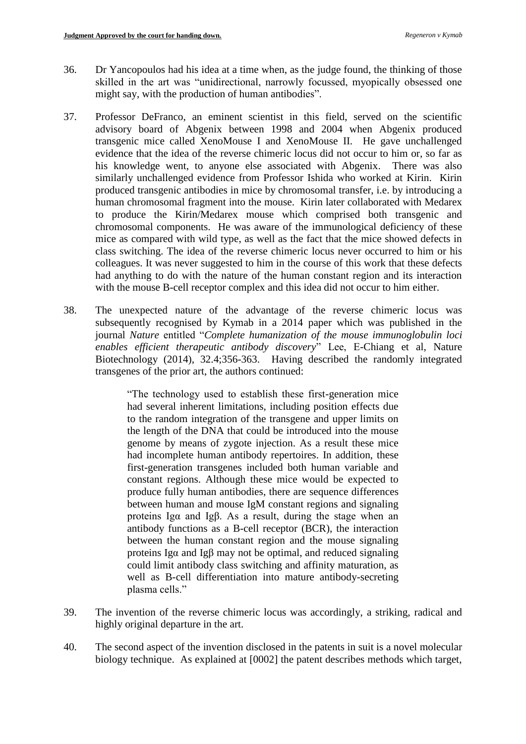36. Dr Yancopoulos had his idea at a time when, as the judge found, the thinking of those skilled in the art was "unidirectional, narrowly focussed, myopically obsessed one might say, with the production of human antibodies".

37. Professor DeFranco, an eminent scientist in this field, served on the scientific advisory board of Abgenix between 1998 and 2004 when Abgenix produced transgenic mice called XenoMouse I and XenoMouse II. He gave unchallenged evidence that the idea of the reverse chimeric locus did not occur to him or, so far as his knowledge went, to anyone else associated with Abgenix. There was also similarly unchallenged evidence from Professor Ishida who worked at Kirin. Kirin produced transgenic antibodies in mice by chromosomal transfer, i.e. by introducing a human chromosomal fragment into the mouse. Kirin later collaborated with Medarex to produce the Kirin/Medarex mouse which comprised both transgenic and chromosomal components. He was aware of the immunological deficiency of these mice as compared with wild type, as well as the fact that the mice showed defects in class switching. The idea of the reverse chimeric locus never occurred to him or his colleagues. It was never suggested to him in the course of this work that these defects had anything to do with the nature of the human constant region and its interaction with the mouse B-cell receptor complex and this idea did not occur to him either.

38. The unexpected nature of the advantage of the reverse chimeric locus was subsequently recognised by Kymab in a 2014 paper which was published in the journal *Nature* entitled "*Complete humanization of the mouse immunoglobulin loci enables efficient therapeutic antibody discovery*" Lee, E-Chiang et al, Nature Biotechnology (2014), 32.4;356-363. Having described the randomly integrated transgenes of the prior art, the authors continued:

> "The technology used to establish these first-generation mice had several inherent limitations, including position effects due to the random integration of the transgene and upper limits on the length of the DNA that could be introduced into the mouse genome by means of zygote injection. As a result these mice had incomplete human antibody repertoires. In addition, these first-generation transgenes included both human variable and constant regions. Although these mice would be expected to produce fully human antibodies, there are sequence differences between human and mouse IgM constant regions and signaling proteins Igα and Igβ. As a result, during the stage when an antibody functions as a B-cell receptor (BCR), the interaction between the human constant region and the mouse signaling proteins Igα and Igβ may not be optimal, and reduced signaling could limit antibody class switching and affinity maturation, as well as B-cell differentiation into mature antibody-secreting plasma cells."

39. The invention of the reverse chimeric locus was accordingly, a striking, radical and highly original departure in the art.

40. The second aspect of the invention disclosed in the patents in suit is a novel molecular biology technique. As explained at [0002] the patent describes methods which target,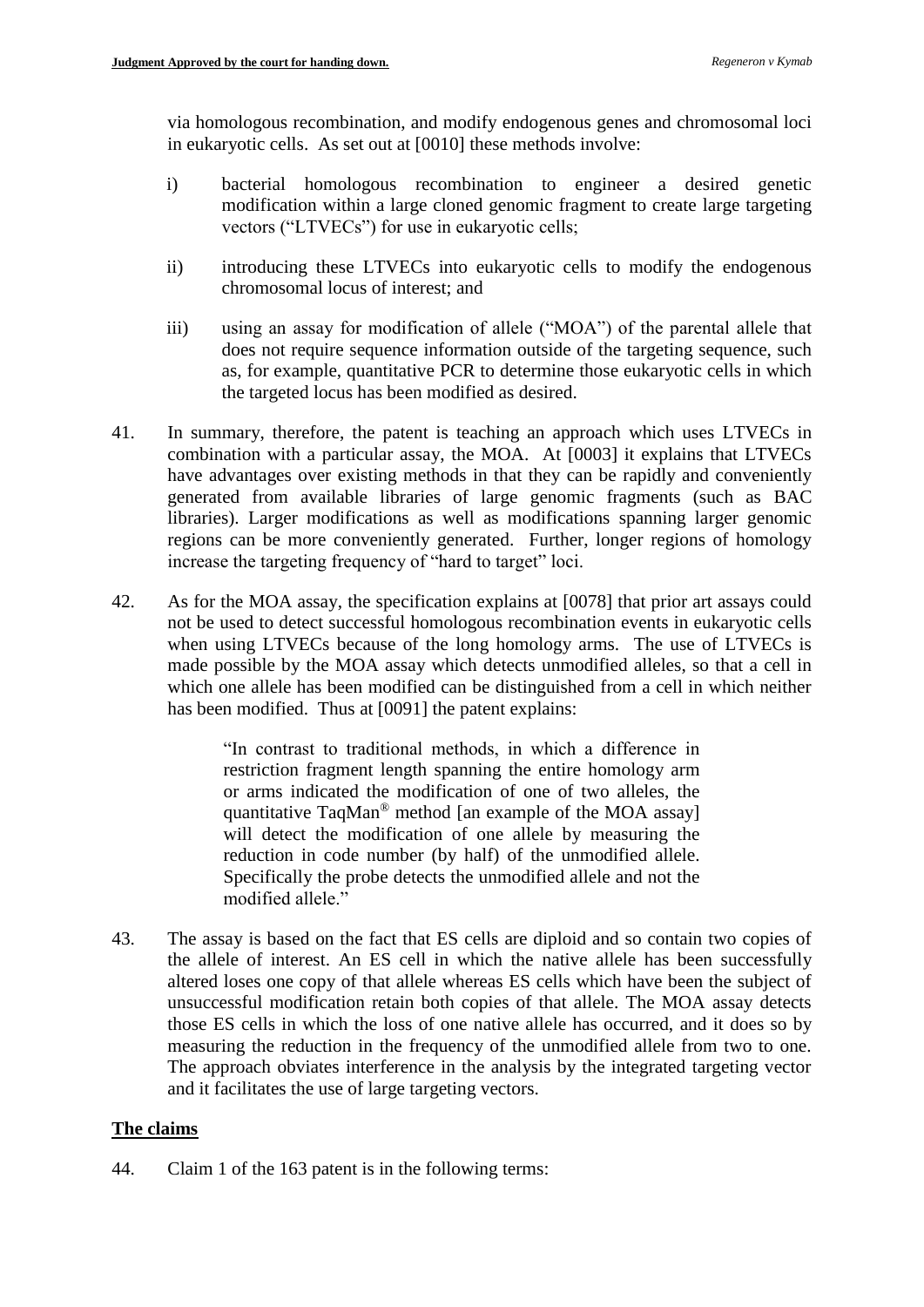via homologous recombination, and modify endogenous genes and chromosomal loci in eukaryotic cells. As set out at [0010] these methods involve:

i) bacterial homologous recombination to engineer a desired genetic modification within a large cloned genomic fragment to create large targeting vectors ("LTVECs") for use in eukaryotic cells;

ii) introducing these LTVECs into eukaryotic cells to modify the endogenous chromosomal locus of interest; and

iii) using an assay for modification of allele ("MOA") of the parental allele that does not require sequence information outside of the targeting sequence, such as, for example, quantitative PCR to determine those eukaryotic cells in which the targeted locus has been modified as desired.

41. In summary, therefore, the patent is teaching an approach which uses LTVECs in combination with a particular assay, the MOA. At [0003] it explains that LTVECs have advantages over existing methods in that they can be rapidly and conveniently generated from available libraries of large genomic fragments (such as BAC libraries). Larger modifications as well as modifications spanning larger genomic regions can be more conveniently generated. Further, longer regions of homology increase the targeting frequency of "hard to target" loci.

42. As for the MOA assay, the specification explains at [0078] that prior art assays could not be used to detect successful homologous recombination events in eukaryotic cells when using LTVECs because of the long homology arms. The use of LTVECs is made possible by the MOA assay which detects unmodified alleles, so that a cell in which one allele has been modified can be distinguished from a cell in which neither has been modified. Thus at [0091] the patent explains:

> "In contrast to traditional methods, in which a difference in restriction fragment length spanning the entire homology arm or arms indicated the modification of one of two alleles, the quantitative TaqMan® method [an example of the MOA assay] will detect the modification of one allele by measuring the reduction in code number (by half) of the unmodified allele. Specifically the probe detects the unmodified allele and not the modified allele."

43. The assay is based on the fact that ES cells are diploid and so contain two copies of the allele of interest. An ES cell in which the native allele has been successfully altered loses one copy of that allele whereas ES cells which have been the subject of unsuccessful modification retain both copies of that allele. The MOA assay detects those ES cells in which the loss of one native allele has occurred, and it does so by measuring the reduction in the frequency of the unmodified allele from two to one. The approach obviates interference in the analysis by the integrated targeting vector and it facilitates the use of large targeting vectors.

## The claims

44. Claim 1 of the 163 patent is in the following terms: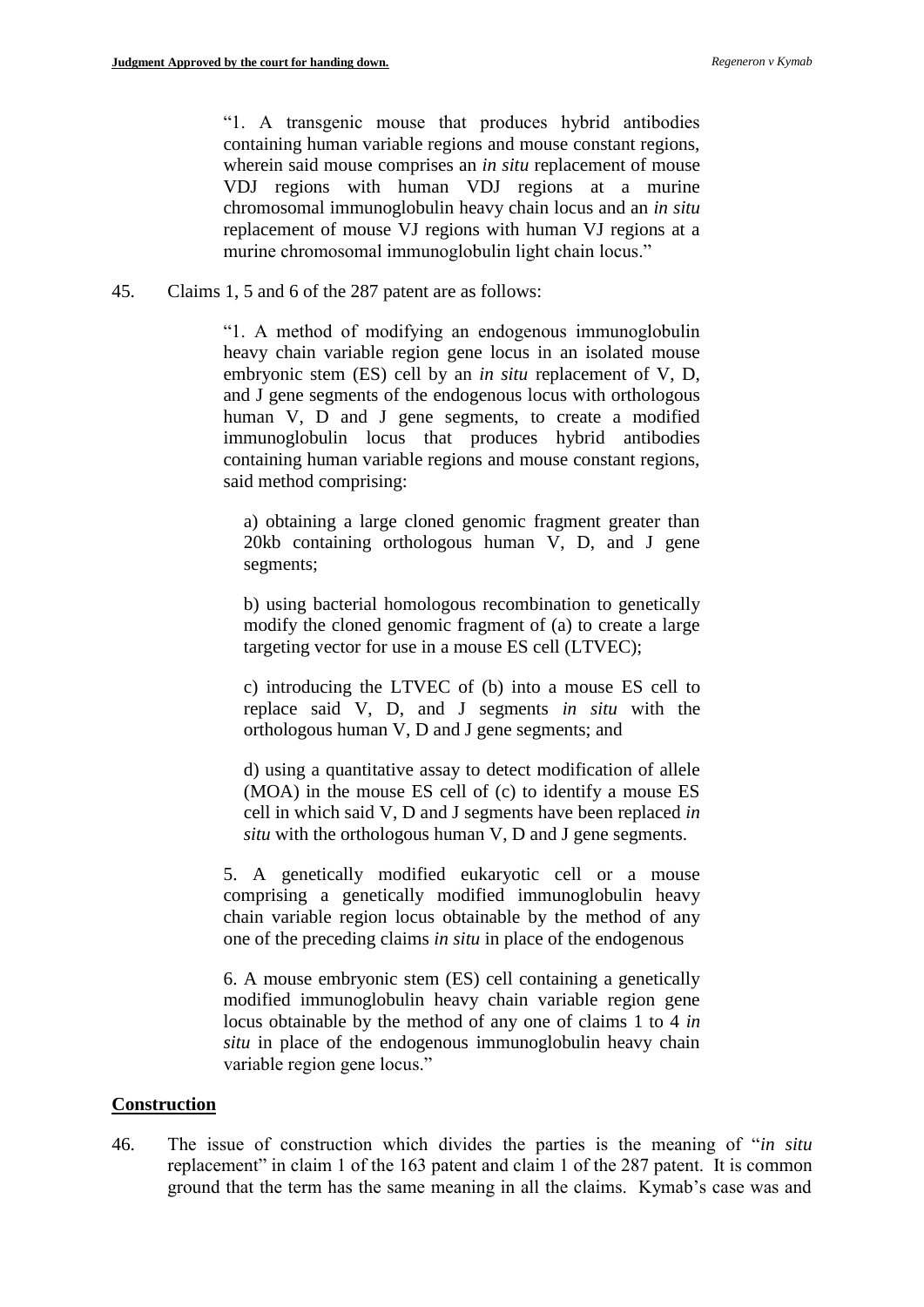"1. A transgenic mouse that produces hybrid antibodies containing human variable regions and mouse constant regions, wherein said mouse comprises an *in situ* replacement of mouse VDJ regions with human VDJ regions at a murine chromosomal immunoglobulin heavy chain locus and an *in situ* replacement of mouse VJ regions with human VJ regions at a murine chromosomal immunoglobulin light chain locus."

45. Claims 1, 5 and 6 of the 287 patent are as follows:

> "1. A method of modifying an endogenous immunoglobulin heavy chain variable region gene locus in an isolated mouse embryonic stem (ES) cell by an *in situ* replacement of V, D, and J gene segments of the endogenous locus with orthologous human V, D and J gene segments, to create a modified immunoglobulin locus that produces hybrid antibodies containing human variable regions and mouse constant regions, said method comprising:
>
> a) obtaining a large cloned genomic fragment greater than 20kb containing orthologous human V, D, and J gene segments;
>
> b) using bacterial homologous recombination to genetically modify the cloned genomic fragment of (a) to create a large targeting vector for use in a mouse ES cell (LTVEC);
>
> c) introducing the LTVEC of (b) into a mouse ES cell to replace said V, D, and J segments *in situ* with the orthologous human V, D and J gene segments; and
>
> d) using a quantitative assay to detect modification of allele (MOA) in the mouse ES cell of (c) to identify a mouse ES cell in which said V, D and J segments have been replaced *in situ* with the orthologous human V, D and J gene segments.
>
> 5. A genetically modified eukaryotic cell or a mouse comprising a genetically modified immunoglobulin heavy chain variable region locus obtainable by the method of any one of the preceding claims *in situ* in place of the endogenous
>
> 6. A mouse embryonic stem (ES) cell containing a genetically modified immunoglobulin heavy chain variable region gene locus obtainable by the method of any one of claims 1 to 4 *in situ* in place of the endogenous immunoglobulin heavy chain variable region gene locus."

## Construction

46. The issue of construction which divides the parties is the meaning of "*in situ* replacement" in claim 1 of the 163 patent and claim 1 of the 287 patent. It is common ground that the term has the same meaning in all the claims. Kymab's case was and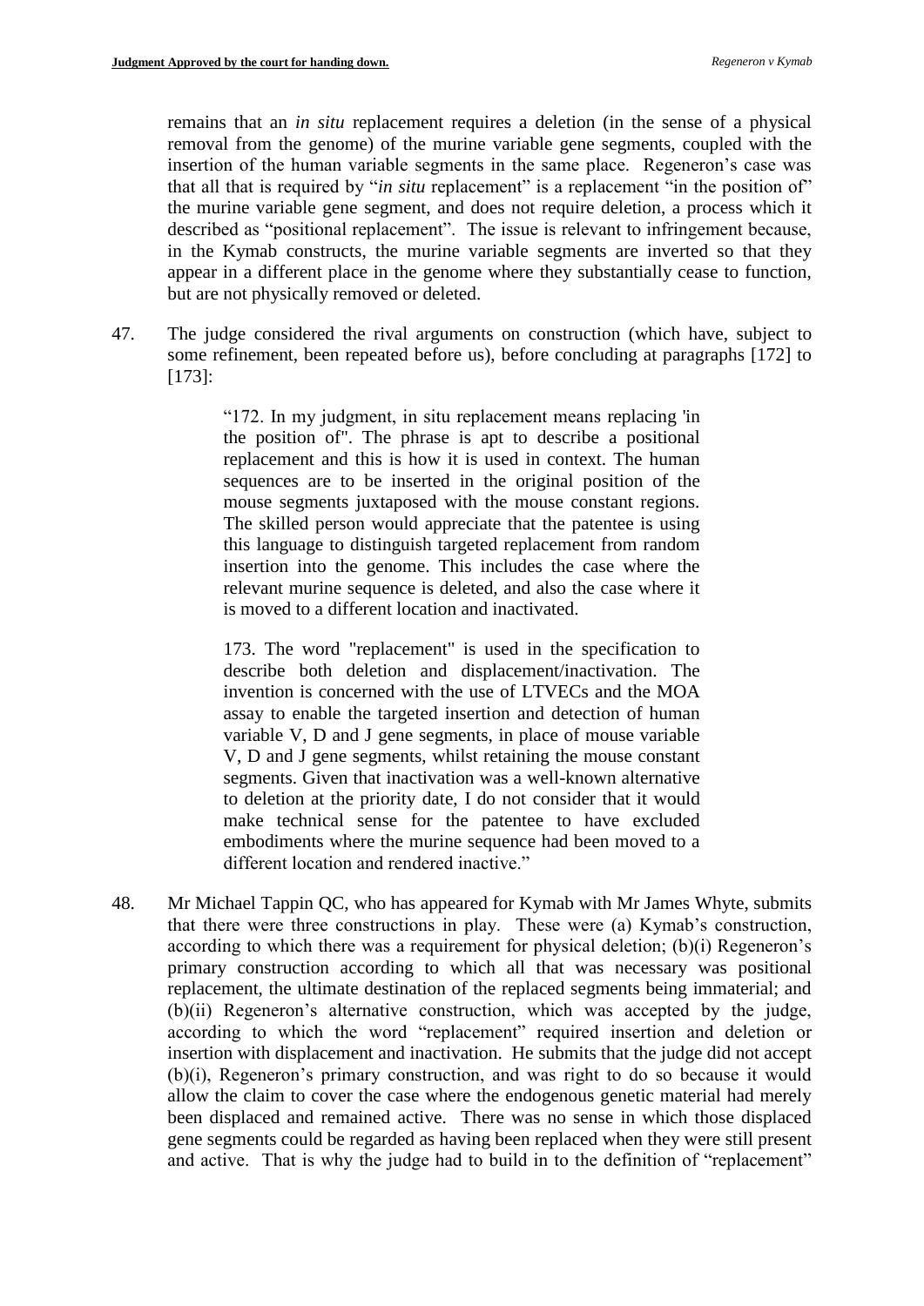remains that an *in situ* replacement requires a deletion (in the sense of a physical removal from the genome) of the murine variable gene segments, coupled with the insertion of the human variable segments in the same place. Regeneron's case was that all that is required by "*in situ* replacement" is a replacement "in the position of" the murine variable gene segment, and does not require deletion, a process which it described as "positional replacement". The issue is relevant to infringement because, in the Kymab constructs, the murine variable segments are inverted so that they appear in a different place in the genome where they substantially cease to function, but are not physically removed or deleted.

47. The judge considered the rival arguments on construction (which have, subject to some refinement, been repeated before us), before concluding at paragraphs [172] to [173]:

> "172. In my judgment, in situ replacement means replacing 'in the position of". The phrase is apt to describe a positional replacement and this is how it is used in context. The human sequences are to be inserted in the original position of the mouse segments juxtaposed with the mouse constant regions. The skilled person would appreciate that the patentee is using this language to distinguish targeted replacement from random insertion into the genome. This includes the case where the relevant murine sequence is deleted, and also the case where it is moved to a different location and inactivated.
>
> 173. The word "replacement" is used in the specification to describe both deletion and displacement/inactivation. The invention is concerned with the use of LTVECs and the MOA assay to enable the targeted insertion and detection of human variable V, D and J gene segments, in place of mouse variable V, D and J gene segments, whilst retaining the mouse constant segments. Given that inactivation was a well-known alternative to deletion at the priority date, I do not consider that it would make technical sense for the patentee to have excluded embodiments where the murine sequence had been moved to a different location and rendered inactive."

48. Mr Michael Tappin QC, who has appeared for Kymab with Mr James Whyte, submits that there were three constructions in play. These were (a) Kymab's construction, according to which there was a requirement for physical deletion; (b)(i) Regeneron's primary construction according to which all that was necessary was positional replacement, the ultimate destination of the replaced segments being immaterial; and (b)(ii) Regeneron's alternative construction, which was accepted by the judge, according to which the word "replacement" required insertion and deletion or insertion with displacement and inactivation. He submits that the judge did not accept (b)(i), Regeneron's primary construction, and was right to do so because it would allow the claim to cover the case where the endogenous genetic material had merely been displaced and remained active. There was no sense in which those displaced gene segments could be regarded as having been replaced when they were still present and active. That is why the judge had to build in to the definition of "replacement"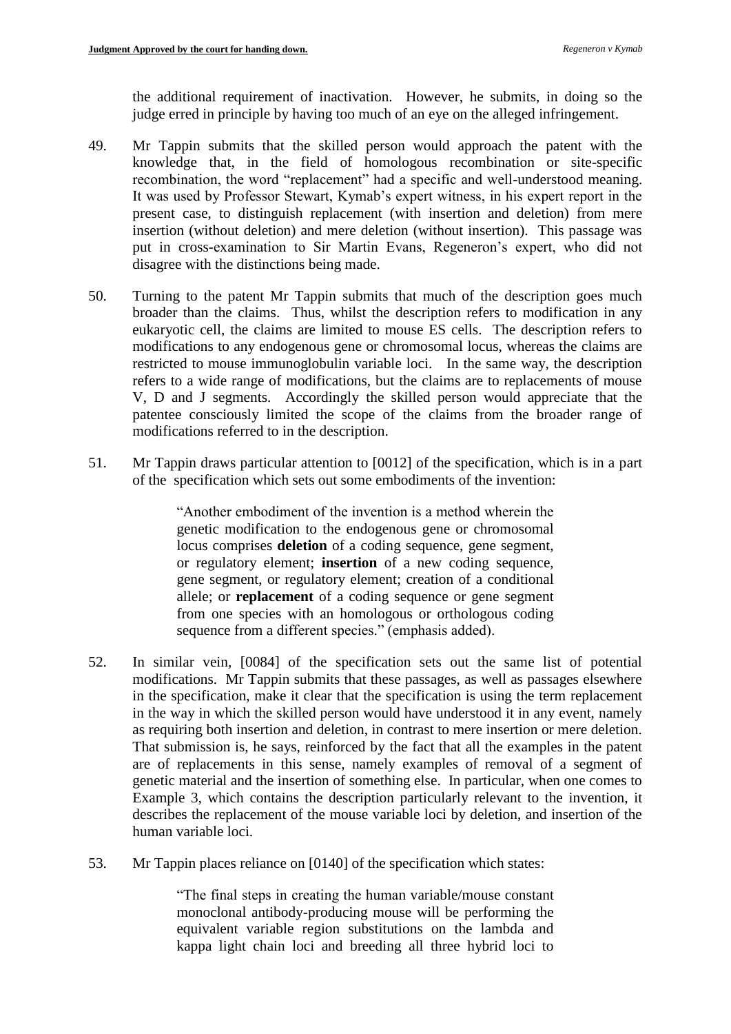the additional requirement of inactivation. However, he submits, in doing so the judge erred in principle by having too much of an eye on the alleged infringement.

49. Mr Tappin submits that the skilled person would approach the patent with the knowledge that, in the field of homologous recombination or site-specific recombination, the word "replacement" had a specific and well-understood meaning. It was used by Professor Stewart, Kymab's expert witness, in his expert report in the present case, to distinguish replacement (with insertion and deletion) from mere insertion (without deletion) and mere deletion (without insertion). This passage was put in cross-examination to Sir Martin Evans, Regeneron's expert, who did not disagree with the distinctions being made.

50. Turning to the patent Mr Tappin submits that much of the description goes much broader than the claims. Thus, whilst the description refers to modification in any eukaryotic cell, the claims are limited to mouse ES cells. The description refers to modifications to any endogenous gene or chromosomal locus, whereas the claims are restricted to mouse immunoglobulin variable loci. In the same way, the description refers to a wide range of modifications, but the claims are to replacements of mouse V, D and J segments. Accordingly the skilled person would appreciate that the patentee consciously limited the scope of the claims from the broader range of modifications referred to in the description.

51. Mr Tappin draws particular attention to [0012] of the specification, which is in a part of the specification which sets out some embodiments of the invention:

> "Another embodiment of the invention is a method wherein the genetic modification to the endogenous gene or chromosomal locus comprises **deletion** of a coding sequence, gene segment, or regulatory element; **insertion** of a new coding sequence, gene segment, or regulatory element; creation of a conditional allele; or **replacement** of a coding sequence or gene segment from one species with an homologous or orthologous coding sequence from a different species." (emphasis added).

52. In similar vein, [0084] of the specification sets out the same list of potential modifications. Mr Tappin submits that these passages, as well as passages elsewhere in the specification, make it clear that the specification is using the term replacement in the way in which the skilled person would have understood it in any event, namely as requiring both insertion and deletion, in contrast to mere insertion or mere deletion. That submission is, he says, reinforced by the fact that all the examples in the patent are of replacements in this sense, namely examples of removal of a segment of genetic material and the insertion of something else. In particular, when one comes to Example 3, which contains the description particularly relevant to the invention, it describes the replacement of the mouse variable loci by deletion, and insertion of the human variable loci.

53. Mr Tappin places reliance on [0140] of the specification which states:

> "The final steps in creating the human variable/mouse constant monoclonal antibody-producing mouse will be performing the equivalent variable region substitutions on the lambda and kappa light chain loci and breeding all three hybrid loci to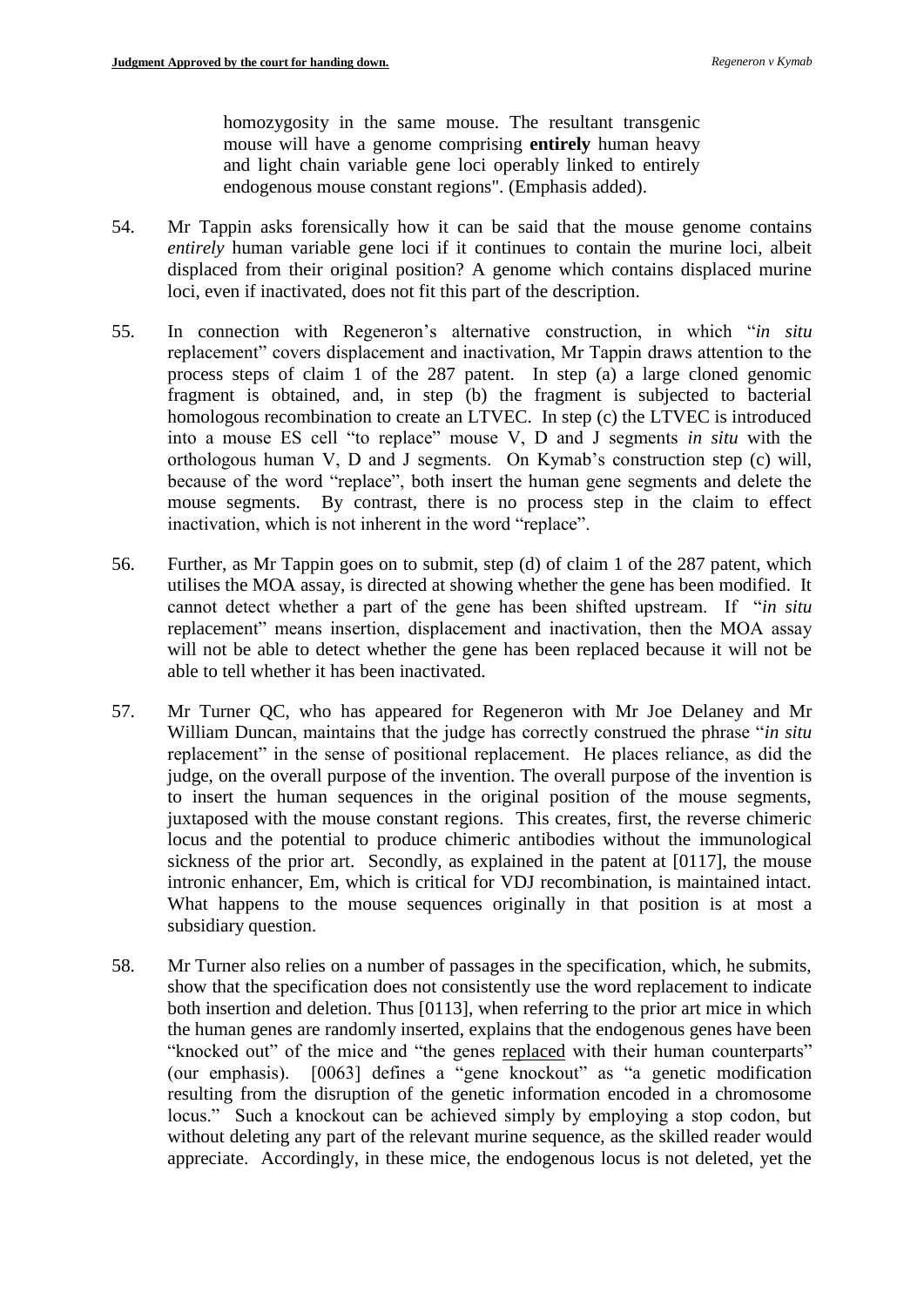> homozygosity in the same mouse. The resultant transgenic mouse will have a genome comprising **entirely** human heavy and light chain variable gene loci operably linked to entirely endogenous mouse constant regions". (Emphasis added).

54. Mr Tappin asks forensically how it can be said that the mouse genome contains *entirely* human variable gene loci if it continues to contain the murine loci, albeit displaced from their original position? A genome which contains displaced murine loci, even if inactivated, does not fit this part of the description.

55. In connection with Regeneron's alternative construction, in which "*in situ* replacement" covers displacement and inactivation, Mr Tappin draws attention to the process steps of claim 1 of the 287 patent. In step (a) a large cloned genomic fragment is obtained, and, in step (b) the fragment is subjected to bacterial homologous recombination to create an LTVEC. In step (c) the LTVEC is introduced into a mouse ES cell "to replace" mouse V, D and J segments *in situ* with the orthologous human V, D and J segments. On Kymab's construction step (c) will, because of the word "replace", both insert the human gene segments and delete the mouse segments. By contrast, there is no process step in the claim to effect inactivation, which is not inherent in the word "replace".

56. Further, as Mr Tappin goes on to submit, step (d) of claim 1 of the 287 patent, which utilises the MOA assay, is directed at showing whether the gene has been modified. It cannot detect whether a part of the gene has been shifted upstream. If "*in situ* replacement" means insertion, displacement and inactivation, then the MOA assay will not be able to detect whether the gene has been replaced because it will not be able to tell whether it has been inactivated.

57. Mr Turner QC, who has appeared for Regeneron with Mr Joe Delaney and Mr William Duncan, maintains that the judge has correctly construed the phrase "*in situ* replacement" in the sense of positional replacement. He places reliance, as did the judge, on the overall purpose of the invention. The overall purpose of the invention is to insert the human sequences in the original position of the mouse segments, juxtaposed with the mouse constant regions. This creates, first, the reverse chimeric locus and the potential to produce chimeric antibodies without the immunological sickness of the prior art. Secondly, as explained in the patent at [0117], the mouse intronic enhancer, Em, which is critical for VDJ recombination, is maintained intact. What happens to the mouse sequences originally in that position is at most a subsidiary question.

58. Mr Turner also relies on a number of passages in the specification, which, he submits, show that the specification does not consistently use the word replacement to indicate both insertion and deletion. Thus [0113], when referring to the prior art mice in which the human genes are randomly inserted, explains that the endogenous genes have been "knocked out" of the mice and "the genes replaced with their human counterparts" (our emphasis). [0063] defines a "gene knockout" as "a genetic modification resulting from the disruption of the genetic information encoded in a chromosome locus." Such a knockout can be achieved simply by employing a stop codon, but without deleting any part of the relevant murine sequence, as the skilled reader would appreciate. Accordingly, in these mice, the endogenous locus is not deleted, yet the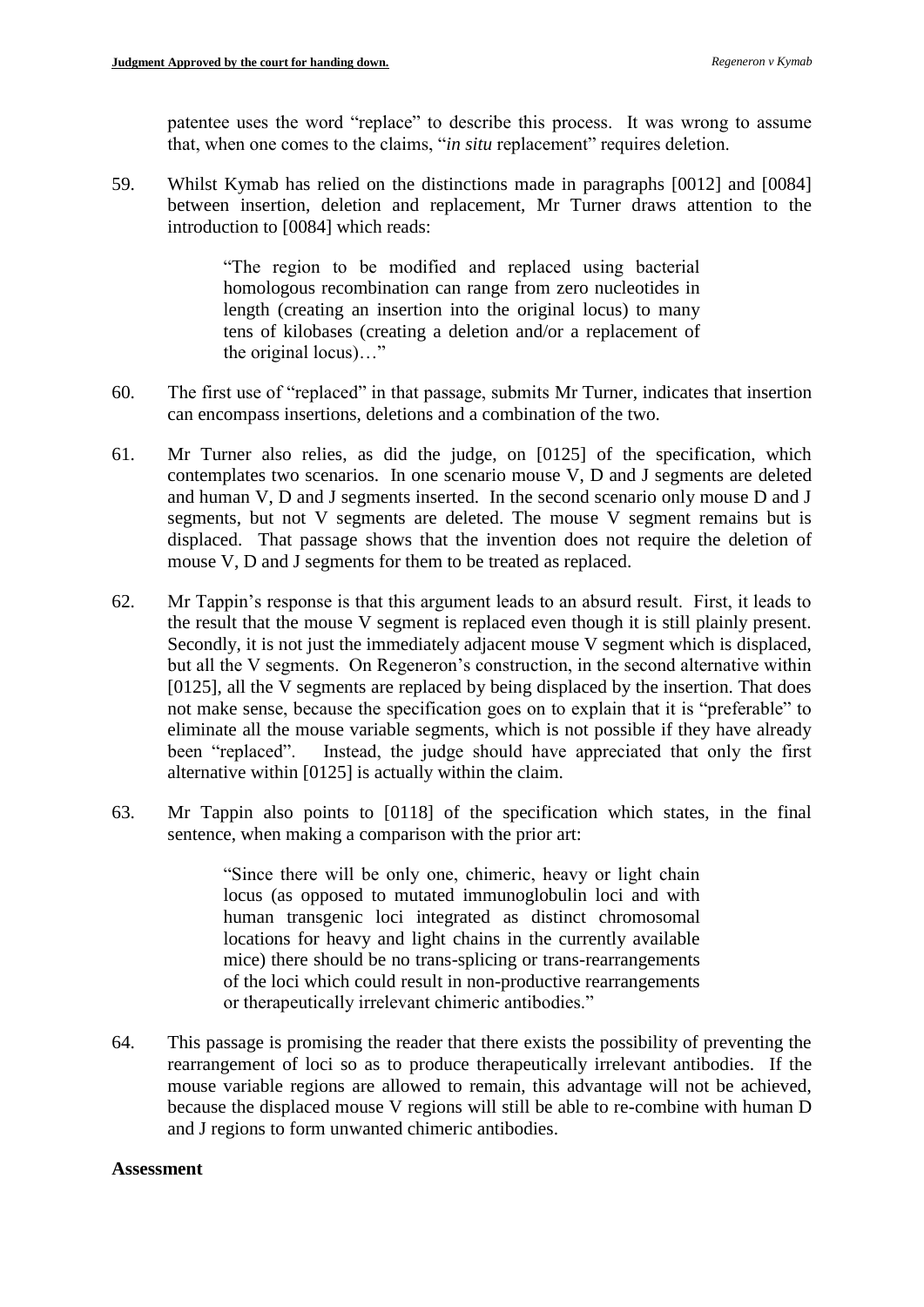patentee uses the word "replace" to describe this process. It was wrong to assume that, when one comes to the claims, "*in situ* replacement" requires deletion.

59. Whilst Kymab has relied on the distinctions made in paragraphs [0012] and [0084] between insertion, deletion and replacement, Mr Turner draws attention to the introduction to [0084] which reads:

> "The region to be modified and replaced using bacterial homologous recombination can range from zero nucleotides in length (creating an insertion into the original locus) to many tens of kilobases (creating a deletion and/or a replacement of the original locus)…"

60. The first use of "replaced" in that passage, submits Mr Turner, indicates that insertion can encompass insertions, deletions and a combination of the two.

61. Mr Turner also relies, as did the judge, on [0125] of the specification, which contemplates two scenarios. In one scenario mouse V, D and J segments are deleted and human V, D and J segments inserted. In the second scenario only mouse D and J segments, but not V segments are deleted. The mouse V segment remains but is displaced. That passage shows that the invention does not require the deletion of mouse V, D and J segments for them to be treated as replaced.

62. Mr Tappin's response is that this argument leads to an absurd result. First, it leads to the result that the mouse V segment is replaced even though it is still plainly present. Secondly, it is not just the immediately adjacent mouse V segment which is displaced, but all the V segments. On Regeneron's construction, in the second alternative within [0125], all the V segments are replaced by being displaced by the insertion. That does not make sense, because the specification goes on to explain that it is "preferable" to eliminate all the mouse variable segments, which is not possible if they have already been "replaced". Instead, the judge should have appreciated that only the first alternative within [0125] is actually within the claim.

63. Mr Tappin also points to [0118] of the specification which states, in the final sentence, when making a comparison with the prior art:

> "Since there will be only one, chimeric, heavy or light chain locus (as opposed to mutated immunoglobulin loci and with human transgenic loci integrated as distinct chromosomal locations for heavy and light chains in the currently available mice) there should be no trans-splicing or trans-rearrangements of the loci which could result in non-productive rearrangements or therapeutically irrelevant chimeric antibodies."

64. This passage is promising the reader that there exists the possibility of preventing the rearrangement of loci so as to produce therapeutically irrelevant antibodies. If the mouse variable regions are allowed to remain, this advantage will not be achieved, because the displaced mouse V regions will still be able to re-combine with human D and J regions to form unwanted chimeric antibodies.

**Assessment**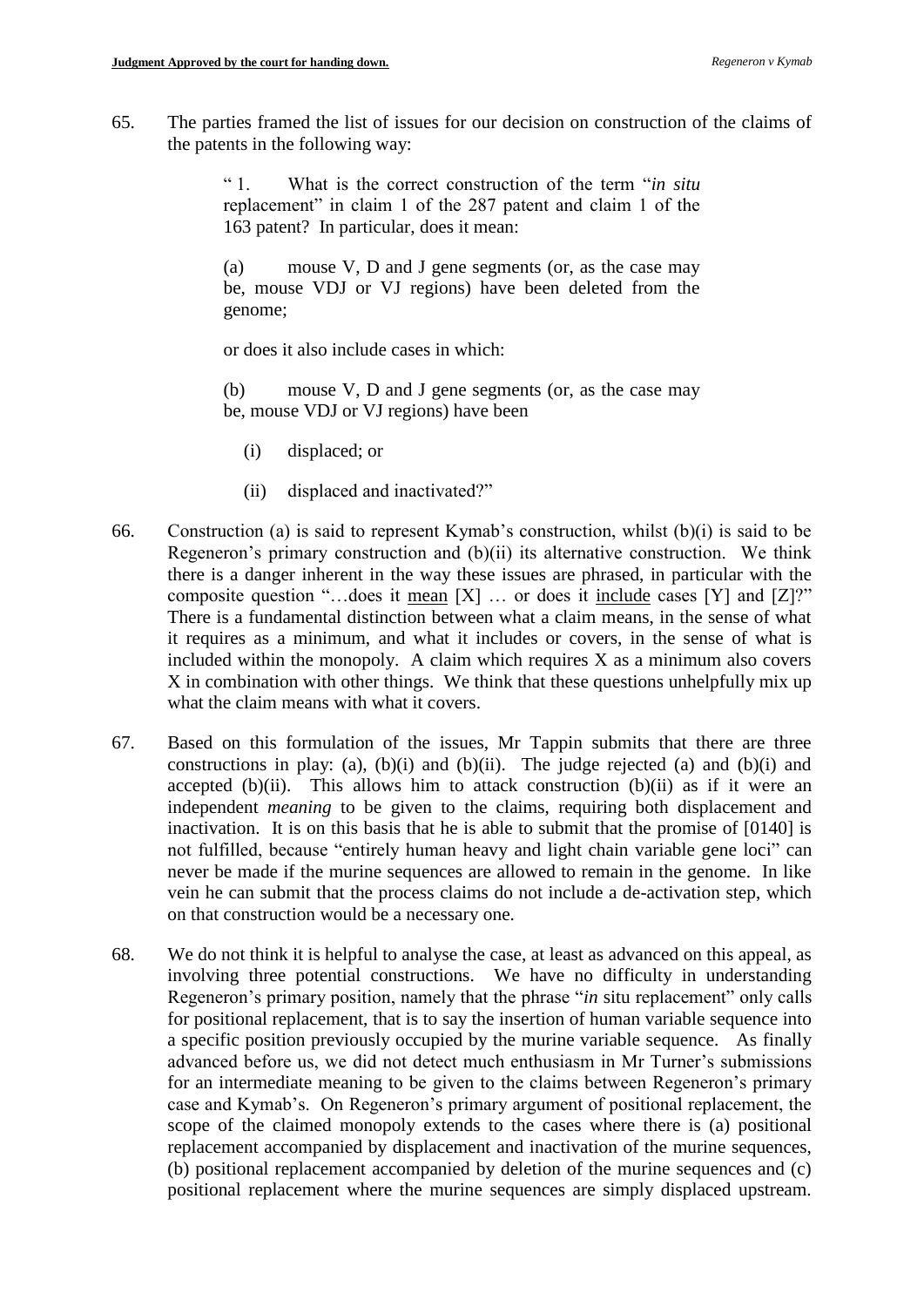65. The parties framed the list of issues for our decision on construction of the claims of the patents in the following way:

> " 1. What is the correct construction of the term "*in situ* replacement" in claim 1 of the 287 patent and claim 1 of the 163 patent? In particular, does it mean:
>
> (a) mouse V, D and J gene segments (or, as the case may be, mouse VDJ or VJ regions) have been deleted from the genome;
>
> or does it also include cases in which:
>
> (b) mouse V, D and J gene segments (or, as the case may be, mouse VDJ or VJ regions) have been
>
> (i) displaced; or
>
> (ii) displaced and inactivated?"

66. Construction (a) is said to represent Kymab's construction, whilst (b)(i) is said to be Regeneron's primary construction and (b)(ii) its alternative construction. We think there is a danger inherent in the way these issues are phrased, in particular with the composite question "…does it <u>mean</u> [X] … or does it <u>include</u> cases [Y] and [Z]?" There is a fundamental distinction between what a claim means, in the sense of what it requires as a minimum, and what it includes or covers, in the sense of what is included within the monopoly. A claim which requires X as a minimum also covers X in combination with other things. We think that these questions unhelpfully mix up what the claim means with what it covers.

67. Based on this formulation of the issues, Mr Tappin submits that there are three constructions in play: (a), (b)(i) and (b)(ii). The judge rejected (a) and (b)(i) and accepted (b)(ii). This allows him to attack construction (b)(ii) as if it were an independent *meaning* to be given to the claims, requiring both displacement and inactivation. It is on this basis that he is able to submit that the promise of [0140] is not fulfilled, because "entirely human heavy and light chain variable gene loci" can never be made if the murine sequences are allowed to remain in the genome. In like vein he can submit that the process claims do not include a de-activation step, which on that construction would be a necessary one.

68. We do not think it is helpful to analyse the case, at least as advanced on this appeal, as involving three potential constructions. We have no difficulty in understanding Regeneron's primary position, namely that the phrase "*in* situ replacement" only calls for positional replacement, that is to say the insertion of human variable sequence into a specific position previously occupied by the murine variable sequence. As finally advanced before us, we did not detect much enthusiasm in Mr Turner's submissions for an intermediate meaning to be given to the claims between Regeneron's primary case and Kymab's. On Regeneron's primary argument of positional replacement, the scope of the claimed monopoly extends to the cases where there is (a) positional replacement accompanied by displacement and inactivation of the murine sequences, (b) positional replacement accompanied by deletion of the murine sequences and (c) positional replacement where the murine sequences are simply displaced upstream.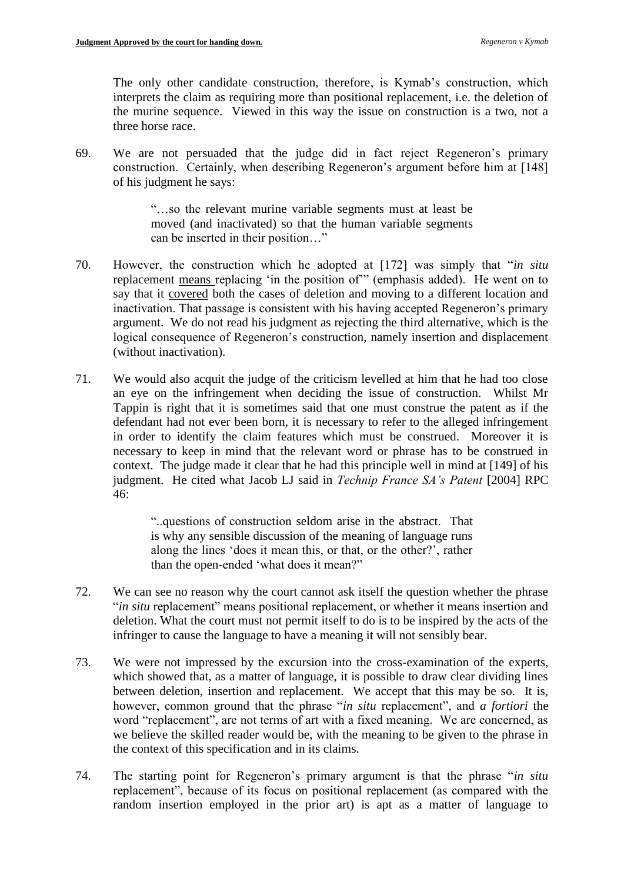The only other candidate construction, therefore, is Kymab's construction, which interprets the claim as requiring more than positional replacement, i.e. the deletion of the murine sequence. Viewed in this way the issue on construction is a two, not a three horse race.

69. We are not persuaded that the judge did in fact reject Regeneron's primary construction. Certainly, when describing Regeneron's argument before him at [148] of his judgment he says:

> "…so the relevant murine variable segments must at least be moved (and inactivated) so that the human variable segments can be inserted in their position…"

70. However, the construction which he adopted at [172] was simply that "*in situ* replacement <u>means</u> replacing 'in the position of'" (emphasis added). He went on to say that it <u>covered</u> both the cases of deletion and moving to a different location and inactivation. That passage is consistent with his having accepted Regeneron's primary argument. We do not read his judgment as rejecting the third alternative, which is the logical consequence of Regeneron's construction, namely insertion and displacement (without inactivation).

71. We would also acquit the judge of the criticism levelled at him that he had too close an eye on the infringement when deciding the issue of construction. Whilst Mr Tappin is right that it is sometimes said that one must construe the patent as if the defendant had not ever been born, it is necessary to refer to the alleged infringement in order to identify the claim features which must be construed. Moreover it is necessary to keep in mind that the relevant word or phrase has to be construed in context. The judge made it clear that he had this principle well in mind at [149] of his judgment. He cited what Jacob LJ said in *Technip France SA's Patent* [2004] RPC 46:

> "..questions of construction seldom arise in the abstract. That is why any sensible discussion of the meaning of language runs along the lines 'does it mean this, or that, or the other?', rather than the open-ended 'what does it mean?"

72. We can see no reason why the court cannot ask itself the question whether the phrase "*in situ* replacement" means positional replacement, or whether it means insertion and deletion. What the court must not permit itself to do is to be inspired by the acts of the infringer to cause the language to have a meaning it will not sensibly bear.

73. We were not impressed by the excursion into the cross-examination of the experts, which showed that, as a matter of language, it is possible to draw clear dividing lines between deletion, insertion and replacement. We accept that this may be so. It is, however, common ground that the phrase "*in situ* replacement", and *a fortiori* the word "replacement", are not terms of art with a fixed meaning. We are concerned, as we believe the skilled reader would be, with the meaning to be given to the phrase in the context of this specification and in its claims.

74. The starting point for Regeneron's primary argument is that the phrase "*in situ* replacement", because of its focus on positional replacement (as compared with the random insertion employed in the prior art) is apt as a matter of language to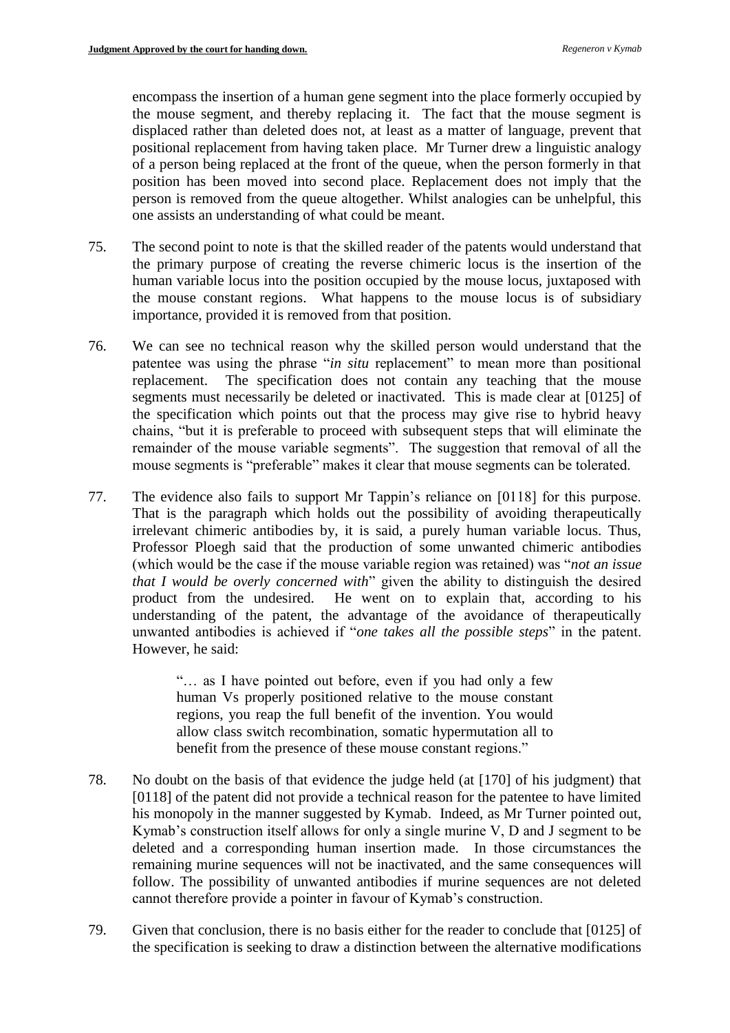encompass the insertion of a human gene segment into the place formerly occupied by the mouse segment, and thereby replacing it. The fact that the mouse segment is displaced rather than deleted does not, at least as a matter of language, prevent that positional replacement from having taken place. Mr Turner drew a linguistic analogy of a person being replaced at the front of the queue, when the person formerly in that position has been moved into second place. Replacement does not imply that the person is removed from the queue altogether. Whilst analogies can be unhelpful, this one assists an understanding of what could be meant.

75. The second point to note is that the skilled reader of the patents would understand that the primary purpose of creating the reverse chimeric locus is the insertion of the human variable locus into the position occupied by the mouse locus, juxtaposed with the mouse constant regions. What happens to the mouse locus is of subsidiary importance, provided it is removed from that position.

76. We can see no technical reason why the skilled person would understand that the patentee was using the phrase "*in situ* replacement" to mean more than positional replacement. The specification does not contain any teaching that the mouse segments must necessarily be deleted or inactivated. This is made clear at [0125] of the specification which points out that the process may give rise to hybrid heavy chains, "but it is preferable to proceed with subsequent steps that will eliminate the remainder of the mouse variable segments". The suggestion that removal of all the mouse segments is "preferable" makes it clear that mouse segments can be tolerated.

77. The evidence also fails to support Mr Tappin's reliance on [0118] for this purpose. That is the paragraph which holds out the possibility of avoiding therapeutically irrelevant chimeric antibodies by, it is said, a purely human variable locus. Thus, Professor Ploegh said that the production of some unwanted chimeric antibodies (which would be the case if the mouse variable region was retained) was "*not an issue that I would be overly concerned with*" given the ability to distinguish the desired product from the undesired. He went on to explain that, according to his understanding of the patent, the advantage of the avoidance of therapeutically unwanted antibodies is achieved if "*one takes all the possible steps*" in the patent. However, he said:

> "… as I have pointed out before, even if you had only a few human Vs properly positioned relative to the mouse constant regions, you reap the full benefit of the invention. You would allow class switch recombination, somatic hypermutation all to benefit from the presence of these mouse constant regions."

78. No doubt on the basis of that evidence the judge held (at [170] of his judgment) that [0118] of the patent did not provide a technical reason for the patentee to have limited his monopoly in the manner suggested by Kymab. Indeed, as Mr Turner pointed out, Kymab's construction itself allows for only a single murine V, D and J segment to be deleted and a corresponding human insertion made. In those circumstances the remaining murine sequences will not be inactivated, and the same consequences will follow. The possibility of unwanted antibodies if murine sequences are not deleted cannot therefore provide a pointer in favour of Kymab's construction.

79. Given that conclusion, there is no basis either for the reader to conclude that [0125] of the specification is seeking to draw a distinction between the alternative modifications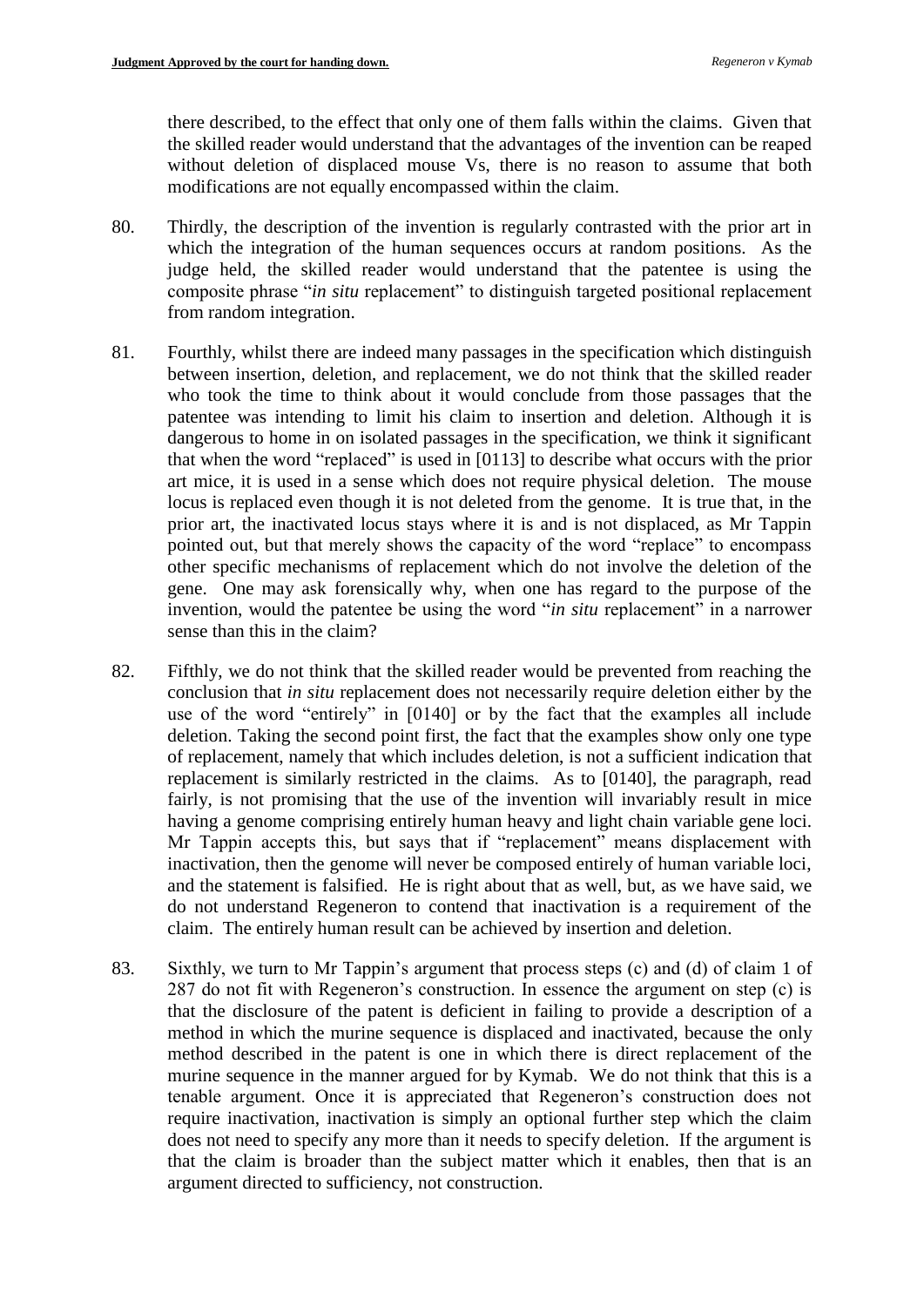there described, to the effect that only one of them falls within the claims. Given that the skilled reader would understand that the advantages of the invention can be reaped without deletion of displaced mouse Vs, there is no reason to assume that both modifications are not equally encompassed within the claim.

80. Thirdly, the description of the invention is regularly contrasted with the prior art in which the integration of the human sequences occurs at random positions. As the judge held, the skilled reader would understand that the patentee is using the composite phrase "*in situ* replacement" to distinguish targeted positional replacement from random integration.

81. Fourthly, whilst there are indeed many passages in the specification which distinguish between insertion, deletion, and replacement, we do not think that the skilled reader who took the time to think about it would conclude from those passages that the patentee was intending to limit his claim to insertion and deletion. Although it is dangerous to home in on isolated passages in the specification, we think it significant that when the word "replaced" is used in [0113] to describe what occurs with the prior art mice, it is used in a sense which does not require physical deletion. The mouse locus is replaced even though it is not deleted from the genome. It is true that, in the prior art, the inactivated locus stays where it is and is not displaced, as Mr Tappin pointed out, but that merely shows the capacity of the word "replace" to encompass other specific mechanisms of replacement which do not involve the deletion of the gene. One may ask forensically why, when one has regard to the purpose of the invention, would the patentee be using the word "*in situ* replacement" in a narrower sense than this in the claim?

82. Fifthly, we do not think that the skilled reader would be prevented from reaching the conclusion that *in situ* replacement does not necessarily require deletion either by the use of the word "entirely" in [0140] or by the fact that the examples all include deletion. Taking the second point first, the fact that the examples show only one type of replacement, namely that which includes deletion, is not a sufficient indication that replacement is similarly restricted in the claims. As to [0140], the paragraph, read fairly, is not promising that the use of the invention will invariably result in mice having a genome comprising entirely human heavy and light chain variable gene loci. Mr Tappin accepts this, but says that if "replacement" means displacement with inactivation, then the genome will never be composed entirely of human variable loci, and the statement is falsified. He is right about that as well, but, as we have said, we do not understand Regeneron to contend that inactivation is a requirement of the claim. The entirely human result can be achieved by insertion and deletion.

83. Sixthly, we turn to Mr Tappin's argument that process steps (c) and (d) of claim 1 of 287 do not fit with Regeneron's construction. In essence the argument on step (c) is that the disclosure of the patent is deficient in failing to provide a description of a method in which the murine sequence is displaced and inactivated, because the only method described in the patent is one in which there is direct replacement of the murine sequence in the manner argued for by Kymab. We do not think that this is a tenable argument. Once it is appreciated that Regeneron's construction does not require inactivation, inactivation is simply an optional further step which the claim does not need to specify any more than it needs to specify deletion. If the argument is that the claim is broader than the subject matter which it enables, then that is an argument directed to sufficiency, not construction.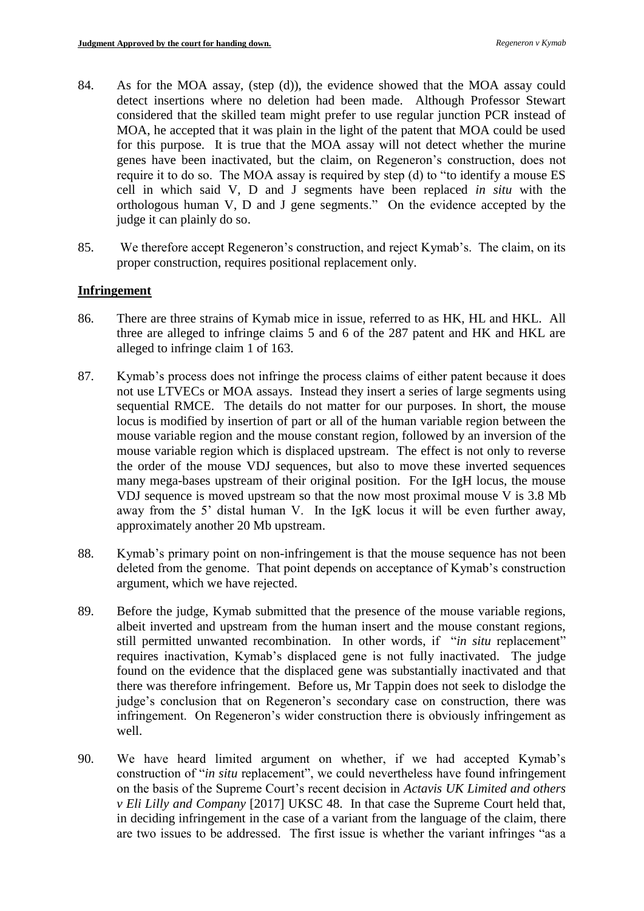84. As for the MOA assay, (step (d)), the evidence showed that the MOA assay could detect insertions where no deletion had been made. Although Professor Stewart considered that the skilled team might prefer to use regular junction PCR instead of MOA, he accepted that it was plain in the light of the patent that MOA could be used for this purpose. It is true that the MOA assay will not detect whether the murine genes have been inactivated, but the claim, on Regeneron's construction, does not require it to do so. The MOA assay is required by step (d) to "to identify a mouse ES cell in which said V, D and J segments have been replaced *in situ* with the orthologous human V, D and J gene segments." On the evidence accepted by the judge it can plainly do so.

85. We therefore accept Regeneron's construction, and reject Kymab's. The claim, on its proper construction, requires positional replacement only.

## Infringement

86. There are three strains of Kymab mice in issue, referred to as HK, HL and HKL. All three are alleged to infringe claims 5 and 6 of the 287 patent and HK and HKL are alleged to infringe claim 1 of 163.

87. Kymab's process does not infringe the process claims of either patent because it does not use LTVECs or MOA assays. Instead they insert a series of large segments using sequential RMCE. The details do not matter for our purposes. In short, the mouse locus is modified by insertion of part or all of the human variable region between the mouse variable region and the mouse constant region, followed by an inversion of the mouse variable region which is displaced upstream. The effect is not only to reverse the order of the mouse VDJ sequences, but also to move these inverted sequences many mega-bases upstream of their original position. For the IgH locus, the mouse VDJ sequence is moved upstream so that the now most proximal mouse V is 3.8 Mb away from the 5' distal human V. In the IgK locus it will be even further away, approximately another 20 Mb upstream.

88. Kymab's primary point on non-infringement is that the mouse sequence has not been deleted from the genome. That point depends on acceptance of Kymab's construction argument, which we have rejected.

89. Before the judge, Kymab submitted that the presence of the mouse variable regions, albeit inverted and upstream from the human insert and the mouse constant regions, still permitted unwanted recombination. In other words, if "*in situ* replacement" requires inactivation, Kymab's displaced gene is not fully inactivated. The judge found on the evidence that the displaced gene was substantially inactivated and that there was therefore infringement. Before us, Mr Tappin does not seek to dislodge the judge's conclusion that on Regeneron's secondary case on construction, there was infringement. On Regeneron's wider construction there is obviously infringement as well.

90. We have heard limited argument on whether, if we had accepted Kymab's construction of "*in situ* replacement", we could nevertheless have found infringement on the basis of the Supreme Court's recent decision in *Actavis UK Limited and others v Eli Lilly and Company* [2017] UKSC 48. In that case the Supreme Court held that, in deciding infringement in the case of a variant from the language of the claim, there are two issues to be addressed. The first issue is whether the variant infringes "as a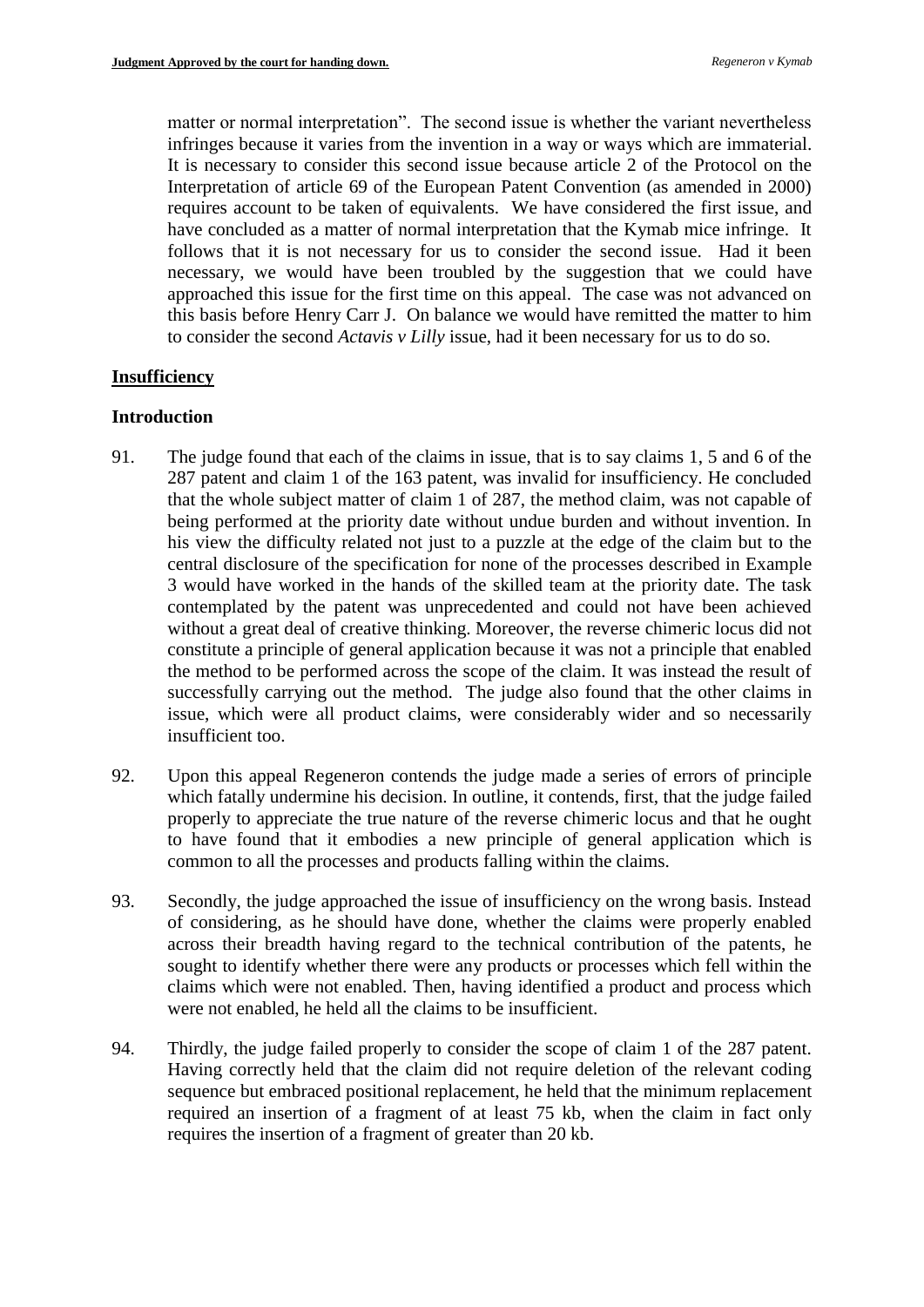matter or normal interpretation". The second issue is whether the variant nevertheless infringes because it varies from the invention in a way or ways which are immaterial. It is necessary to consider this second issue because article 2 of the Protocol on the Interpretation of article 69 of the European Patent Convention (as amended in 2000) requires account to be taken of equivalents. We have considered the first issue, and have concluded as a matter of normal interpretation that the Kymab mice infringe. It follows that it is not necessary for us to consider the second issue. Had it been necessary, we would have been troubled by the suggestion that we could have approached this issue for the first time on this appeal. The case was not advanced on this basis before Henry Carr J. On balance we would have remitted the matter to him to consider the second *Actavis v Lilly* issue, had it been necessary for us to do so.

## Insufficiency

### Introduction

91. The judge found that each of the claims in issue, that is to say claims 1, 5 and 6 of the 287 patent and claim 1 of the 163 patent, was invalid for insufficiency. He concluded that the whole subject matter of claim 1 of 287, the method claim, was not capable of being performed at the priority date without undue burden and without invention. In his view the difficulty related not just to a puzzle at the edge of the claim but to the central disclosure of the specification for none of the processes described in Example 3 would have worked in the hands of the skilled team at the priority date. The task contemplated by the patent was unprecedented and could not have been achieved without a great deal of creative thinking. Moreover, the reverse chimeric locus did not constitute a principle of general application because it was not a principle that enabled the method to be performed across the scope of the claim. It was instead the result of successfully carrying out the method. The judge also found that the other claims in issue, which were all product claims, were considerably wider and so necessarily insufficient too.

92. Upon this appeal Regeneron contends the judge made a series of errors of principle which fatally undermine his decision. In outline, it contends, first, that the judge failed properly to appreciate the true nature of the reverse chimeric locus and that he ought to have found that it embodies a new principle of general application which is common to all the processes and products falling within the claims.

93. Secondly, the judge approached the issue of insufficiency on the wrong basis. Instead of considering, as he should have done, whether the claims were properly enabled across their breadth having regard to the technical contribution of the patents, he sought to identify whether there were any products or processes which fell within the claims which were not enabled. Then, having identified a product and process which were not enabled, he held all the claims to be insufficient.

94. Thirdly, the judge failed properly to consider the scope of claim 1 of the 287 patent. Having correctly held that the claim did not require deletion of the relevant coding sequence but embraced positional replacement, he held that the minimum replacement required an insertion of a fragment of at least 75 kb, when the claim in fact only requires the insertion of a fragment of greater than 20 kb.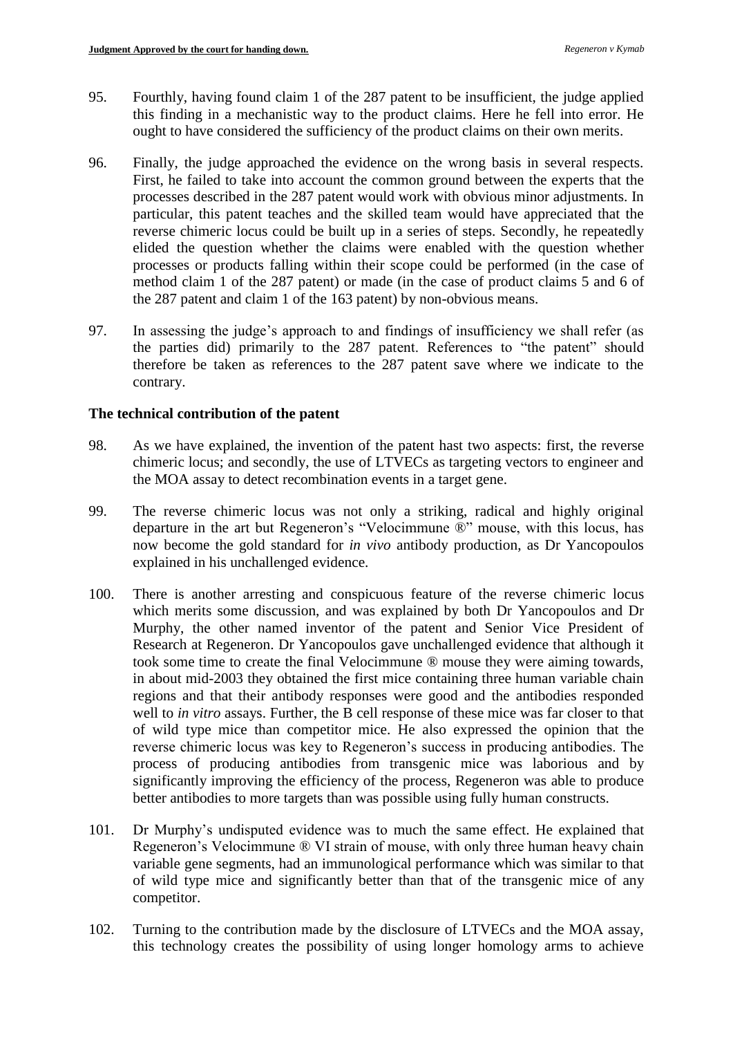95. Fourthly, having found claim 1 of the 287 patent to be insufficient, the judge applied this finding in a mechanistic way to the product claims. Here he fell into error. He ought to have considered the sufficiency of the product claims on their own merits.

96. Finally, the judge approached the evidence on the wrong basis in several respects. First, he failed to take into account the common ground between the experts that the processes described in the 287 patent would work with obvious minor adjustments. In particular, this patent teaches and the skilled team would have appreciated that the reverse chimeric locus could be built up in a series of steps. Secondly, he repeatedly elided the question whether the claims were enabled with the question whether processes or products falling within their scope could be performed (in the case of method claim 1 of the 287 patent) or made (in the case of product claims 5 and 6 of the 287 patent and claim 1 of the 163 patent) by non-obvious means.

97. In assessing the judge's approach to and findings of insufficiency we shall refer (as the parties did) primarily to the 287 patent. References to "the patent" should therefore be taken as references to the 287 patent save where we indicate to the contrary.

**The technical contribution of the patent**

98. As we have explained, the invention of the patent hast two aspects: first, the reverse chimeric locus; and secondly, the use of LTVECs as targeting vectors to engineer and the MOA assay to detect recombination events in a target gene.

99. The reverse chimeric locus was not only a striking, radical and highly original departure in the art but Regeneron's "Velocimmune ®" mouse, with this locus, has now become the gold standard for *in vivo* antibody production, as Dr Yancopoulos explained in his unchallenged evidence.

100. There is another arresting and conspicuous feature of the reverse chimeric locus which merits some discussion, and was explained by both Dr Yancopoulos and Dr Murphy, the other named inventor of the patent and Senior Vice President of Research at Regeneron. Dr Yancopoulos gave unchallenged evidence that although it took some time to create the final Velocimmune ® mouse they were aiming towards, in about mid-2003 they obtained the first mice containing three human variable chain regions and that their antibody responses were good and the antibodies responded well to *in vitro* assays. Further, the B cell response of these mice was far closer to that of wild type mice than competitor mice. He also expressed the opinion that the reverse chimeric locus was key to Regeneron's success in producing antibodies. The process of producing antibodies from transgenic mice was laborious and by significantly improving the efficiency of the process, Regeneron was able to produce better antibodies to more targets than was possible using fully human constructs.

101. Dr Murphy's undisputed evidence was to much the same effect. He explained that Regeneron's Velocimmune ® VI strain of mouse, with only three human heavy chain variable gene segments, had an immunological performance which was similar to that of wild type mice and significantly better than that of the transgenic mice of any competitor.

102. Turning to the contribution made by the disclosure of LTVECs and the MOA assay, this technology creates the possibility of using longer homology arms to achieve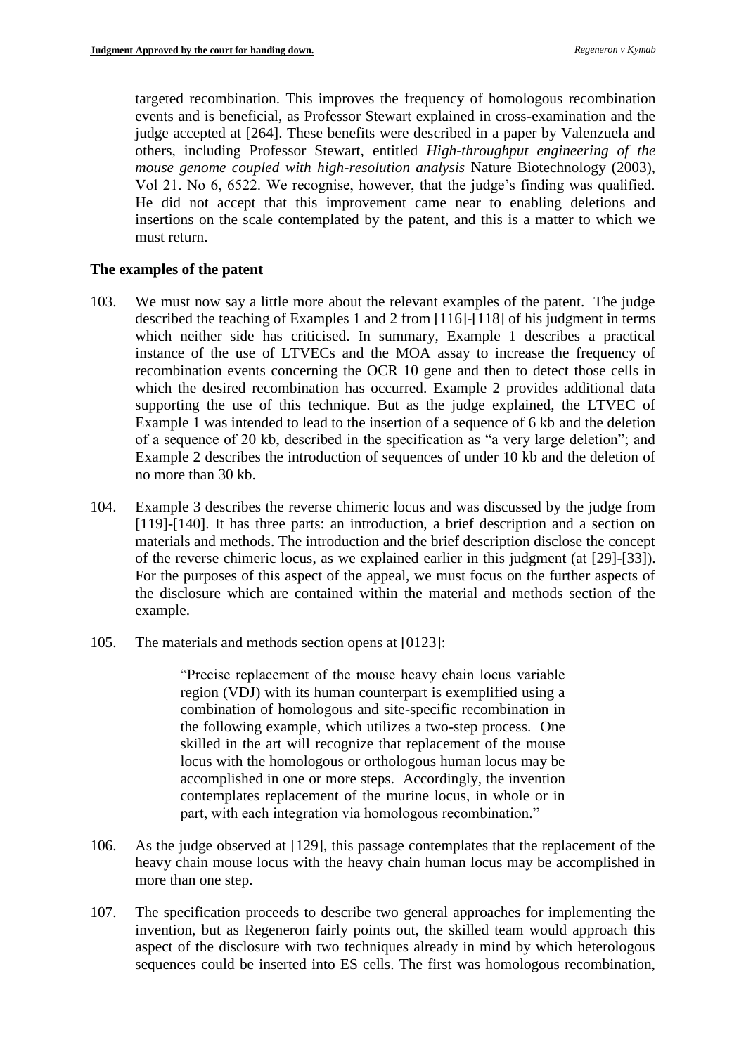targeted recombination. This improves the frequency of homologous recombination events and is beneficial, as Professor Stewart explained in cross-examination and the judge accepted at [264]. These benefits were described in a paper by Valenzuela and others, including Professor Stewart, entitled *High-throughput engineering of the mouse genome coupled with high-resolution analysis* Nature Biotechnology (2003), Vol 21. No 6, 6522. We recognise, however, that the judge's finding was qualified. He did not accept that this improvement came near to enabling deletions and insertions on the scale contemplated by the patent, and this is a matter to which we must return.

**The examples of the patent**

103. We must now say a little more about the relevant examples of the patent. The judge described the teaching of Examples 1 and 2 from [116]-[118] of his judgment in terms which neither side has criticised. In summary, Example 1 describes a practical instance of the use of LTVECs and the MOA assay to increase the frequency of recombination events concerning the OCR 10 gene and then to detect those cells in which the desired recombination has occurred. Example 2 provides additional data supporting the use of this technique. But as the judge explained, the LTVEC of Example 1 was intended to lead to the insertion of a sequence of 6 kb and the deletion of a sequence of 20 kb, described in the specification as "a very large deletion"; and Example 2 describes the introduction of sequences of under 10 kb and the deletion of no more than 30 kb.

104. Example 3 describes the reverse chimeric locus and was discussed by the judge from [119]-[140]. It has three parts: an introduction, a brief description and a section on materials and methods. The introduction and the brief description disclose the concept of the reverse chimeric locus, as we explained earlier in this judgment (at [29]-[33]). For the purposes of this aspect of the appeal, we must focus on the further aspects of the disclosure which are contained within the material and methods section of the example.

105. The materials and methods section opens at [0123]:

> "Precise replacement of the mouse heavy chain locus variable region (VDJ) with its human counterpart is exemplified using a combination of homologous and site-specific recombination in the following example, which utilizes a two-step process. One skilled in the art will recognize that replacement of the mouse locus with the homologous or orthologous human locus may be accomplished in one or more steps. Accordingly, the invention contemplates replacement of the murine locus, in whole or in part, with each integration via homologous recombination."

106. As the judge observed at [129], this passage contemplates that the replacement of the heavy chain mouse locus with the heavy chain human locus may be accomplished in more than one step.

107. The specification proceeds to describe two general approaches for implementing the invention, but as Regeneron fairly points out, the skilled team would approach this aspect of the disclosure with two techniques already in mind by which heterologous sequences could be inserted into ES cells. The first was homologous recombination,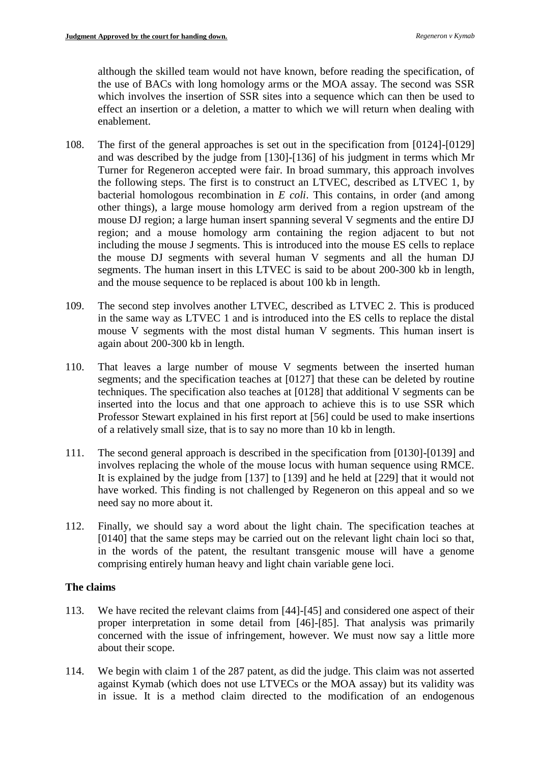although the skilled team would not have known, before reading the specification, of the use of BACs with long homology arms or the MOA assay. The second was SSR which involves the insertion of SSR sites into a sequence which can then be used to effect an insertion or a deletion, a matter to which we will return when dealing with enablement.

108. The first of the general approaches is set out in the specification from [0124]-[0129] and was described by the judge from [130]-[136] of his judgment in terms which Mr Turner for Regeneron accepted were fair. In broad summary, this approach involves the following steps. The first is to construct an LTVEC, described as LTVEC 1, by bacterial homologous recombination in *E coli*. This contains, in order (and among other things), a large mouse homology arm derived from a region upstream of the mouse DJ region; a large human insert spanning several V segments and the entire DJ region; and a mouse homology arm containing the region adjacent to but not including the mouse J segments. This is introduced into the mouse ES cells to replace the mouse DJ segments with several human V segments and all the human DJ segments. The human insert in this LTVEC is said to be about 200-300 kb in length, and the mouse sequence to be replaced is about 100 kb in length.

109. The second step involves another LTVEC, described as LTVEC 2. This is produced in the same way as LTVEC 1 and is introduced into the ES cells to replace the distal mouse V segments with the most distal human V segments. This human insert is again about 200-300 kb in length.

110. That leaves a large number of mouse V segments between the inserted human segments; and the specification teaches at [0127] that these can be deleted by routine techniques. The specification also teaches at [0128] that additional V segments can be inserted into the locus and that one approach to achieve this is to use SSR which Professor Stewart explained in his first report at [56] could be used to make insertions of a relatively small size, that is to say no more than 10 kb in length.

111. The second general approach is described in the specification from [0130]-[0139] and involves replacing the whole of the mouse locus with human sequence using RMCE. It is explained by the judge from [137] to [139] and he held at [229] that it would not have worked. This finding is not challenged by Regeneron on this appeal and so we need say no more about it.

112. Finally, we should say a word about the light chain. The specification teaches at [0140] that the same steps may be carried out on the relevant light chain loci so that, in the words of the patent, the resultant transgenic mouse will have a genome comprising entirely human heavy and light chain variable gene loci.

## The claims

113. We have recited the relevant claims from [44]-[45] and considered one aspect of their proper interpretation in some detail from [46]-[85]. That analysis was primarily concerned with the issue of infringement, however. We must now say a little more about their scope.

114. We begin with claim 1 of the 287 patent, as did the judge. This claim was not asserted against Kymab (which does not use LTVECs or the MOA assay) but its validity was in issue. It is a method claim directed to the modification of an endogenous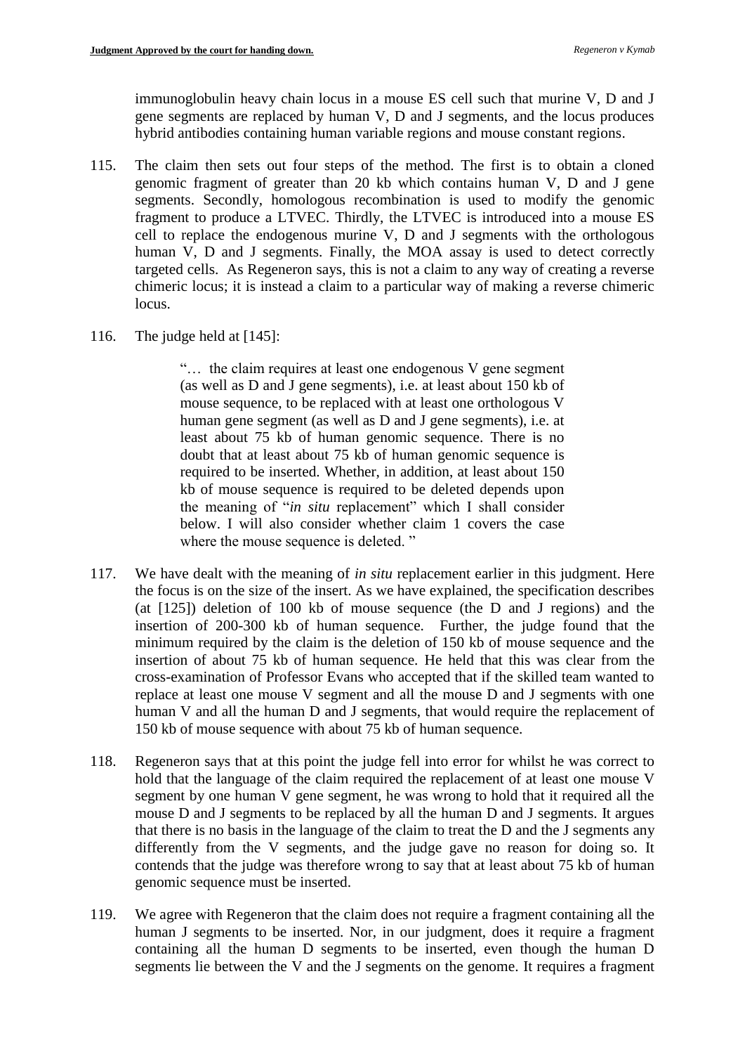immunoglobulin heavy chain locus in a mouse ES cell such that murine V, D and J gene segments are replaced by human V, D and J segments, and the locus produces hybrid antibodies containing human variable regions and mouse constant regions.

115. The claim then sets out four steps of the method. The first is to obtain a cloned genomic fragment of greater than 20 kb which contains human V, D and J gene segments. Secondly, homologous recombination is used to modify the genomic fragment to produce a LTVEC. Thirdly, the LTVEC is introduced into a mouse ES cell to replace the endogenous murine V, D and J segments with the orthologous human V, D and J segments. Finally, the MOA assay is used to detect correctly targeted cells. As Regeneron says, this is not a claim to any way of creating a reverse chimeric locus; it is instead a claim to a particular way of making a reverse chimeric locus.

116. The judge held at [145]:

> "… the claim requires at least one endogenous V gene segment (as well as D and J gene segments), i.e. at least about 150 kb of mouse sequence, to be replaced with at least one orthologous V human gene segment (as well as D and J gene segments), i.e. at least about 75 kb of human genomic sequence. There is no doubt that at least about 75 kb of human genomic sequence is required to be inserted. Whether, in addition, at least about 150 kb of mouse sequence is required to be deleted depends upon the meaning of "*in situ* replacement" which I shall consider below. I will also consider whether claim 1 covers the case where the mouse sequence is deleted. "

117. We have dealt with the meaning of *in situ* replacement earlier in this judgment. Here the focus is on the size of the insert. As we have explained, the specification describes (at [125]) deletion of 100 kb of mouse sequence (the D and J regions) and the insertion of 200-300 kb of human sequence. Further, the judge found that the minimum required by the claim is the deletion of 150 kb of mouse sequence and the insertion of about 75 kb of human sequence. He held that this was clear from the cross-examination of Professor Evans who accepted that if the skilled team wanted to replace at least one mouse V segment and all the mouse D and J segments with one human V and all the human D and J segments, that would require the replacement of 150 kb of mouse sequence with about 75 kb of human sequence.

118. Regeneron says that at this point the judge fell into error for whilst he was correct to hold that the language of the claim required the replacement of at least one mouse V segment by one human V gene segment, he was wrong to hold that it required all the mouse D and J segments to be replaced by all the human D and J segments. It argues that there is no basis in the language of the claim to treat the D and the J segments any differently from the V segments, and the judge gave no reason for doing so. It contends that the judge was therefore wrong to say that at least about 75 kb of human genomic sequence must be inserted.

119. We agree with Regeneron that the claim does not require a fragment containing all the human J segments to be inserted. Nor, in our judgment, does it require a fragment containing all the human D segments to be inserted, even though the human D segments lie between the V and the J segments on the genome. It requires a fragment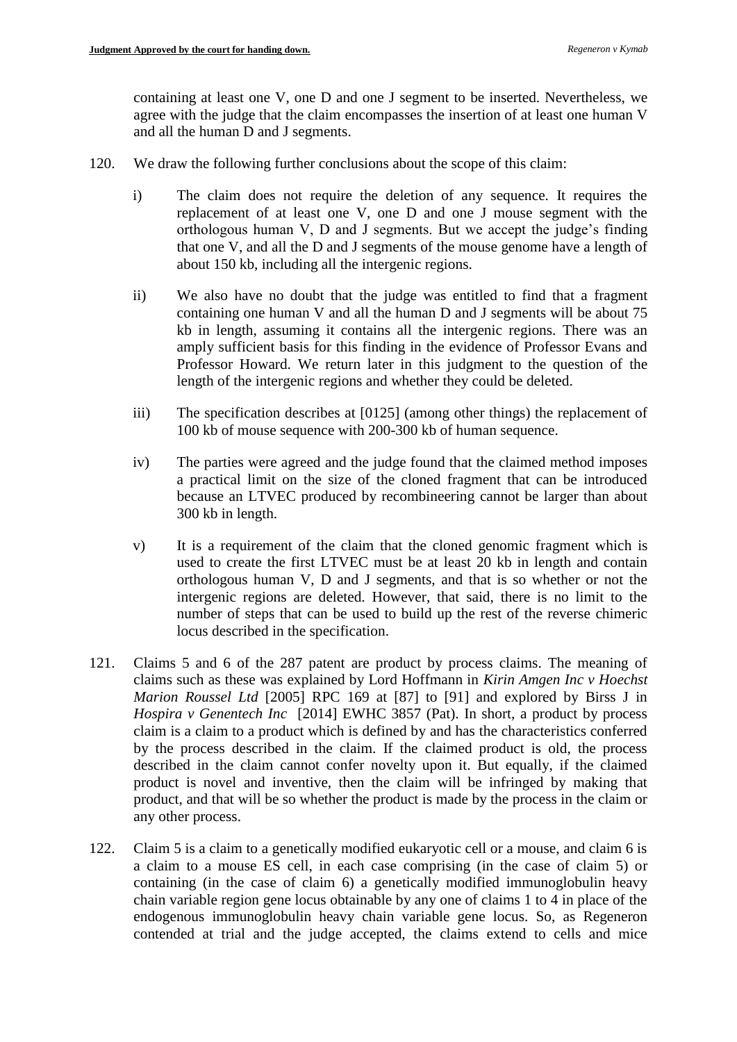containing at least one V, one D and one J segment to be inserted. Nevertheless, we agree with the judge that the claim encompasses the insertion of at least one human V and all the human D and J segments.

120. We draw the following further conclusions about the scope of this claim:

   i) The claim does not require the deletion of any sequence. It requires the replacement of at least one V, one D and one J mouse segment with the orthologous human V, D and J segments. But we accept the judge's finding that one V, and all the D and J segments of the mouse genome have a length of about 150 kb, including all the intergenic regions.

   ii) We also have no doubt that the judge was entitled to find that a fragment containing one human V and all the human D and J segments will be about 75 kb in length, assuming it contains all the intergenic regions. There was an amply sufficient basis for this finding in the evidence of Professor Evans and Professor Howard. We return later in this judgment to the question of the length of the intergenic regions and whether they could be deleted.

   iii) The specification describes at [0125] (among other things) the replacement of 100 kb of mouse sequence with 200-300 kb of human sequence.

   iv) The parties were agreed and the judge found that the claimed method imposes a practical limit on the size of the cloned fragment that can be introduced because an LTVEC produced by recombineering cannot be larger than about 300 kb in length.

   v) It is a requirement of the claim that the cloned genomic fragment which is used to create the first LTVEC must be at least 20 kb in length and contain orthologous human V, D and J segments, and that is so whether or not the intergenic regions are deleted. However, that said, there is no limit to the number of steps that can be used to build up the rest of the reverse chimeric locus described in the specification.

121. Claims 5 and 6 of the 287 patent are product by process claims. The meaning of claims such as these was explained by Lord Hoffmann in *Kirin Amgen Inc v Hoechst Marion Roussel Ltd* [2005] RPC 169 at [87] to [91] and explored by Birss J in *Hospira v Genentech Inc* [2014] EWHC 3857 (Pat). In short, a product by process claim is a claim to a product which is defined by and has the characteristics conferred by the process described in the claim. If the claimed product is old, the process described in the claim cannot confer novelty upon it. But equally, if the claimed product is novel and inventive, then the claim will be infringed by making that product, and that will be so whether the product is made by the process in the claim or any other process.

122. Claim 5 is a claim to a genetically modified eukaryotic cell or a mouse, and claim 6 is a claim to a mouse ES cell, in each case comprising (in the case of claim 5) or containing (in the case of claim 6) a genetically modified immunoglobulin heavy chain variable region gene locus obtainable by any one of claims 1 to 4 in place of the endogenous immunoglobulin heavy chain variable gene locus. So, as Regeneron contended at trial and the judge accepted, the claims extend to cells and mice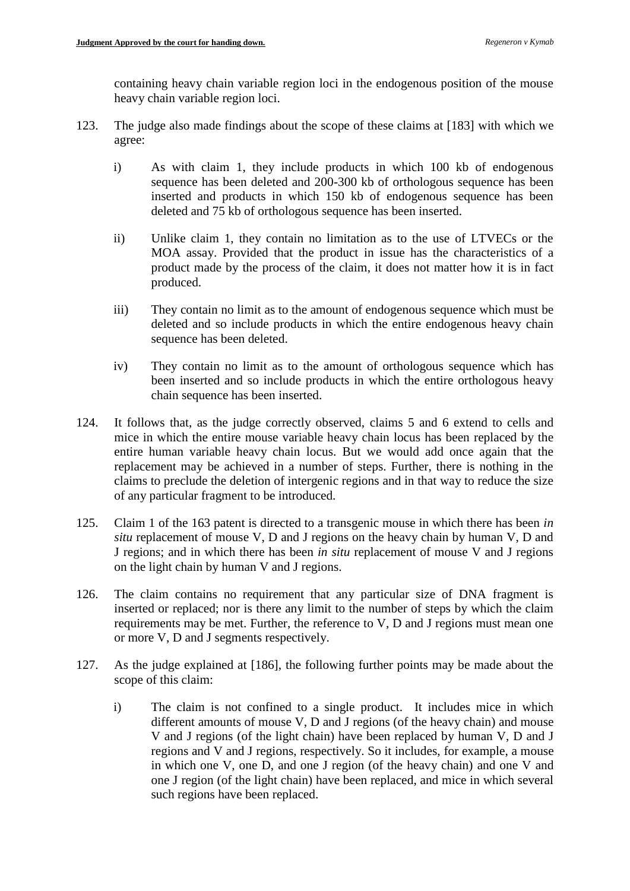containing heavy chain variable region loci in the endogenous position of the mouse heavy chain variable region loci.

123. The judge also made findings about the scope of these claims at [183] with which we agree:

    i) As with claim 1, they include products in which 100 kb of endogenous sequence has been deleted and 200-300 kb of orthologous sequence has been inserted and products in which 150 kb of endogenous sequence has been deleted and 75 kb of orthologous sequence has been inserted.

    ii) Unlike claim 1, they contain no limitation as to the use of LTVECs or the MOA assay. Provided that the product in issue has the characteristics of a product made by the process of the claim, it does not matter how it is in fact produced.

    iii) They contain no limit as to the amount of endogenous sequence which must be deleted and so include products in which the entire endogenous heavy chain sequence has been deleted.

    iv) They contain no limit as to the amount of orthologous sequence which has been inserted and so include products in which the entire orthologous heavy chain sequence has been inserted.

124. It follows that, as the judge correctly observed, claims 5 and 6 extend to cells and mice in which the entire mouse variable heavy chain locus has been replaced by the entire human variable heavy chain locus. But we would add once again that the replacement may be achieved in a number of steps. Further, there is nothing in the claims to preclude the deletion of intergenic regions and in that way to reduce the size of any particular fragment to be introduced.

125. Claim 1 of the 163 patent is directed to a transgenic mouse in which there has been *in situ* replacement of mouse V, D and J regions on the heavy chain by human V, D and J regions; and in which there has been *in situ* replacement of mouse V and J regions on the light chain by human V and J regions.

126. The claim contains no requirement that any particular size of DNA fragment is inserted or replaced; nor is there any limit to the number of steps by which the claim requirements may be met. Further, the reference to V, D and J regions must mean one or more V, D and J segments respectively.

127. As the judge explained at [186], the following further points may be made about the scope of this claim:

    i) The claim is not confined to a single product. It includes mice in which different amounts of mouse V, D and J regions (of the heavy chain) and mouse V and J regions (of the light chain) have been replaced by human V, D and J regions and V and J regions, respectively. So it includes, for example, a mouse in which one V, one D, and one J region (of the heavy chain) and one V and one J region (of the light chain) have been replaced, and mice in which several such regions have been replaced.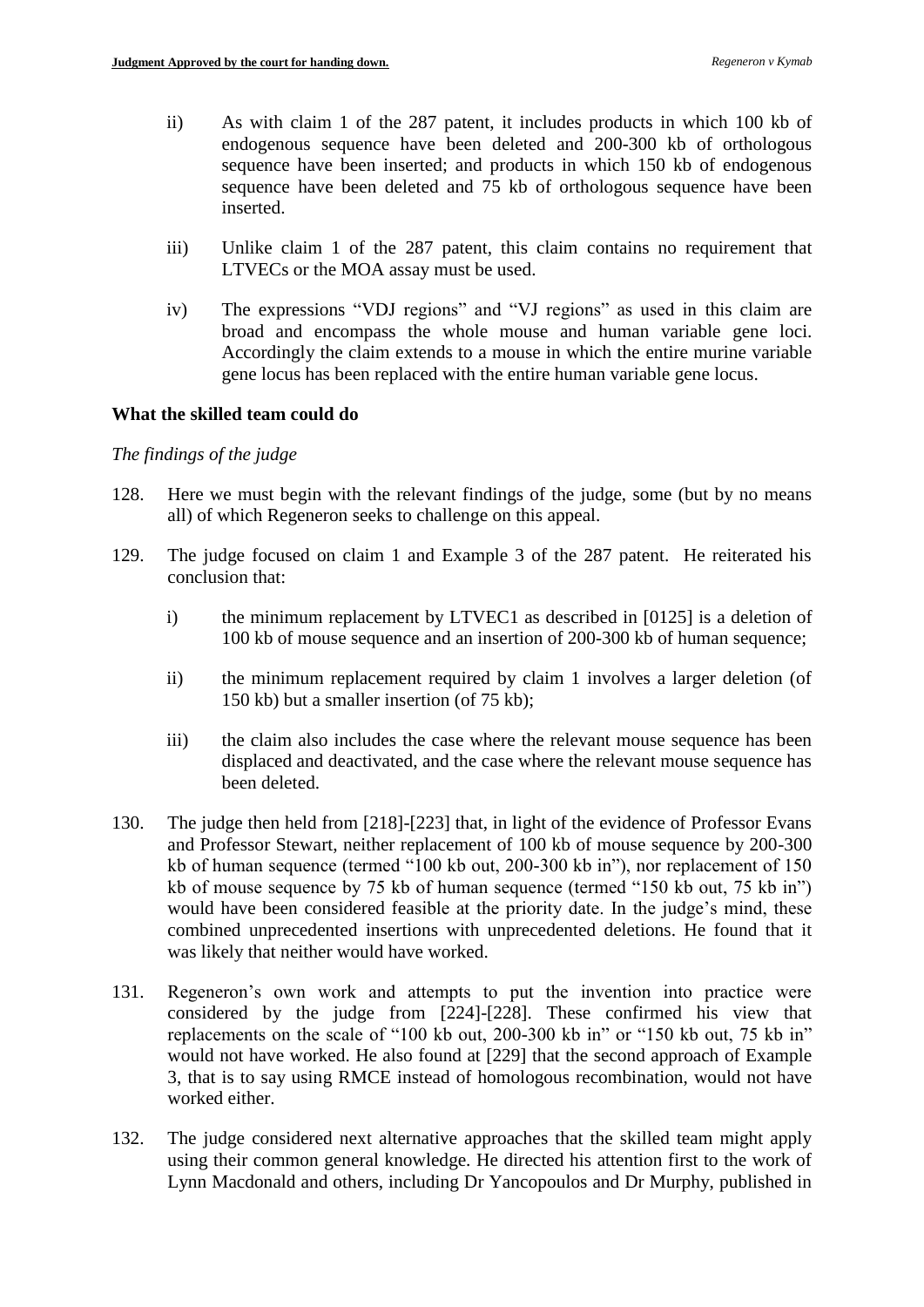ii) As with claim 1 of the 287 patent, it includes products in which 100 kb of endogenous sequence have been deleted and 200-300 kb of orthologous sequence have been inserted; and products in which 150 kb of endogenous sequence have been deleted and 75 kb of orthologous sequence have been inserted.

iii) Unlike claim 1 of the 287 patent, this claim contains no requirement that LTVECs or the MOA assay must be used.

iv) The expressions "VDJ regions" and "VJ regions" as used in this claim are broad and encompass the whole mouse and human variable gene loci. Accordingly the claim extends to a mouse in which the entire murine variable gene locus has been replaced with the entire human variable gene locus.

**What the skilled team could do**

*The findings of the judge*

128. Here we must begin with the relevant findings of the judge, some (but by no means all) of which Regeneron seeks to challenge on this appeal.

129. The judge focused on claim 1 and Example 3 of the 287 patent. He reiterated his conclusion that:

i) the minimum replacement by LTVEC1 as described in [0125] is a deletion of 100 kb of mouse sequence and an insertion of 200-300 kb of human sequence;

ii) the minimum replacement required by claim 1 involves a larger deletion (of 150 kb) but a smaller insertion (of 75 kb);

iii) the claim also includes the case where the relevant mouse sequence has been displaced and deactivated, and the case where the relevant mouse sequence has been deleted.

130. The judge then held from [218]-[223] that, in light of the evidence of Professor Evans and Professor Stewart, neither replacement of 100 kb of mouse sequence by 200-300 kb of human sequence (termed "100 kb out, 200-300 kb in"), nor replacement of 150 kb of mouse sequence by 75 kb of human sequence (termed "150 kb out, 75 kb in") would have been considered feasible at the priority date. In the judge's mind, these combined unprecedented insertions with unprecedented deletions. He found that it was likely that neither would have worked.

131. Regeneron's own work and attempts to put the invention into practice were considered by the judge from [224]-[228]. These confirmed his view that replacements on the scale of "100 kb out, 200-300 kb in" or "150 kb out, 75 kb in" would not have worked. He also found at [229] that the second approach of Example 3, that is to say using RMCE instead of homologous recombination, would not have worked either.

132. The judge considered next alternative approaches that the skilled team might apply using their common general knowledge. He directed his attention first to the work of Lynn Macdonald and others, including Dr Yancopoulos and Dr Murphy, published in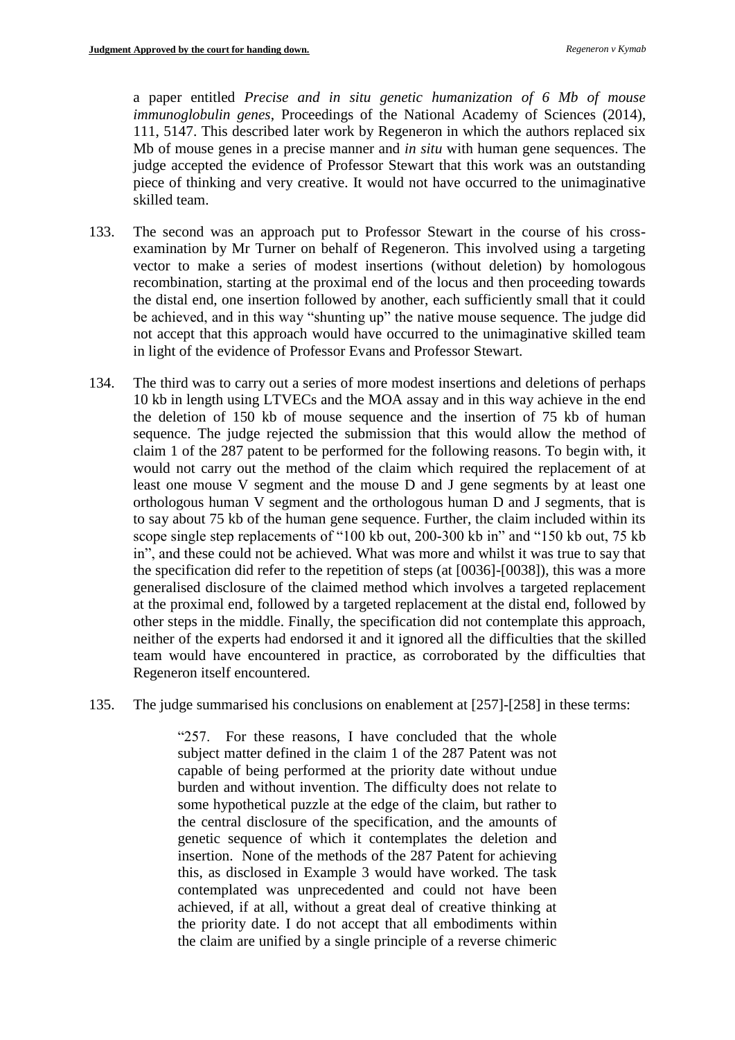a paper entitled *Precise and in situ genetic humanization of 6 Mb of mouse immunoglobulin genes*, Proceedings of the National Academy of Sciences (2014), 111, 5147. This described later work by Regeneron in which the authors replaced six Mb of mouse genes in a precise manner and *in situ* with human gene sequences. The judge accepted the evidence of Professor Stewart that this work was an outstanding piece of thinking and very creative. It would not have occurred to the unimaginative skilled team.

133. The second was an approach put to Professor Stewart in the course of his cross-examination by Mr Turner on behalf of Regeneron. This involved using a targeting vector to make a series of modest insertions (without deletion) by homologous recombination, starting at the proximal end of the locus and then proceeding towards the distal end, one insertion followed by another, each sufficiently small that it could be achieved, and in this way "shunting up" the native mouse sequence. The judge did not accept that this approach would have occurred to the unimaginative skilled team in light of the evidence of Professor Evans and Professor Stewart.

134. The third was to carry out a series of more modest insertions and deletions of perhaps 10 kb in length using LTVECs and the MOA assay and in this way achieve in the end the deletion of 150 kb of mouse sequence and the insertion of 75 kb of human sequence. The judge rejected the submission that this would allow the method of claim 1 of the 287 patent to be performed for the following reasons. To begin with, it would not carry out the method of the claim which required the replacement of at least one mouse V segment and the mouse D and J gene segments by at least one orthologous human V segment and the orthologous human D and J segments, that is to say about 75 kb of the human gene sequence. Further, the claim included within its scope single step replacements of "100 kb out, 200-300 kb in" and "150 kb out, 75 kb in", and these could not be achieved. What was more and whilst it was true to say that the specification did refer to the repetition of steps (at [0036]-[0038]), this was a more generalised disclosure of the claimed method which involves a targeted replacement at the proximal end, followed by a targeted replacement at the distal end, followed by other steps in the middle. Finally, the specification did not contemplate this approach, neither of the experts had endorsed it and it ignored all the difficulties that the skilled team would have encountered in practice, as corroborated by the difficulties that Regeneron itself encountered.

135. The judge summarised his conclusions on enablement at [257]-[258] in these terms:

> "257. For these reasons, I have concluded that the whole subject matter defined in the claim 1 of the 287 Patent was not capable of being performed at the priority date without undue burden and without invention. The difficulty does not relate to some hypothetical puzzle at the edge of the claim, but rather to the central disclosure of the specification, and the amounts of genetic sequence of which it contemplates the deletion and insertion. None of the methods of the 287 Patent for achieving this, as disclosed in Example 3 would have worked. The task contemplated was unprecedented and could not have been achieved, if at all, without a great deal of creative thinking at the priority date. I do not accept that all embodiments within the claim are unified by a single principle of a reverse chimeric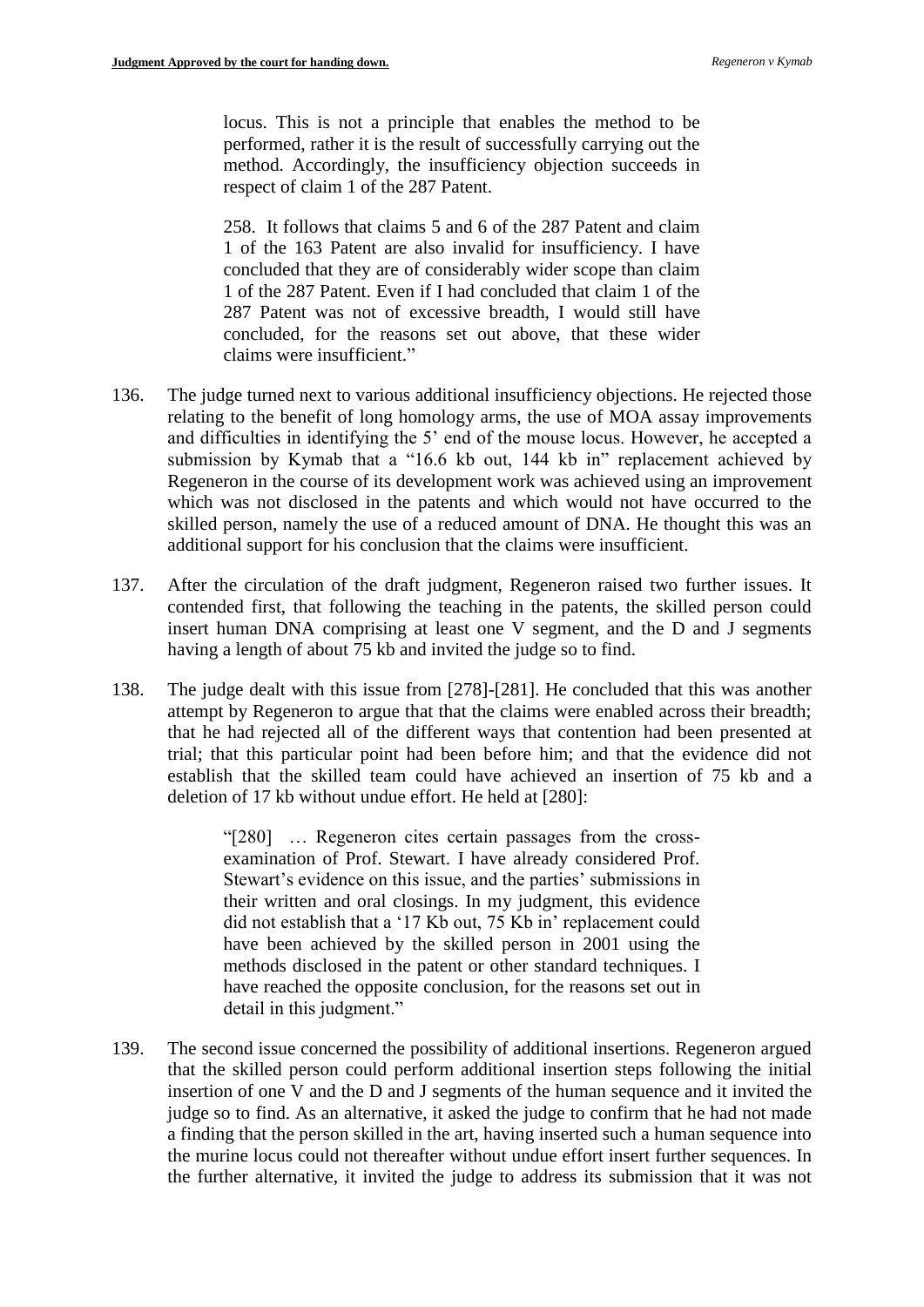> locus. This is not a principle that enables the method to be performed, rather it is the result of successfully carrying out the method. Accordingly, the insufficiency objection succeeds in respect of claim 1 of the 287 Patent.
>
> 258. It follows that claims 5 and 6 of the 287 Patent and claim 1 of the 163 Patent are also invalid for insufficiency. I have concluded that they are of considerably wider scope than claim 1 of the 287 Patent. Even if I had concluded that claim 1 of the 287 Patent was not of excessive breadth, I would still have concluded, for the reasons set out above, that these wider claims were insufficient."

136. The judge turned next to various additional insufficiency objections. He rejected those relating to the benefit of long homology arms, the use of MOA assay improvements and difficulties in identifying the 5' end of the mouse locus. However, he accepted a submission by Kymab that a "16.6 kb out, 144 kb in" replacement achieved by Regeneron in the course of its development work was achieved using an improvement which was not disclosed in the patents and which would not have occurred to the skilled person, namely the use of a reduced amount of DNA. He thought this was an additional support for his conclusion that the claims were insufficient.

137. After the circulation of the draft judgment, Regeneron raised two further issues. It contended first, that following the teaching in the patents, the skilled person could insert human DNA comprising at least one V segment, and the D and J segments having a length of about 75 kb and invited the judge so to find.

138. The judge dealt with this issue from [278]-[281]. He concluded that this was another attempt by Regeneron to argue that that the claims were enabled across their breadth; that he had rejected all of the different ways that contention had been presented at trial; that this particular point had been before him; and that the evidence did not establish that the skilled team could have achieved an insertion of 75 kb and a deletion of 17 kb without undue effort. He held at [280]:

> "[280] … Regeneron cites certain passages from the cross-examination of Prof. Stewart. I have already considered Prof. Stewart's evidence on this issue, and the parties' submissions in their written and oral closings. In my judgment, this evidence did not establish that a '17 Kb out, 75 Kb in' replacement could have been achieved by the skilled person in 2001 using the methods disclosed in the patent or other standard techniques. I have reached the opposite conclusion, for the reasons set out in detail in this judgment."

139. The second issue concerned the possibility of additional insertions. Regeneron argued that the skilled person could perform additional insertion steps following the initial insertion of one V and the D and J segments of the human sequence and it invited the judge so to find. As an alternative, it asked the judge to confirm that he had not made a finding that the person skilled in the art, having inserted such a human sequence into the murine locus could not thereafter without undue effort insert further sequences. In the further alternative, it invited the judge to address its submission that it was not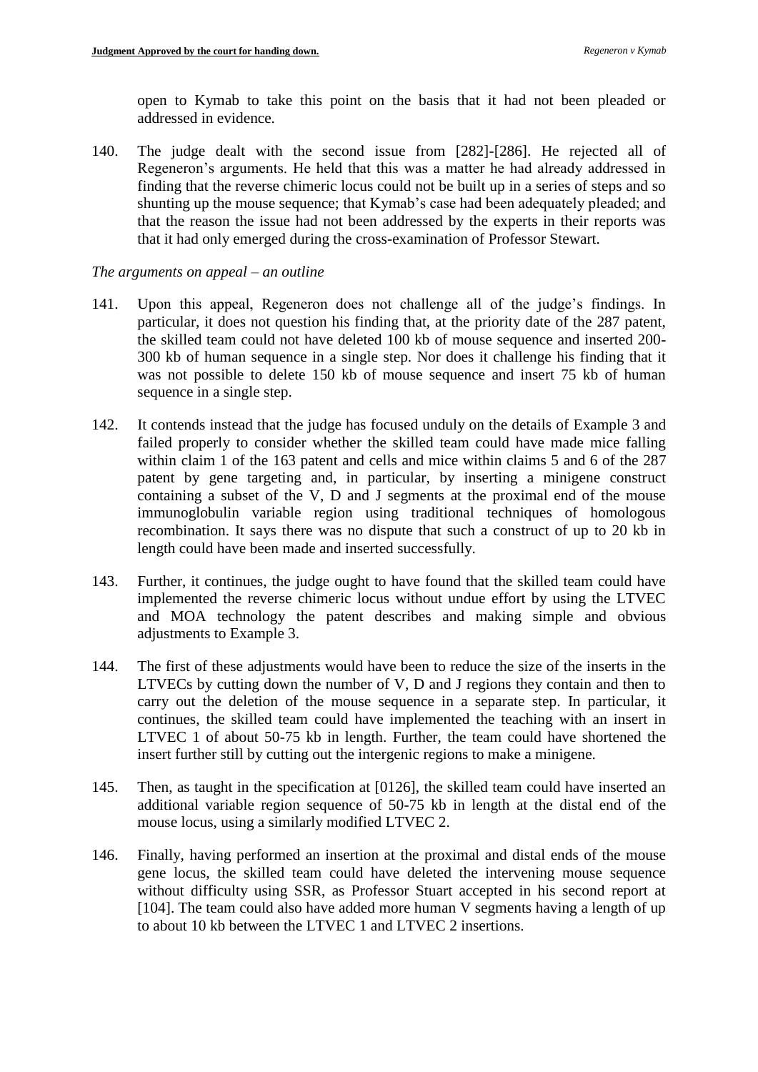open to Kymab to take this point on the basis that it had not been pleaded or addressed in evidence.

140. The judge dealt with the second issue from [282]-[286]. He rejected all of Regeneron's arguments. He held that this was a matter he had already addressed in finding that the reverse chimeric locus could not be built up in a series of steps and so shunting up the mouse sequence; that Kymab's case had been adequately pleaded; and that the reason the issue had not been addressed by the experts in their reports was that it had only emerged during the cross-examination of Professor Stewart.

*The arguments on appeal – an outline*

141. Upon this appeal, Regeneron does not challenge all of the judge's findings. In particular, it does not question his finding that, at the priority date of the 287 patent, the skilled team could not have deleted 100 kb of mouse sequence and inserted 200-300 kb of human sequence in a single step. Nor does it challenge his finding that it was not possible to delete 150 kb of mouse sequence and insert 75 kb of human sequence in a single step.

142. It contends instead that the judge has focused unduly on the details of Example 3 and failed properly to consider whether the skilled team could have made mice falling within claim 1 of the 163 patent and cells and mice within claims 5 and 6 of the 287 patent by gene targeting and, in particular, by inserting a minigene construct containing a subset of the V, D and J segments at the proximal end of the mouse immunoglobulin variable region using traditional techniques of homologous recombination. It says there was no dispute that such a construct of up to 20 kb in length could have been made and inserted successfully.

143. Further, it continues, the judge ought to have found that the skilled team could have implemented the reverse chimeric locus without undue effort by using the LTVEC and MOA technology the patent describes and making simple and obvious adjustments to Example 3.

144. The first of these adjustments would have been to reduce the size of the inserts in the LTVECs by cutting down the number of V, D and J regions they contain and then to carry out the deletion of the mouse sequence in a separate step. In particular, it continues, the skilled team could have implemented the teaching with an insert in LTVEC 1 of about 50-75 kb in length. Further, the team could have shortened the insert further still by cutting out the intergenic regions to make a minigene.

145. Then, as taught in the specification at [0126], the skilled team could have inserted an additional variable region sequence of 50-75 kb in length at the distal end of the mouse locus, using a similarly modified LTVEC 2.

146. Finally, having performed an insertion at the proximal and distal ends of the mouse gene locus, the skilled team could have deleted the intervening mouse sequence without difficulty using SSR, as Professor Stuart accepted in his second report at [104]. The team could also have added more human V segments having a length of up to about 10 kb between the LTVEC 1 and LTVEC 2 insertions.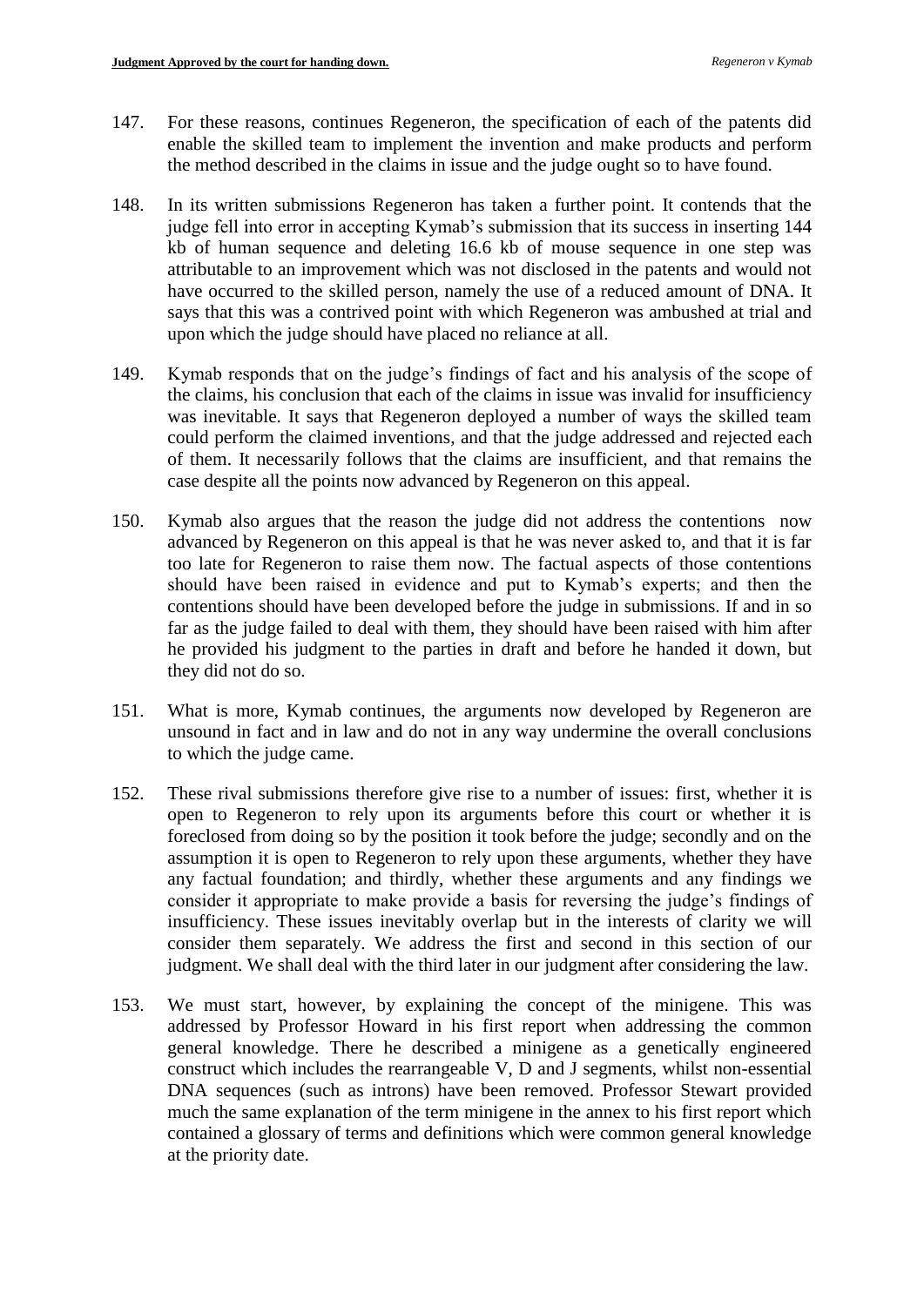147. For these reasons, continues Regeneron, the specification of each of the patents did enable the skilled team to implement the invention and make products and perform the method described in the claims in issue and the judge ought so to have found.

148. In its written submissions Regeneron has taken a further point. It contends that the judge fell into error in accepting Kymab's submission that its success in inserting 144 kb of human sequence and deleting 16.6 kb of mouse sequence in one step was attributable to an improvement which was not disclosed in the patents and would not have occurred to the skilled person, namely the use of a reduced amount of DNA. It says that this was a contrived point with which Regeneron was ambushed at trial and upon which the judge should have placed no reliance at all.

149. Kymab responds that on the judge's findings of fact and his analysis of the scope of the claims, his conclusion that each of the claims in issue was invalid for insufficiency was inevitable. It says that Regeneron deployed a number of ways the skilled team could perform the claimed inventions, and that the judge addressed and rejected each of them. It necessarily follows that the claims are insufficient, and that remains the case despite all the points now advanced by Regeneron on this appeal.

150. Kymab also argues that the reason the judge did not address the contentions now advanced by Regeneron on this appeal is that he was never asked to, and that it is far too late for Regeneron to raise them now. The factual aspects of those contentions should have been raised in evidence and put to Kymab's experts; and then the contentions should have been developed before the judge in submissions. If and in so far as the judge failed to deal with them, they should have been raised with him after he provided his judgment to the parties in draft and before he handed it down, but they did not do so.

151. What is more, Kymab continues, the arguments now developed by Regeneron are unsound in fact and in law and do not in any way undermine the overall conclusions to which the judge came.

152. These rival submissions therefore give rise to a number of issues: first, whether it is open to Regeneron to rely upon its arguments before this court or whether it is foreclosed from doing so by the position it took before the judge; secondly and on the assumption it is open to Regeneron to rely upon these arguments, whether they have any factual foundation; and thirdly, whether these arguments and any findings we consider it appropriate to make provide a basis for reversing the judge's findings of insufficiency. These issues inevitably overlap but in the interests of clarity we will consider them separately. We address the first and second in this section of our judgment. We shall deal with the third later in our judgment after considering the law.

153. We must start, however, by explaining the concept of the minigene. This was addressed by Professor Howard in his first report when addressing the common general knowledge. There he described a minigene as a genetically engineered construct which includes the rearrangeable V, D and J segments, whilst non-essential DNA sequences (such as introns) have been removed. Professor Stewart provided much the same explanation of the term minigene in the annex to his first report which contained a glossary of terms and definitions which were common general knowledge at the priority date.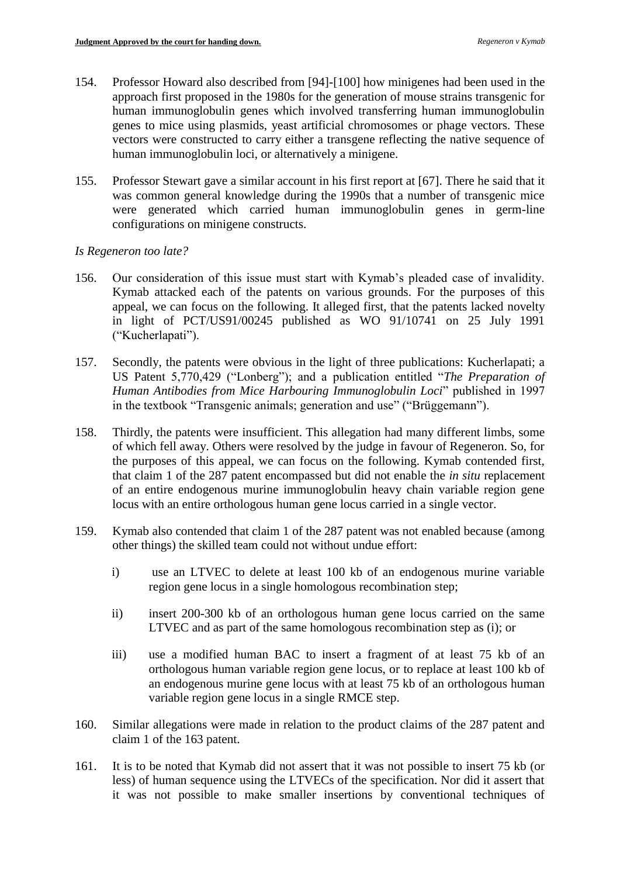154. Professor Howard also described from [94]-[100] how minigenes had been used in the approach first proposed in the 1980s for the generation of mouse strains transgenic for human immunoglobulin genes which involved transferring human immunoglobulin genes to mice using plasmids, yeast artificial chromosomes or phage vectors. These vectors were constructed to carry either a transgene reflecting the native sequence of human immunoglobulin loci, or alternatively a minigene.

155. Professor Stewart gave a similar account in his first report at [67]. There he said that it was common general knowledge during the 1990s that a number of transgenic mice were generated which carried human immunoglobulin genes in germ-line configurations on minigene constructs.

*Is Regeneron too late?*

156. Our consideration of this issue must start with Kymab's pleaded case of invalidity. Kymab attacked each of the patents on various grounds. For the purposes of this appeal, we can focus on the following. It alleged first, that the patents lacked novelty in light of PCT/US91/00245 published as WO 91/10741 on 25 July 1991 ("Kucherlapati").

157. Secondly, the patents were obvious in the light of three publications: Kucherlapati; a US Patent 5,770,429 ("Lonberg"); and a publication entitled "*The Preparation of Human Antibodies from Mice Harbouring Immunoglobulin Loci*" published in 1997 in the textbook "Transgenic animals; generation and use" ("Brüggemann").

158. Thirdly, the patents were insufficient. This allegation had many different limbs, some of which fell away. Others were resolved by the judge in favour of Regeneron. So, for the purposes of this appeal, we can focus on the following. Kymab contended first, that claim 1 of the 287 patent encompassed but did not enable the *in situ* replacement of an entire endogenous murine immunoglobulin heavy chain variable region gene locus with an entire orthologous human gene locus carried in a single vector.

159. Kymab also contended that claim 1 of the 287 patent was not enabled because (among other things) the skilled team could not without undue effort:

    i) use an LTVEC to delete at least 100 kb of an endogenous murine variable region gene locus in a single homologous recombination step;

    ii) insert 200-300 kb of an orthologous human gene locus carried on the same LTVEC and as part of the same homologous recombination step as (i); or

    iii) use a modified human BAC to insert a fragment of at least 75 kb of an orthologous human variable region gene locus, or to replace at least 100 kb of an endogenous murine gene locus with at least 75 kb of an orthologous human variable region gene locus in a single RMCE step.

160. Similar allegations were made in relation to the product claims of the 287 patent and claim 1 of the 163 patent.

161. It is to be noted that Kymab did not assert that it was not possible to insert 75 kb (or less) of human sequence using the LTVECs of the specification. Nor did it assert that it was not possible to make smaller insertions by conventional techniques of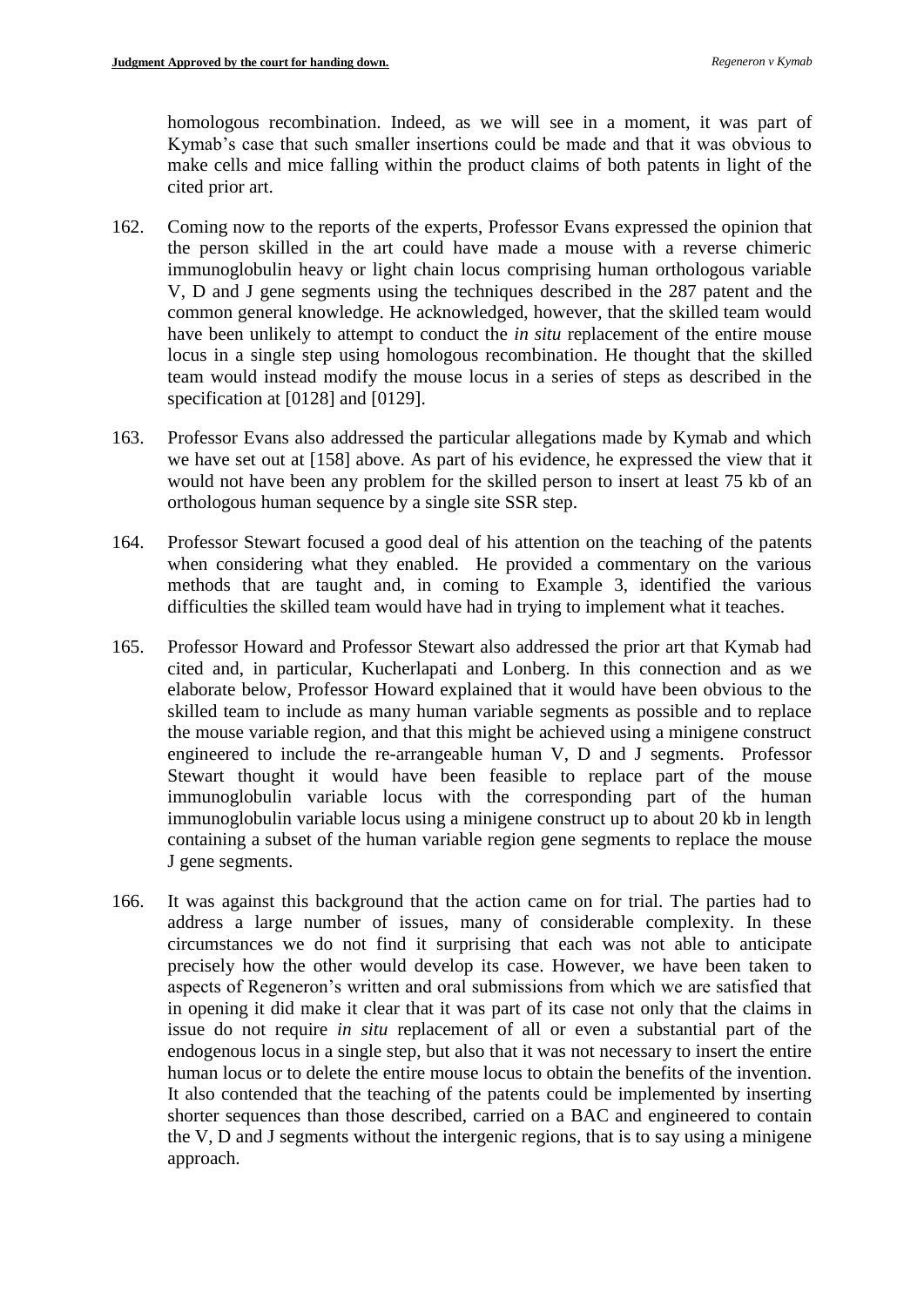homologous recombination. Indeed, as we will see in a moment, it was part of Kymab's case that such smaller insertions could be made and that it was obvious to make cells and mice falling within the product claims of both patents in light of the cited prior art.

162. Coming now to the reports of the experts, Professor Evans expressed the opinion that the person skilled in the art could have made a mouse with a reverse chimeric immunoglobulin heavy or light chain locus comprising human orthologous variable V, D and J gene segments using the techniques described in the 287 patent and the common general knowledge. He acknowledged, however, that the skilled team would have been unlikely to attempt to conduct the *in situ* replacement of the entire mouse locus in a single step using homologous recombination. He thought that the skilled team would instead modify the mouse locus in a series of steps as described in the specification at [0128] and [0129].

163. Professor Evans also addressed the particular allegations made by Kymab and which we have set out at [158] above. As part of his evidence, he expressed the view that it would not have been any problem for the skilled person to insert at least 75 kb of an orthologous human sequence by a single site SSR step.

164. Professor Stewart focused a good deal of his attention on the teaching of the patents when considering what they enabled. He provided a commentary on the various methods that are taught and, in coming to Example 3, identified the various difficulties the skilled team would have had in trying to implement what it teaches.

165. Professor Howard and Professor Stewart also addressed the prior art that Kymab had cited and, in particular, Kucherlapati and Lonberg. In this connection and as we elaborate below, Professor Howard explained that it would have been obvious to the skilled team to include as many human variable segments as possible and to replace the mouse variable region, and that this might be achieved using a minigene construct engineered to include the re-arrangeable human V, D and J segments. Professor Stewart thought it would have been feasible to replace part of the mouse immunoglobulin variable locus with the corresponding part of the human immunoglobulin variable locus using a minigene construct up to about 20 kb in length containing a subset of the human variable region gene segments to replace the mouse J gene segments.

166. It was against this background that the action came on for trial. The parties had to address a large number of issues, many of considerable complexity. In these circumstances we do not find it surprising that each was not able to anticipate precisely how the other would develop its case. However, we have been taken to aspects of Regeneron's written and oral submissions from which we are satisfied that in opening it did make it clear that it was part of its case not only that the claims in issue do not require *in situ* replacement of all or even a substantial part of the endogenous locus in a single step, but also that it was not necessary to insert the entire human locus or to delete the entire mouse locus to obtain the benefits of the invention. It also contended that the teaching of the patents could be implemented by inserting shorter sequences than those described, carried on a BAC and engineered to contain the V, D and J segments without the intergenic regions, that is to say using a minigene approach.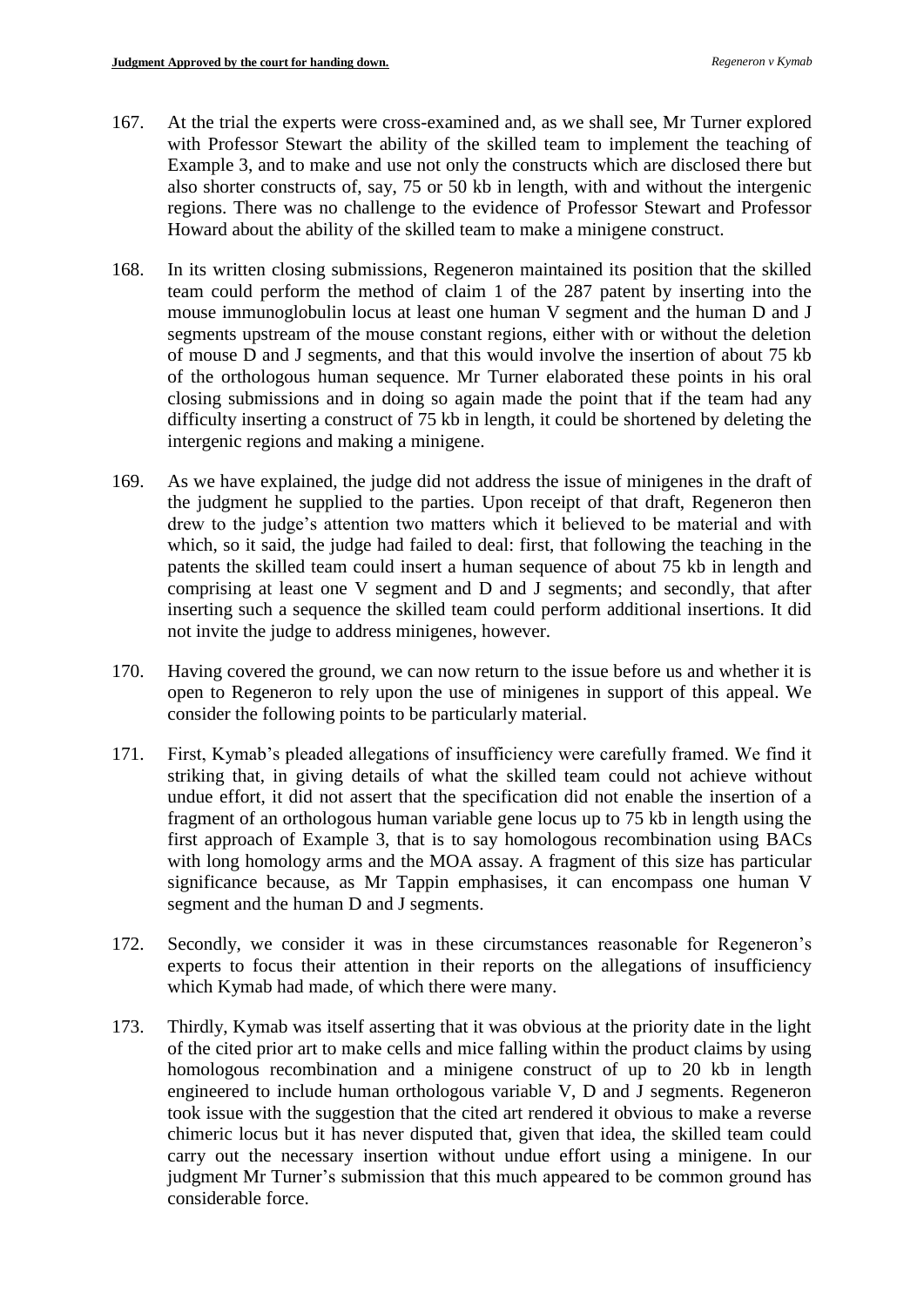167. At the trial the experts were cross-examined and, as we shall see, Mr Turner explored with Professor Stewart the ability of the skilled team to implement the teaching of Example 3, and to make and use not only the constructs which are disclosed there but also shorter constructs of, say, 75 or 50 kb in length, with and without the intergenic regions. There was no challenge to the evidence of Professor Stewart and Professor Howard about the ability of the skilled team to make a minigene construct.

168. In its written closing submissions, Regeneron maintained its position that the skilled team could perform the method of claim 1 of the 287 patent by inserting into the mouse immunoglobulin locus at least one human V segment and the human D and J segments upstream of the mouse constant regions, either with or without the deletion of mouse D and J segments, and that this would involve the insertion of about 75 kb of the orthologous human sequence. Mr Turner elaborated these points in his oral closing submissions and in doing so again made the point that if the team had any difficulty inserting a construct of 75 kb in length, it could be shortened by deleting the intergenic regions and making a minigene.

169. As we have explained, the judge did not address the issue of minigenes in the draft of the judgment he supplied to the parties. Upon receipt of that draft, Regeneron then drew to the judge's attention two matters which it believed to be material and with which, so it said, the judge had failed to deal: first, that following the teaching in the patents the skilled team could insert a human sequence of about 75 kb in length and comprising at least one V segment and D and J segments; and secondly, that after inserting such a sequence the skilled team could perform additional insertions. It did not invite the judge to address minigenes, however.

170. Having covered the ground, we can now return to the issue before us and whether it is open to Regeneron to rely upon the use of minigenes in support of this appeal. We consider the following points to be particularly material.

171. First, Kymab's pleaded allegations of insufficiency were carefully framed. We find it striking that, in giving details of what the skilled team could not achieve without undue effort, it did not assert that the specification did not enable the insertion of a fragment of an orthologous human variable gene locus up to 75 kb in length using the first approach of Example 3, that is to say homologous recombination using BACs with long homology arms and the MOA assay. A fragment of this size has particular significance because, as Mr Tappin emphasises, it can encompass one human V segment and the human D and J segments.

172. Secondly, we consider it was in these circumstances reasonable for Regeneron's experts to focus their attention in their reports on the allegations of insufficiency which Kymab had made, of which there were many.

173. Thirdly, Kymab was itself asserting that it was obvious at the priority date in the light of the cited prior art to make cells and mice falling within the product claims by using homologous recombination and a minigene construct of up to 20 kb in length engineered to include human orthologous variable V, D and J segments. Regeneron took issue with the suggestion that the cited art rendered it obvious to make a reverse chimeric locus but it has never disputed that, given that idea, the skilled team could carry out the necessary insertion without undue effort using a minigene. In our judgment Mr Turner's submission that this much appeared to be common ground has considerable force.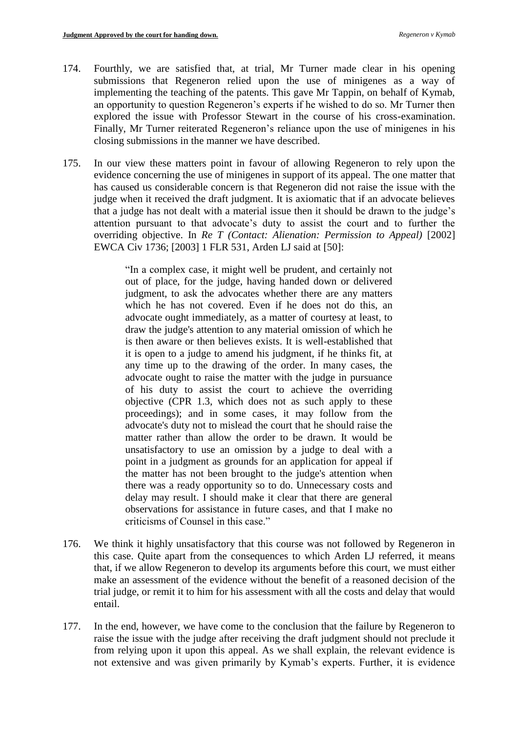174. Fourthly, we are satisfied that, at trial, Mr Turner made clear in his opening submissions that Regeneron relied upon the use of minigenes as a way of implementing the teaching of the patents. This gave Mr Tappin, on behalf of Kymab, an opportunity to question Regeneron's experts if he wished to do so. Mr Turner then explored the issue with Professor Stewart in the course of his cross-examination. Finally, Mr Turner reiterated Regeneron's reliance upon the use of minigenes in his closing submissions in the manner we have described.

175. In our view these matters point in favour of allowing Regeneron to rely upon the evidence concerning the use of minigenes in support of its appeal. The one matter that has caused us considerable concern is that Regeneron did not raise the issue with the judge when it received the draft judgment. It is axiomatic that if an advocate believes that a judge has not dealt with a material issue then it should be drawn to the judge's attention pursuant to that advocate's duty to assist the court and to further the overriding objective. In *Re T (Contact: Alienation: Permission to Appeal)* [2002] EWCA Civ 1736; [2003] 1 FLR 531, Arden LJ said at [50]:

> "In a complex case, it might well be prudent, and certainly not out of place, for the judge, having handed down or delivered judgment, to ask the advocates whether there are any matters which he has not covered. Even if he does not do this, an advocate ought immediately, as a matter of courtesy at least, to draw the judge's attention to any material omission of which he is then aware or then believes exists. It is well-established that it is open to a judge to amend his judgment, if he thinks fit, at any time up to the drawing of the order. In many cases, the advocate ought to raise the matter with the judge in pursuance of his duty to assist the court to achieve the overriding objective (CPR 1.3, which does not as such apply to these proceedings); and in some cases, it may follow from the advocate's duty not to mislead the court that he should raise the matter rather than allow the order to be drawn. It would be unsatisfactory to use an omission by a judge to deal with a point in a judgment as grounds for an application for appeal if the matter has not been brought to the judge's attention when there was a ready opportunity so to do. Unnecessary costs and delay may result. I should make it clear that there are general observations for assistance in future cases, and that I make no criticisms of Counsel in this case."

176. We think it highly unsatisfactory that this course was not followed by Regeneron in this case. Quite apart from the consequences to which Arden LJ referred, it means that, if we allow Regeneron to develop its arguments before this court, we must either make an assessment of the evidence without the benefit of a reasoned decision of the trial judge, or remit it to him for his assessment with all the costs and delay that would entail.

177. In the end, however, we have come to the conclusion that the failure by Regeneron to raise the issue with the judge after receiving the draft judgment should not preclude it from relying upon it upon this appeal. As we shall explain, the relevant evidence is not extensive and was given primarily by Kymab's experts. Further, it is evidence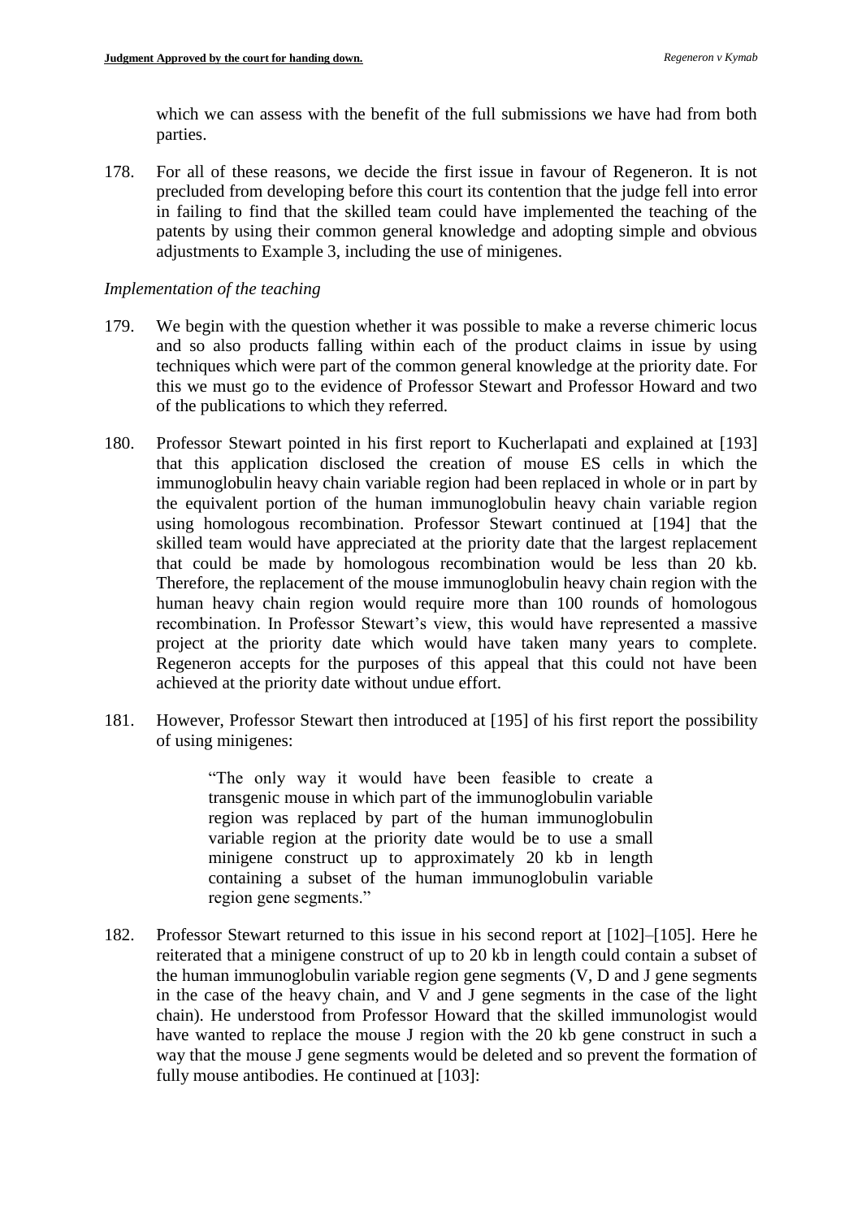which we can assess with the benefit of the full submissions we have had from both parties.

178. For all of these reasons, we decide the first issue in favour of Regeneron. It is not precluded from developing before this court its contention that the judge fell into error in failing to find that the skilled team could have implemented the teaching of the patents by using their common general knowledge and adopting simple and obvious adjustments to Example 3, including the use of minigenes.

*Implementation of the teaching*

179. We begin with the question whether it was possible to make a reverse chimeric locus and so also products falling within each of the product claims in issue by using techniques which were part of the common general knowledge at the priority date. For this we must go to the evidence of Professor Stewart and Professor Howard and two of the publications to which they referred.

180. Professor Stewart pointed in his first report to Kucherlapati and explained at [193] that this application disclosed the creation of mouse ES cells in which the immunoglobulin heavy chain variable region had been replaced in whole or in part by the equivalent portion of the human immunoglobulin heavy chain variable region using homologous recombination. Professor Stewart continued at [194] that the skilled team would have appreciated at the priority date that the largest replacement that could be made by homologous recombination would be less than 20 kb. Therefore, the replacement of the mouse immunoglobulin heavy chain region with the human heavy chain region would require more than 100 rounds of homologous recombination. In Professor Stewart's view, this would have represented a massive project at the priority date which would have taken many years to complete. Regeneron accepts for the purposes of this appeal that this could not have been achieved at the priority date without undue effort.

181. However, Professor Stewart then introduced at [195] of his first report the possibility of using minigenes:

> "The only way it would have been feasible to create a transgenic mouse in which part of the immunoglobulin variable region was replaced by part of the human immunoglobulin variable region at the priority date would be to use a small minigene construct up to approximately 20 kb in length containing a subset of the human immunoglobulin variable region gene segments."

182. Professor Stewart returned to this issue in his second report at [102]–[105]. Here he reiterated that a minigene construct of up to 20 kb in length could contain a subset of the human immunoglobulin variable region gene segments (V, D and J gene segments in the case of the heavy chain, and V and J gene segments in the case of the light chain). He understood from Professor Howard that the skilled immunologist would have wanted to replace the mouse J region with the 20 kb gene construct in such a way that the mouse J gene segments would be deleted and so prevent the formation of fully mouse antibodies. He continued at [103]: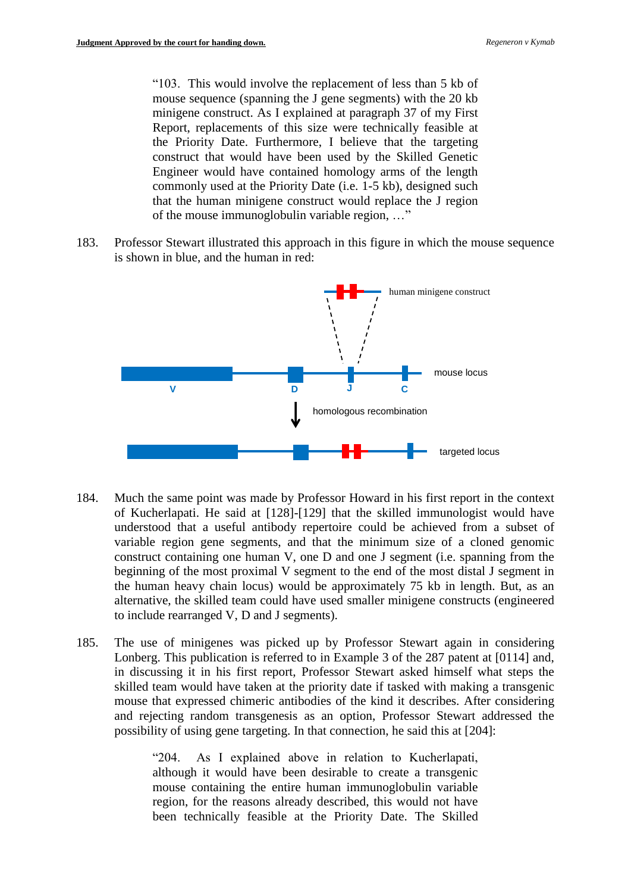> "103. This would involve the replacement of less than 5 kb of mouse sequence (spanning the J gene segments) with the 20 kb minigene construct. As I explained at paragraph 37 of my First Report, replacements of this size were technically feasible at the Priority Date. Furthermore, I believe that the targeting construct that would have been used by the Skilled Genetic Engineer would have contained homology arms of the length commonly used at the Priority Date (i.e. 1-5 kb), designed such that the human minigene construct would replace the J region of the mouse immunoglobulin variable region, …"

183. Professor Stewart illustrated this approach in this figure in which the mouse sequence is shown in blue, and the human in red:

184. Much the same point was made by Professor Howard in his first report in the context of Kucherlapati. He said at [128]-[129] that the skilled immunologist would have understood that a useful antibody repertoire could be achieved from a subset of variable region gene segments, and that the minimum size of a cloned genomic construct containing one human V, one D and one J segment (i.e. spanning from the beginning of the most proximal V segment to the end of the most distal J segment in the human heavy chain locus) would be approximately 75 kb in length. But, as an alternative, the skilled team could have used smaller minigene constructs (engineered to include rearranged V, D and J segments).

185. The use of minigenes was picked up by Professor Stewart again in considering Lonberg. This publication is referred to in Example 3 of the 287 patent at [0114] and, in discussing it in his first report, Professor Stewart asked himself what steps the skilled team would have taken at the priority date if tasked with making a transgenic mouse that expressed chimeric antibodies of the kind it describes. After considering and rejecting random transgenesis as an option, Professor Stewart addressed the possibility of using gene targeting. In that connection, he said this at [204]:

> "204. As I explained above in relation to Kucherlapati, although it would have been desirable to create a transgenic mouse containing the entire human immunoglobulin variable region, for the reasons already described, this would not have been technically feasible at the Priority Date. The Skilled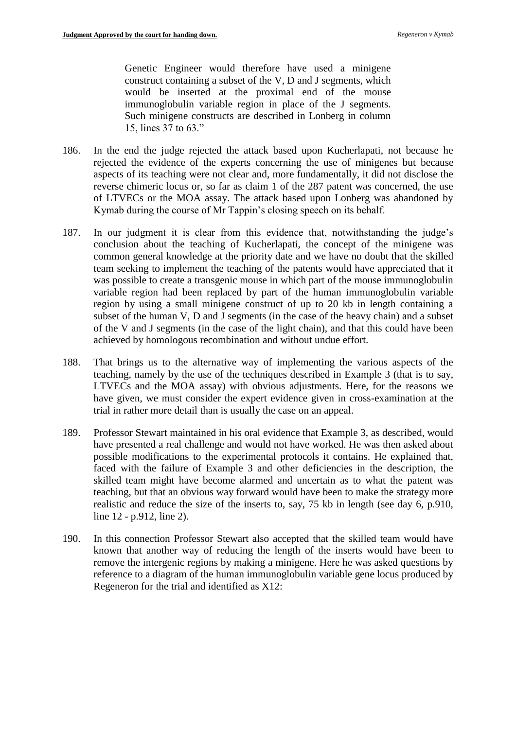> Genetic Engineer would therefore have used a minigene construct containing a subset of the V, D and J segments, which would be inserted at the proximal end of the mouse immunoglobulin variable region in place of the J segments. Such minigene constructs are described in Lonberg in column 15, lines 37 to 63."

186. In the end the judge rejected the attack based upon Kucherlapati, not because he rejected the evidence of the experts concerning the use of minigenes but because aspects of its teaching were not clear and, more fundamentally, it did not disclose the reverse chimeric locus or, so far as claim 1 of the 287 patent was concerned, the use of LTVECs or the MOA assay. The attack based upon Lonberg was abandoned by Kymab during the course of Mr Tappin's closing speech on its behalf.

187. In our judgment it is clear from this evidence that, notwithstanding the judge's conclusion about the teaching of Kucherlapati, the concept of the minigene was common general knowledge at the priority date and we have no doubt that the skilled team seeking to implement the teaching of the patents would have appreciated that it was possible to create a transgenic mouse in which part of the mouse immunoglobulin variable region had been replaced by part of the human immunoglobulin variable region by using a small minigene construct of up to 20 kb in length containing a subset of the human V, D and J segments (in the case of the heavy chain) and a subset of the V and J segments (in the case of the light chain), and that this could have been achieved by homologous recombination and without undue effort.

188. That brings us to the alternative way of implementing the various aspects of the teaching, namely by the use of the techniques described in Example 3 (that is to say, LTVECs and the MOA assay) with obvious adjustments. Here, for the reasons we have given, we must consider the expert evidence given in cross-examination at the trial in rather more detail than is usually the case on an appeal.

189. Professor Stewart maintained in his oral evidence that Example 3, as described, would have presented a real challenge and would not have worked. He was then asked about possible modifications to the experimental protocols it contains. He explained that, faced with the failure of Example 3 and other deficiencies in the description, the skilled team might have become alarmed and uncertain as to what the patent was teaching, but that an obvious way forward would have been to make the strategy more realistic and reduce the size of the inserts to, say, 75 kb in length (see day 6, p.910, line 12 - p.912, line 2).

190. In this connection Professor Stewart also accepted that the skilled team would have known that another way of reducing the length of the inserts would have been to remove the intergenic regions by making a minigene. Here he was asked questions by reference to a diagram of the human immunoglobulin variable gene locus produced by Regeneron for the trial and identified as X12: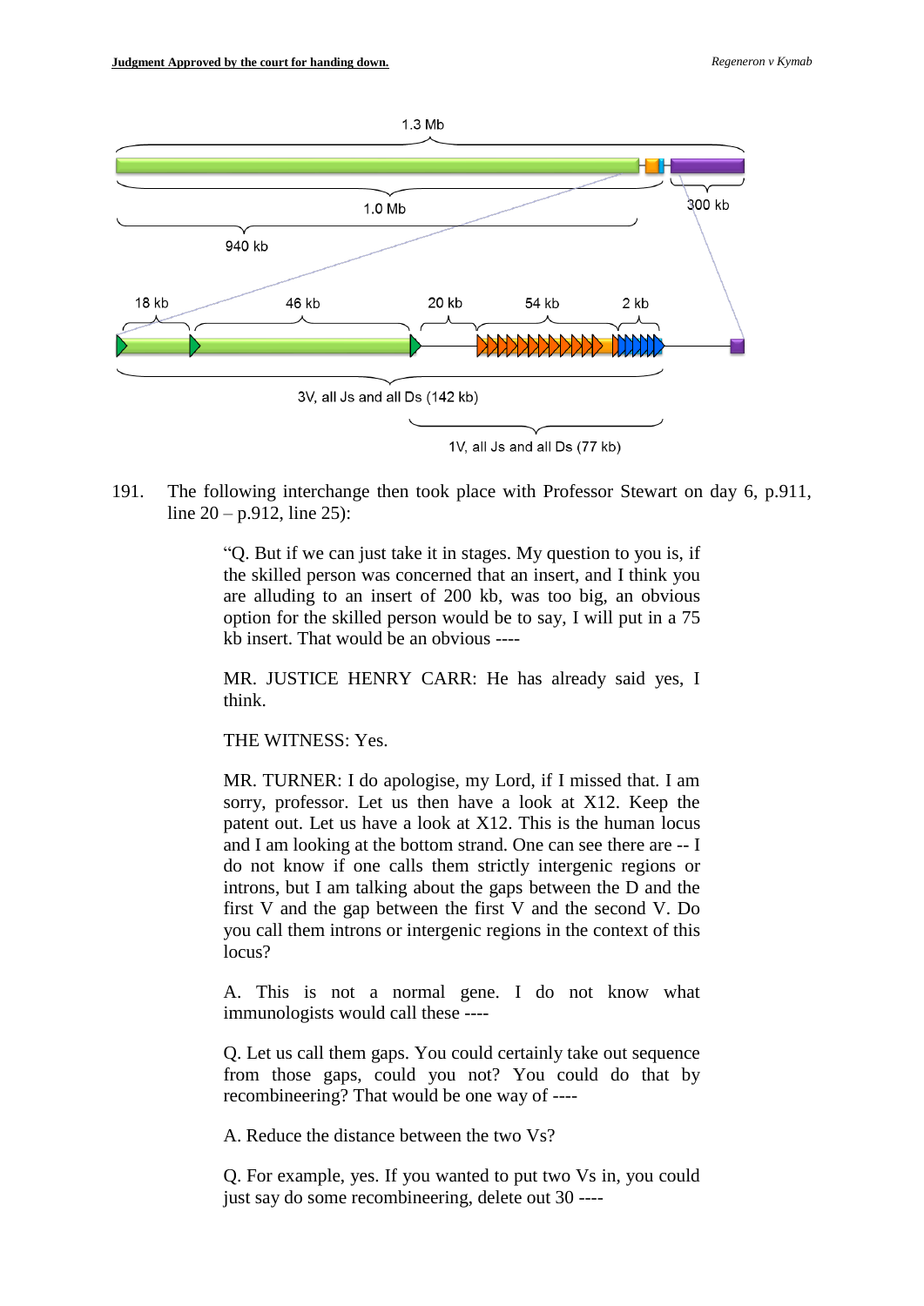191. The following interchange then took place with Professor Stewart on day 6, p.911, line 20 – p.912, line 25):

> "Q. But if we can just take it in stages. My question to you is, if the skilled person was concerned that an insert, and I think you are alluding to an insert of 200 kb, was too big, an obvious option for the skilled person would be to say, I will put in a 75 kb insert. That would be an obvious ----
>
> MR. JUSTICE HENRY CARR: He has already said yes, I think.
>
> THE WITNESS: Yes.
>
> MR. TURNER: I do apologise, my Lord, if I missed that. I am sorry, professor. Let us then have a look at X12. Keep the patent out. Let us have a look at X12. This is the human locus and I am looking at the bottom strand. One can see there are -- I do not know if one calls them strictly intergenic regions or introns, but I am talking about the gaps between the D and the first V and the gap between the first V and the second V. Do you call them introns or intergenic regions in the context of this locus?
>
> A. This is not a normal gene. I do not know what immunologists would call these ----
>
> Q. Let us call them gaps. You could certainly take out sequence from those gaps, could you not? You could do that by recombineering? That would be one way of ----
>
> A. Reduce the distance between the two Vs?
>
> Q. For example, yes. If you wanted to put two Vs in, you could just say do some recombineering, delete out 30 ----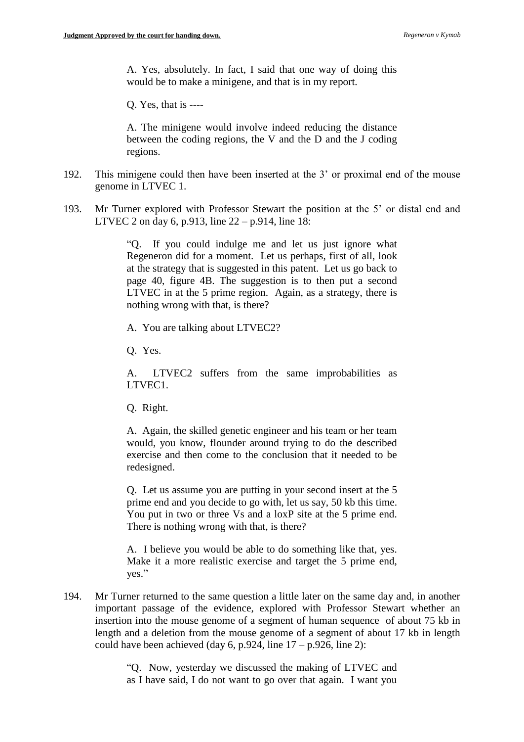> A. Yes, absolutely. In fact, I said that one way of doing this would be to make a minigene, and that is in my report.
>
> Q. Yes, that is ----
>
> A. The minigene would involve indeed reducing the distance between the coding regions, the V and the D and the J coding regions.

192. This minigene could then have been inserted at the 3' or proximal end of the mouse genome in LTVEC 1.

193. Mr Turner explored with Professor Stewart the position at the 5' or distal end and LTVEC 2 on day 6, p.913, line 22 – p.914, line 18:

> "Q. If you could indulge me and let us just ignore what Regeneron did for a moment. Let us perhaps, first of all, look at the strategy that is suggested in this patent. Let us go back to page 40, figure 4B. The suggestion is to then put a second LTVEC in at the 5 prime region. Again, as a strategy, there is nothing wrong with that, is there?
>
> A. You are talking about LTVEC2?
>
> Q. Yes.
>
> A. LTVEC2 suffers from the same improbabilities as LTVEC1.
>
> Q. Right.
>
> A. Again, the skilled genetic engineer and his team or her team would, you know, flounder around trying to do the described exercise and then come to the conclusion that it needed to be redesigned.
>
> Q. Let us assume you are putting in your second insert at the 5 prime end and you decide to go with, let us say, 50 kb this time. You put in two or three Vs and a loxP site at the 5 prime end. There is nothing wrong with that, is there?
>
> A. I believe you would be able to do something like that, yes. Make it a more realistic exercise and target the 5 prime end, yes."

194. Mr Turner returned to the same question a little later on the same day and, in another important passage of the evidence, explored with Professor Stewart whether an insertion into the mouse genome of a segment of human sequence of about 75 kb in length and a deletion from the mouse genome of a segment of about 17 kb in length could have been achieved (day 6, p.924, line 17 – p.926, line 2):

> "Q. Now, yesterday we discussed the making of LTVEC and as I have said, I do not want to go over that again. I want you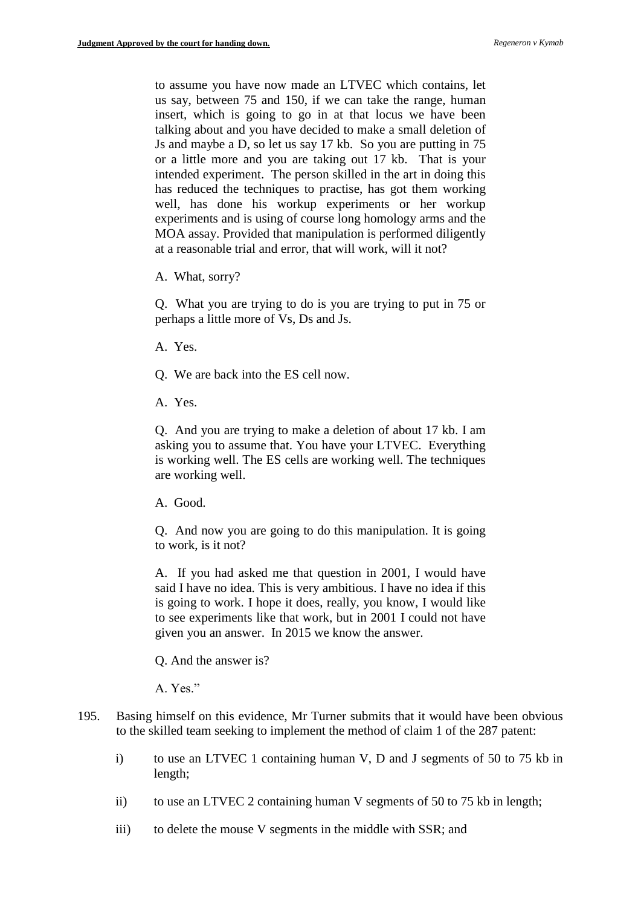> to assume you have now made an LTVEC which contains, let us say, between 75 and 150, if we can take the range, human insert, which is going to go in at that locus we have been talking about and you have decided to make a small deletion of Js and maybe a D, so let us say 17 kb. So you are putting in 75 or a little more and you are taking out 17 kb. That is your intended experiment. The person skilled in the art in doing this has reduced the techniques to practise, has got them working well, has done his workup experiments or her workup experiments and is using of course long homology arms and the MOA assay. Provided that manipulation is performed diligently at a reasonable trial and error, that will work, will it not?
>
> A. What, sorry?
>
> Q. What you are trying to do is you are trying to put in 75 or perhaps a little more of Vs, Ds and Js.
>
> A. Yes.
>
> Q. We are back into the ES cell now.
>
> A. Yes.
>
> Q. And you are trying to make a deletion of about 17 kb. I am asking you to assume that. You have your LTVEC. Everything is working well. The ES cells are working well. The techniques are working well.
>
> A. Good.
>
> Q. And now you are going to do this manipulation. It is going to work, is it not?
>
> A. If you had asked me that question in 2001, I would have said I have no idea. This is very ambitious. I have no idea if this is going to work. I hope it does, really, you know, I would like to see experiments like that work, but in 2001 I could not have given you an answer. In 2015 we know the answer.
>
> Q. And the answer is?
>
> A. Yes."

195. Basing himself on this evidence, Mr Turner submits that it would have been obvious to the skilled team seeking to implement the method of claim 1 of the 287 patent:

    i) to use an LTVEC 1 containing human V, D and J segments of 50 to 75 kb in length;

    ii) to use an LTVEC 2 containing human V segments of 50 to 75 kb in length;

    iii) to delete the mouse V segments in the middle with SSR; and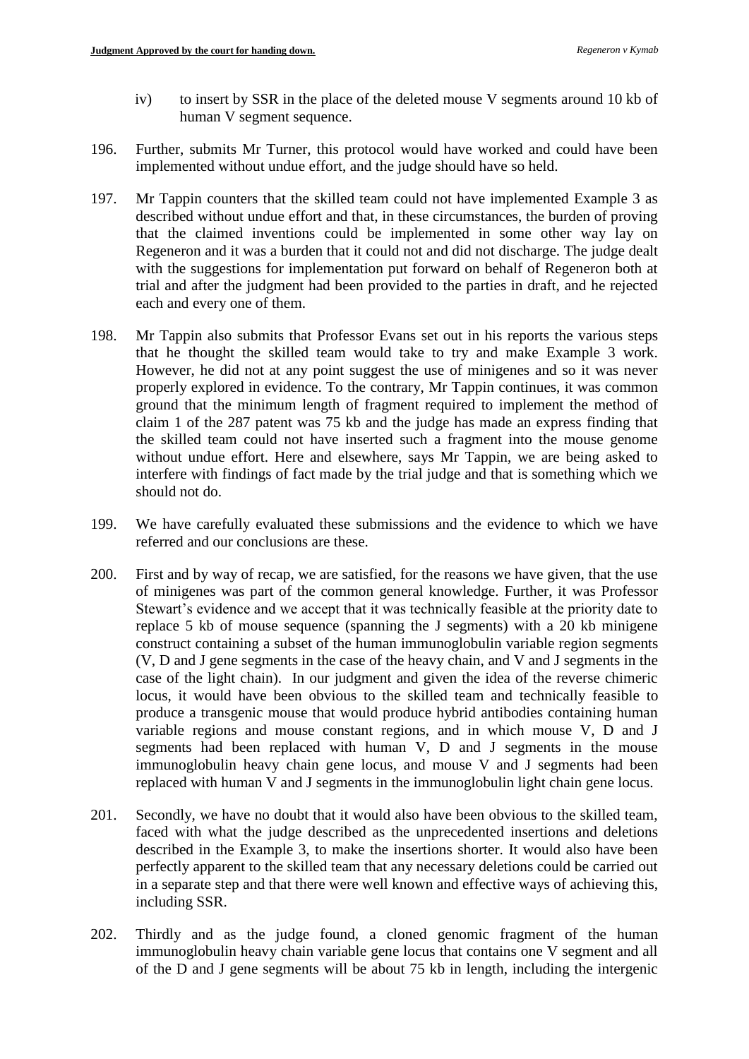iv) to insert by SSR in the place of the deleted mouse V segments around 10 kb of human V segment sequence.

196. Further, submits Mr Turner, this protocol would have worked and could have been implemented without undue effort, and the judge should have so held.

197. Mr Tappin counters that the skilled team could not have implemented Example 3 as described without undue effort and that, in these circumstances, the burden of proving that the claimed inventions could be implemented in some other way lay on Regeneron and it was a burden that it could not and did not discharge. The judge dealt with the suggestions for implementation put forward on behalf of Regeneron both at trial and after the judgment had been provided to the parties in draft, and he rejected each and every one of them.

198. Mr Tappin also submits that Professor Evans set out in his reports the various steps that he thought the skilled team would take to try and make Example 3 work. However, he did not at any point suggest the use of minigenes and so it was never properly explored in evidence. To the contrary, Mr Tappin continues, it was common ground that the minimum length of fragment required to implement the method of claim 1 of the 287 patent was 75 kb and the judge has made an express finding that the skilled team could not have inserted such a fragment into the mouse genome without undue effort. Here and elsewhere, says Mr Tappin, we are being asked to interfere with findings of fact made by the trial judge and that is something which we should not do.

199. We have carefully evaluated these submissions and the evidence to which we have referred and our conclusions are these.

200. First and by way of recap, we are satisfied, for the reasons we have given, that the use of minigenes was part of the common general knowledge. Further, it was Professor Stewart's evidence and we accept that it was technically feasible at the priority date to replace 5 kb of mouse sequence (spanning the J segments) with a 20 kb minigene construct containing a subset of the human immunoglobulin variable region segments (V, D and J gene segments in the case of the heavy chain, and V and J segments in the case of the light chain). In our judgment and given the idea of the reverse chimeric locus, it would have been obvious to the skilled team and technically feasible to produce a transgenic mouse that would produce hybrid antibodies containing human variable regions and mouse constant regions, and in which mouse V, D and J segments had been replaced with human V, D and J segments in the mouse immunoglobulin heavy chain gene locus, and mouse V and J segments had been replaced with human V and J segments in the immunoglobulin light chain gene locus.

201. Secondly, we have no doubt that it would also have been obvious to the skilled team, faced with what the judge described as the unprecedented insertions and deletions described in the Example 3, to make the insertions shorter. It would also have been perfectly apparent to the skilled team that any necessary deletions could be carried out in a separate step and that there were well known and effective ways of achieving this, including SSR.

202. Thirdly and as the judge found, a cloned genomic fragment of the human immunoglobulin heavy chain variable gene locus that contains one V segment and all of the D and J gene segments will be about 75 kb in length, including the intergenic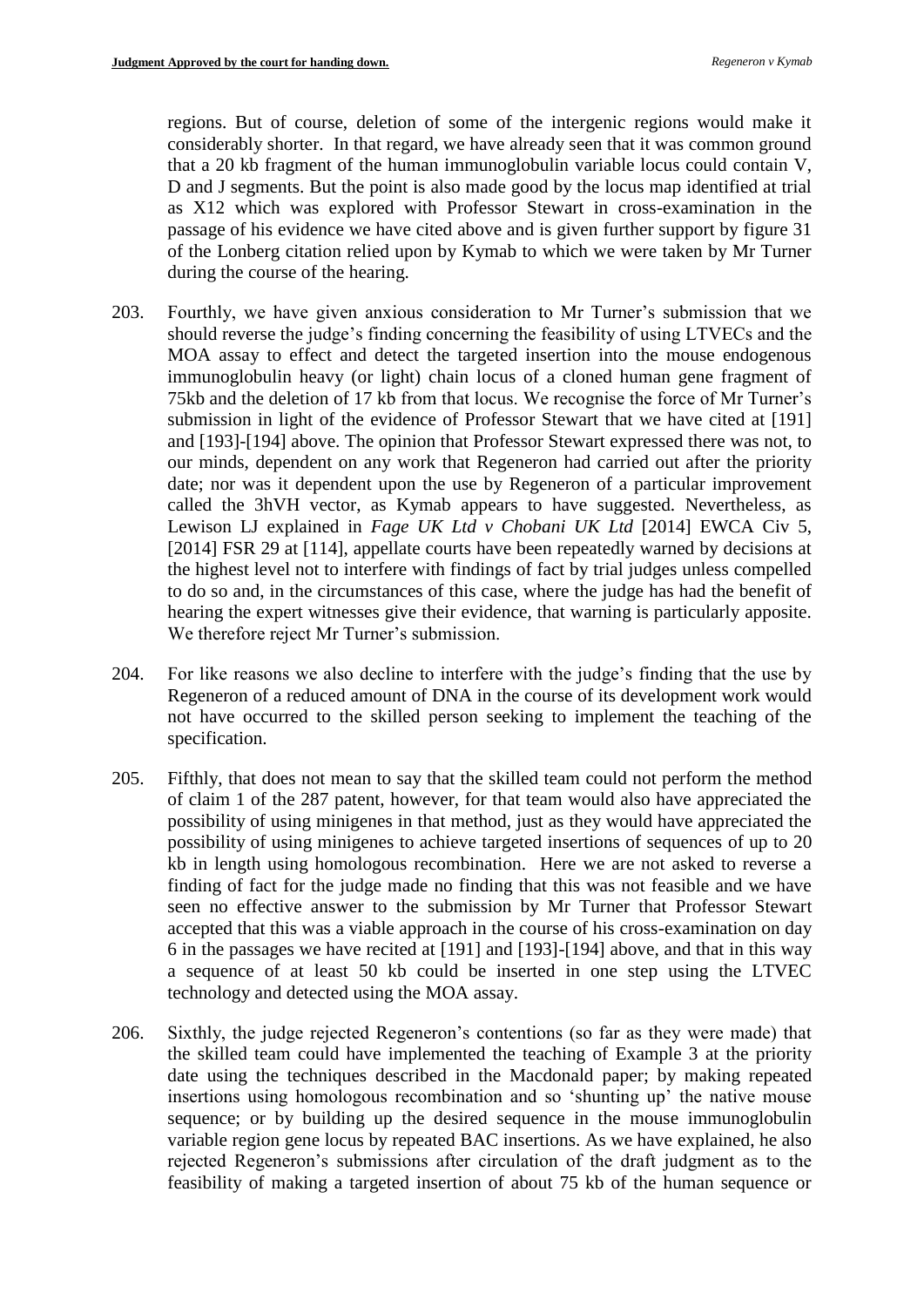regions. But of course, deletion of some of the intergenic regions would make it considerably shorter. In that regard, we have already seen that it was common ground that a 20 kb fragment of the human immunoglobulin variable locus could contain V, D and J segments. But the point is also made good by the locus map identified at trial as X12 which was explored with Professor Stewart in cross-examination in the passage of his evidence we have cited above and is given further support by figure 31 of the Lonberg citation relied upon by Kymab to which we were taken by Mr Turner during the course of the hearing.

203. Fourthly, we have given anxious consideration to Mr Turner's submission that we should reverse the judge's finding concerning the feasibility of using LTVECs and the MOA assay to effect and detect the targeted insertion into the mouse endogenous immunoglobulin heavy (or light) chain locus of a cloned human gene fragment of 75kb and the deletion of 17 kb from that locus. We recognise the force of Mr Turner's submission in light of the evidence of Professor Stewart that we have cited at [191] and [193]-[194] above. The opinion that Professor Stewart expressed there was not, to our minds, dependent on any work that Regeneron had carried out after the priority date; nor was it dependent upon the use by Regeneron of a particular improvement called the 3hVH vector, as Kymab appears to have suggested. Nevertheless, as Lewison LJ explained in *Fage UK Ltd v Chobani UK Ltd* [2014] EWCA Civ 5, [2014] FSR 29 at [114], appellate courts have been repeatedly warned by decisions at the highest level not to interfere with findings of fact by trial judges unless compelled to do so and, in the circumstances of this case, where the judge has had the benefit of hearing the expert witnesses give their evidence, that warning is particularly apposite. We therefore reject Mr Turner's submission.

204. For like reasons we also decline to interfere with the judge's finding that the use by Regeneron of a reduced amount of DNA in the course of its development work would not have occurred to the skilled person seeking to implement the teaching of the specification.

205. Fifthly, that does not mean to say that the skilled team could not perform the method of claim 1 of the 287 patent, however, for that team would also have appreciated the possibility of using minigenes in that method, just as they would have appreciated the possibility of using minigenes to achieve targeted insertions of sequences of up to 20 kb in length using homologous recombination. Here we are not asked to reverse a finding of fact for the judge made no finding that this was not feasible and we have seen no effective answer to the submission by Mr Turner that Professor Stewart accepted that this was a viable approach in the course of his cross-examination on day 6 in the passages we have recited at [191] and [193]-[194] above, and that in this way a sequence of at least 50 kb could be inserted in one step using the LTVEC technology and detected using the MOA assay.

206. Sixthly, the judge rejected Regeneron's contentions (so far as they were made) that the skilled team could have implemented the teaching of Example 3 at the priority date using the techniques described in the Macdonald paper; by making repeated insertions using homologous recombination and so 'shunting up' the native mouse sequence; or by building up the desired sequence in the mouse immunoglobulin variable region gene locus by repeated BAC insertions. As we have explained, he also rejected Regeneron's submissions after circulation of the draft judgment as to the feasibility of making a targeted insertion of about 75 kb of the human sequence or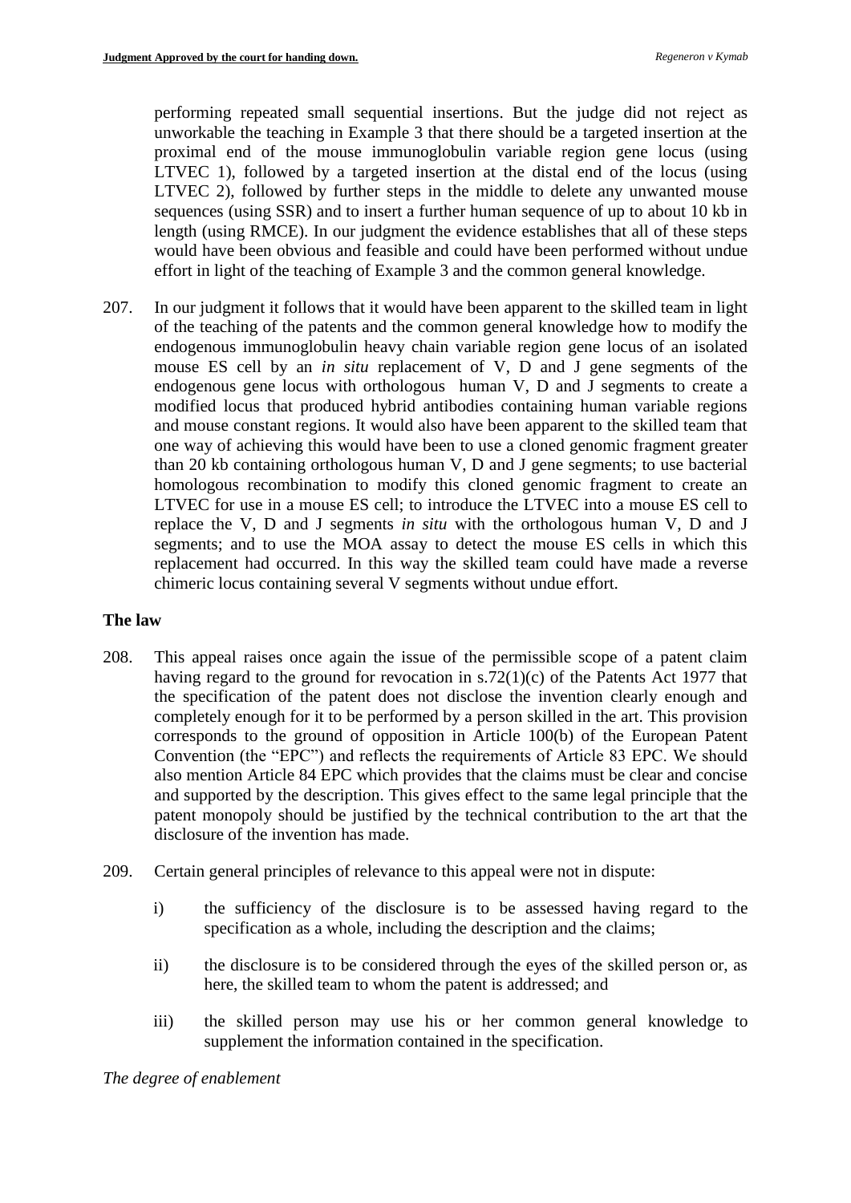performing repeated small sequential insertions. But the judge did not reject as unworkable the teaching in Example 3 that there should be a targeted insertion at the proximal end of the mouse immunoglobulin variable region gene locus (using LTVEC 1), followed by a targeted insertion at the distal end of the locus (using LTVEC 2), followed by further steps in the middle to delete any unwanted mouse sequences (using SSR) and to insert a further human sequence of up to about 10 kb in length (using RMCE). In our judgment the evidence establishes that all of these steps would have been obvious and feasible and could have been performed without undue effort in light of the teaching of Example 3 and the common general knowledge.

207. In our judgment it follows that it would have been apparent to the skilled team in light of the teaching of the patents and the common general knowledge how to modify the endogenous immunoglobulin heavy chain variable region gene locus of an isolated mouse ES cell by an *in situ* replacement of V, D and J gene segments of the endogenous gene locus with orthologous human V, D and J segments to create a modified locus that produced hybrid antibodies containing human variable regions and mouse constant regions. It would also have been apparent to the skilled team that one way of achieving this would have been to use a cloned genomic fragment greater than 20 kb containing orthologous human V, D and J gene segments; to use bacterial homologous recombination to modify this cloned genomic fragment to create an LTVEC for use in a mouse ES cell; to introduce the LTVEC into a mouse ES cell to replace the V, D and J segments *in situ* with the orthologous human V, D and J segments; and to use the MOA assay to detect the mouse ES cells in which this replacement had occurred. In this way the skilled team could have made a reverse chimeric locus containing several V segments without undue effort.

## The law

208. This appeal raises once again the issue of the permissible scope of a patent claim having regard to the ground for revocation in s.72(1)(c) of the Patents Act 1977 that the specification of the patent does not disclose the invention clearly enough and completely enough for it to be performed by a person skilled in the art. This provision corresponds to the ground of opposition in Article 100(b) of the European Patent Convention (the "EPC") and reflects the requirements of Article 83 EPC. We should also mention Article 84 EPC which provides that the claims must be clear and concise and supported by the description. This gives effect to the same legal principle that the patent monopoly should be justified by the technical contribution to the art that the disclosure of the invention has made.

209. Certain general principles of relevance to this appeal were not in dispute:

    i) the sufficiency of the disclosure is to be assessed having regard to the specification as a whole, including the description and the claims;

    ii) the disclosure is to be considered through the eyes of the skilled person or, as here, the skilled team to whom the patent is addressed; and

    iii) the skilled person may use his or her common general knowledge to supplement the information contained in the specification.

*The degree of enablement*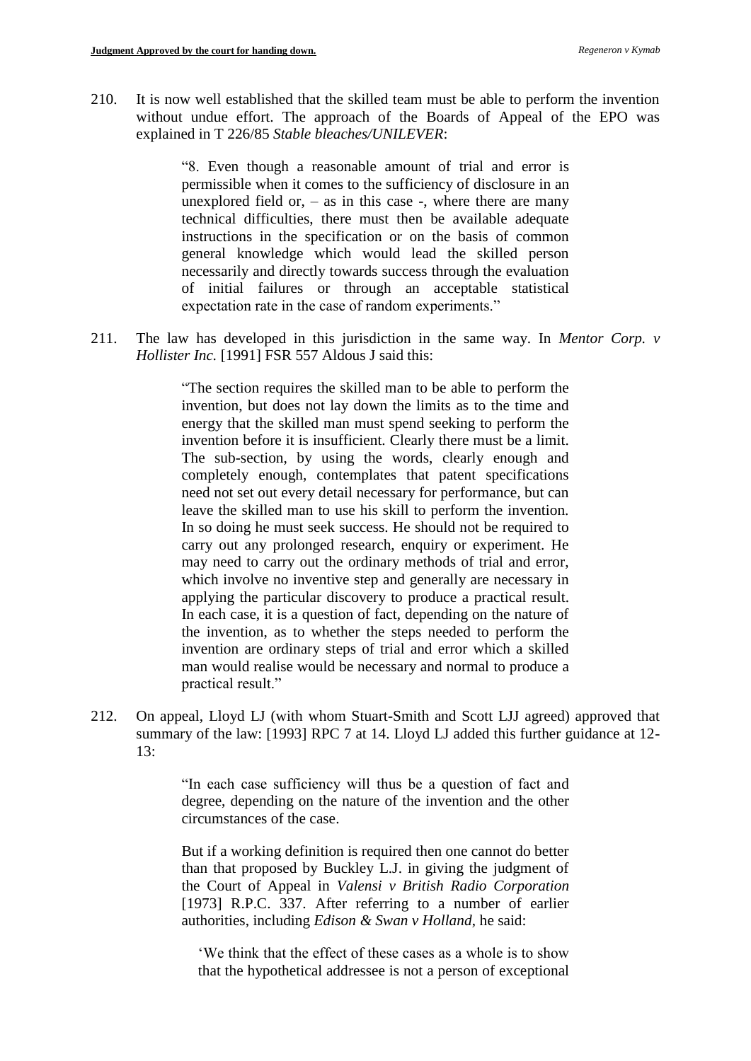210. It is now well established that the skilled team must be able to perform the invention without undue effort. The approach of the Boards of Appeal of the EPO was explained in T 226/85 *Stable bleaches/UNILEVER*:

> "8. Even though a reasonable amount of trial and error is permissible when it comes to the sufficiency of disclosure in an unexplored field or, – as in this case -, where there are many technical difficulties, there must then be available adequate instructions in the specification or on the basis of common general knowledge which would lead the skilled person necessarily and directly towards success through the evaluation of initial failures or through an acceptable statistical expectation rate in the case of random experiments."

211. The law has developed in this jurisdiction in the same way. In *Mentor Corp. v Hollister Inc.* [1991] FSR 557 Aldous J said this:

> "The section requires the skilled man to be able to perform the invention, but does not lay down the limits as to the time and energy that the skilled man must spend seeking to perform the invention before it is insufficient. Clearly there must be a limit. The sub-section, by using the words, clearly enough and completely enough, contemplates that patent specifications need not set out every detail necessary for performance, but can leave the skilled man to use his skill to perform the invention. In so doing he must seek success. He should not be required to carry out any prolonged research, enquiry or experiment. He may need to carry out the ordinary methods of trial and error, which involve no inventive step and generally are necessary in applying the particular discovery to produce a practical result. In each case, it is a question of fact, depending on the nature of the invention, as to whether the steps needed to perform the invention are ordinary steps of trial and error which a skilled man would realise would be necessary and normal to produce a practical result."

212. On appeal, Lloyd LJ (with whom Stuart-Smith and Scott LJJ agreed) approved that summary of the law: [1993] RPC 7 at 14. Lloyd LJ added this further guidance at 12-13:

> "In each case sufficiency will thus be a question of fact and degree, depending on the nature of the invention and the other circumstances of the case.
>
> But if a working definition is required then one cannot do better than that proposed by Buckley L.J. in giving the judgment of the Court of Appeal in *Valensi v British Radio Corporation* [1973] R.P.C. 337. After referring to a number of earlier authorities, including *Edison & Swan v Holland*, he said:
>
> > 'We think that the effect of these cases as a whole is to show that the hypothetical addressee is not a person of exceptional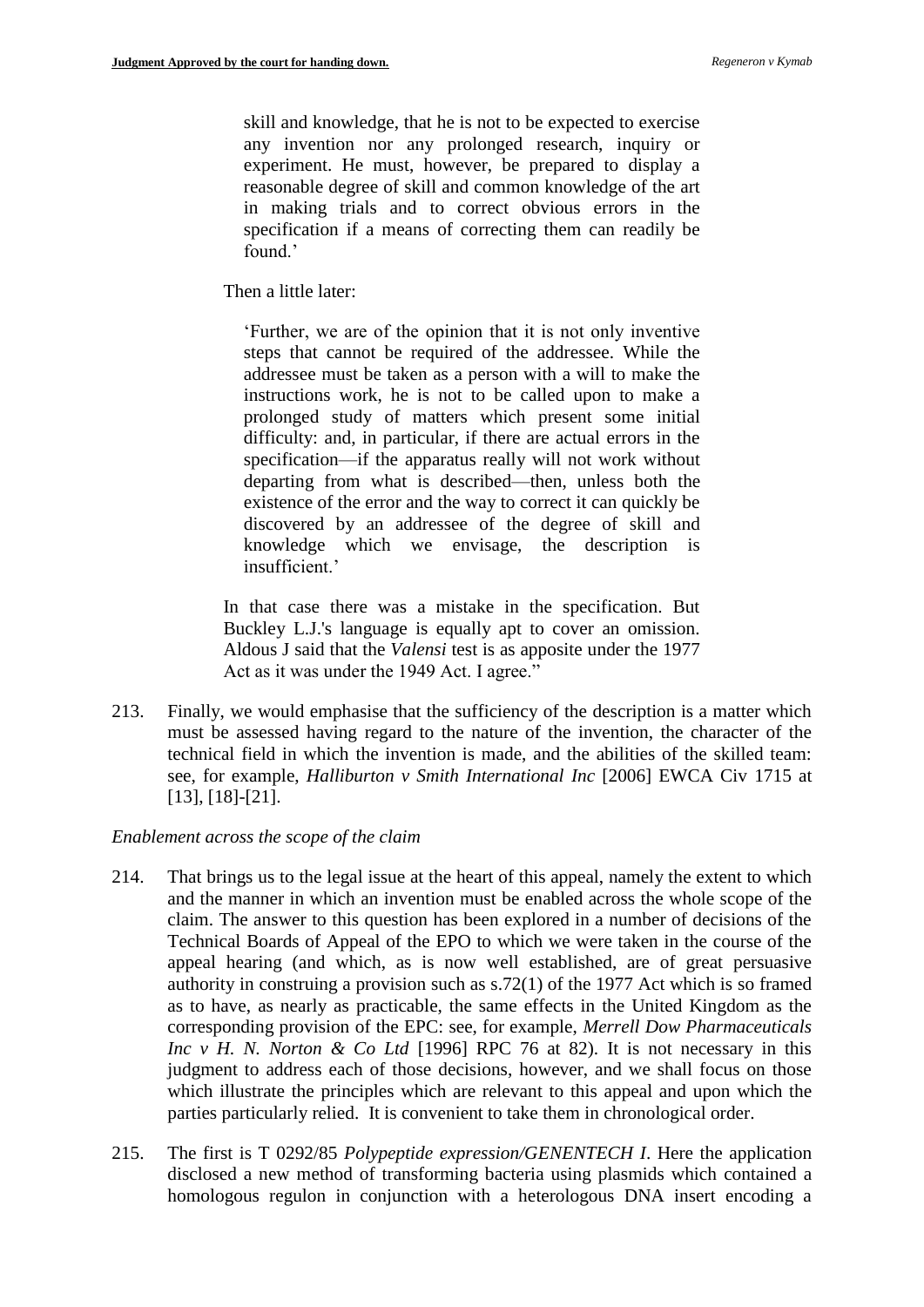> skill and knowledge, that he is not to be expected to exercise any invention nor any prolonged research, inquiry or experiment. He must, however, be prepared to display a reasonable degree of skill and common knowledge of the art in making trials and to correct obvious errors in the specification if a means of correcting them can readily be found.'
>
> Then a little later:
>
> 'Further, we are of the opinion that it is not only inventive steps that cannot be required of the addressee. While the addressee must be taken as a person with a will to make the instructions work, he is not to be called upon to make a prolonged study of matters which present some initial difficulty: and, in particular, if there are actual errors in the specification—if the apparatus really will not work without departing from what is described—then, unless both the existence of the error and the way to correct it can quickly be discovered by an addressee of the degree of skill and knowledge which we envisage, the description is insufficient.'
>
> In that case there was a mistake in the specification. But Buckley L.J.'s language is equally apt to cover an omission. Aldous J said that the *Valensi* test is as apposite under the 1977 Act as it was under the 1949 Act. I agree."

213. Finally, we would emphasise that the sufficiency of the description is a matter which must be assessed having regard to the nature of the invention, the character of the technical field in which the invention is made, and the abilities of the skilled team: see, for example, *Halliburton v Smith International Inc* [2006] EWCA Civ 1715 at [13], [18]-[21].

*Enablement across the scope of the claim*

214. That brings us to the legal issue at the heart of this appeal, namely the extent to which and the manner in which an invention must be enabled across the whole scope of the claim. The answer to this question has been explored in a number of decisions of the Technical Boards of Appeal of the EPO to which we were taken in the course of the appeal hearing (and which, as is now well established, are of great persuasive authority in construing a provision such as s.72(1) of the 1977 Act which is so framed as to have, as nearly as practicable, the same effects in the United Kingdom as the corresponding provision of the EPC: see, for example, *Merrell Dow Pharmaceuticals Inc v H. N. Norton & Co Ltd* [1996] RPC 76 at 82). It is not necessary in this judgment to address each of those decisions, however, and we shall focus on those which illustrate the principles which are relevant to this appeal and upon which the parties particularly relied. It is convenient to take them in chronological order.

215. The first is T 0292/85 *Polypeptide expression/GENENTECH I*. Here the application disclosed a new method of transforming bacteria using plasmids which contained a homologous regulon in conjunction with a heterologous DNA insert encoding a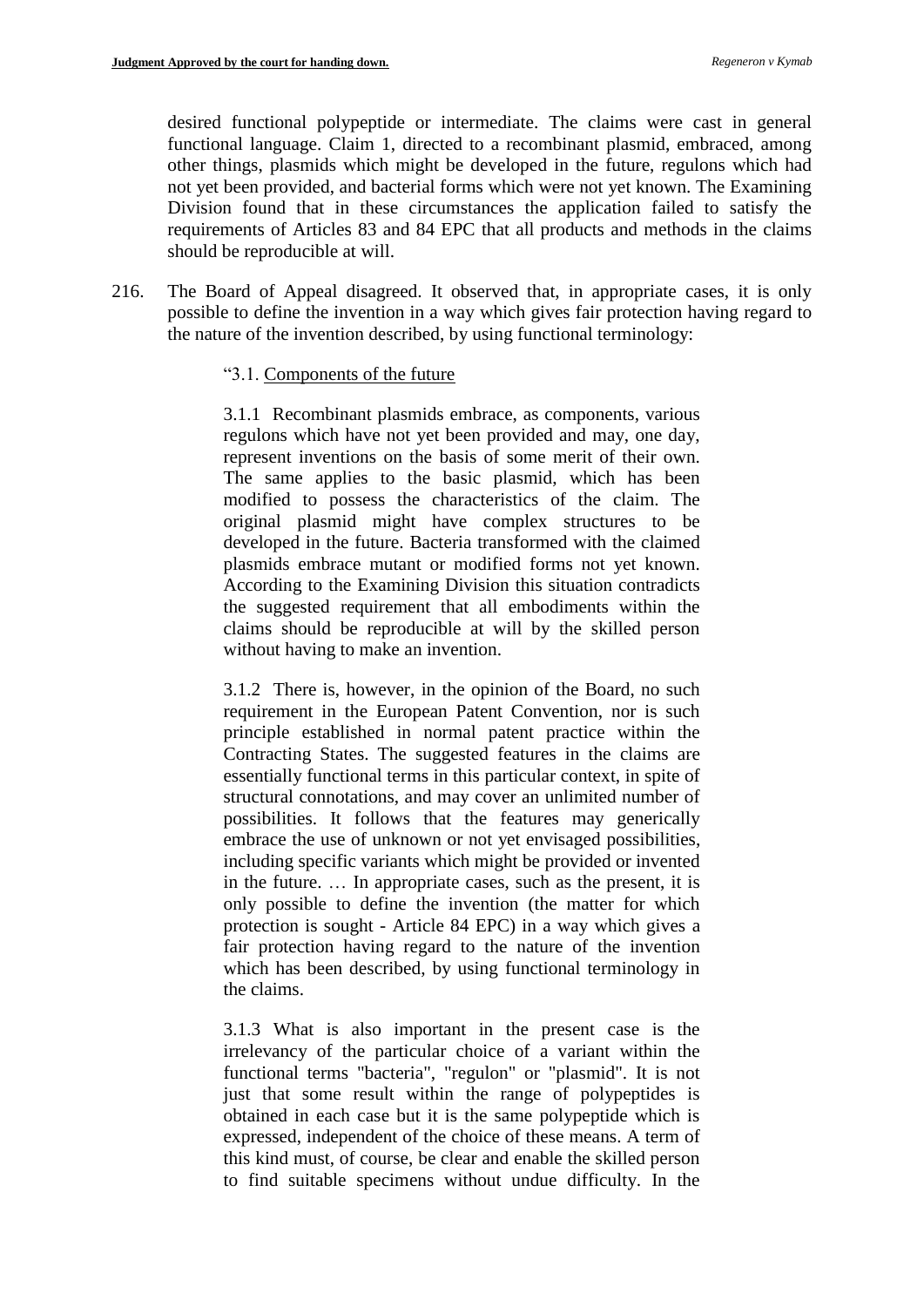desired functional polypeptide or intermediate. The claims were cast in general functional language. Claim 1, directed to a recombinant plasmid, embraced, among other things, plasmids which might be developed in the future, regulons which had not yet been provided, and bacterial forms which were not yet known. The Examining Division found that in these circumstances the application failed to satisfy the requirements of Articles 83 and 84 EPC that all products and methods in the claims should be reproducible at will.

216. The Board of Appeal disagreed. It observed that, in appropriate cases, it is only possible to define the invention in a way which gives fair protection having regard to the nature of the invention described, by using functional terminology:

> "3.1. Components of the future
>
> 3.1.1 Recombinant plasmids embrace, as components, various regulons which have not yet been provided and may, one day, represent inventions on the basis of some merit of their own. The same applies to the basic plasmid, which has been modified to possess the characteristics of the claim. The original plasmid might have complex structures to be developed in the future. Bacteria transformed with the claimed plasmids embrace mutant or modified forms not yet known. According to the Examining Division this situation contradicts the suggested requirement that all embodiments within the claims should be reproducible at will by the skilled person without having to make an invention.
>
> 3.1.2 There is, however, in the opinion of the Board, no such requirement in the European Patent Convention, nor is such principle established in normal patent practice within the Contracting States. The suggested features in the claims are essentially functional terms in this particular context, in spite of structural connotations, and may cover an unlimited number of possibilities. It follows that the features may generically embrace the use of unknown or not yet envisaged possibilities, including specific variants which might be provided or invented in the future. … In appropriate cases, such as the present, it is only possible to define the invention (the matter for which protection is sought - Article 84 EPC) in a way which gives a fair protection having regard to the nature of the invention which has been described, by using functional terminology in the claims.
>
> 3.1.3 What is also important in the present case is the irrelevancy of the particular choice of a variant within the functional terms "bacteria", "regulon" or "plasmid". It is not just that some result within the range of polypeptides is obtained in each case but it is the same polypeptide which is expressed, independent of the choice of these means. A term of this kind must, of course, be clear and enable the skilled person to find suitable specimens without undue difficulty. In the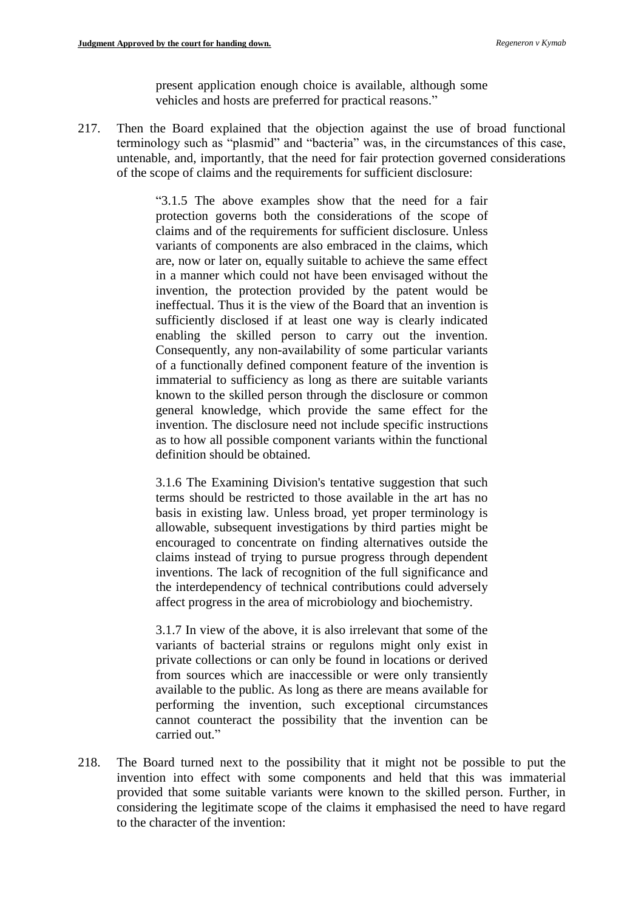> present application enough choice is available, although some vehicles and hosts are preferred for practical reasons."

217. Then the Board explained that the objection against the use of broad functional terminology such as "plasmid" and "bacteria" was, in the circumstances of this case, untenable, and, importantly, that the need for fair protection governed considerations of the scope of claims and the requirements for sufficient disclosure:

> "3.1.5 The above examples show that the need for a fair protection governs both the considerations of the scope of claims and of the requirements for sufficient disclosure. Unless variants of components are also embraced in the claims, which are, now or later on, equally suitable to achieve the same effect in a manner which could not have been envisaged without the invention, the protection provided by the patent would be ineffectual. Thus it is the view of the Board that an invention is sufficiently disclosed if at least one way is clearly indicated enabling the skilled person to carry out the invention. Consequently, any non-availability of some particular variants of a functionally defined component feature of the invention is immaterial to sufficiency as long as there are suitable variants known to the skilled person through the disclosure or common general knowledge, which provide the same effect for the invention. The disclosure need not include specific instructions as to how all possible component variants within the functional definition should be obtained.
>
> 3.1.6 The Examining Division's tentative suggestion that such terms should be restricted to those available in the art has no basis in existing law. Unless broad, yet proper terminology is allowable, subsequent investigations by third parties might be encouraged to concentrate on finding alternatives outside the claims instead of trying to pursue progress through dependent inventions. The lack of recognition of the full significance and the interdependency of technical contributions could adversely affect progress in the area of microbiology and biochemistry.
>
> 3.1.7 In view of the above, it is also irrelevant that some of the variants of bacterial strains or regulons might only exist in private collections or can only be found in locations or derived from sources which are inaccessible or were only transiently available to the public. As long as there are means available for performing the invention, such exceptional circumstances cannot counteract the possibility that the invention can be carried out."

218. The Board turned next to the possibility that it might not be possible to put the invention into effect with some components and held that this was immaterial provided that some suitable variants were known to the skilled person. Further, in considering the legitimate scope of the claims it emphasised the need to have regard to the character of the invention: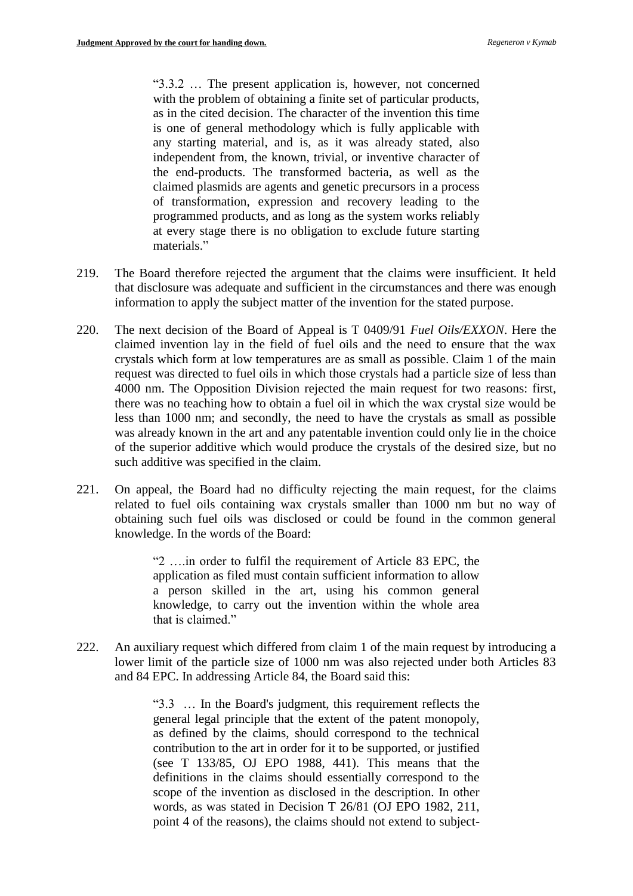> "3.3.2 … The present application is, however, not concerned with the problem of obtaining a finite set of particular products, as in the cited decision. The character of the invention this time is one of general methodology which is fully applicable with any starting material, and is, as it was already stated, also independent from, the known, trivial, or inventive character of the end-products. The transformed bacteria, as well as the claimed plasmids are agents and genetic precursors in a process of transformation, expression and recovery leading to the programmed products, and as long as the system works reliably at every stage there is no obligation to exclude future starting materials."

219. The Board therefore rejected the argument that the claims were insufficient. It held that disclosure was adequate and sufficient in the circumstances and there was enough information to apply the subject matter of the invention for the stated purpose.

220. The next decision of the Board of Appeal is T 0409/91 *Fuel Oils/EXXON*. Here the claimed invention lay in the field of fuel oils and the need to ensure that the wax crystals which form at low temperatures are as small as possible. Claim 1 of the main request was directed to fuel oils in which those crystals had a particle size of less than 4000 nm. The Opposition Division rejected the main request for two reasons: first, there was no teaching how to obtain a fuel oil in which the wax crystal size would be less than 1000 nm; and secondly, the need to have the crystals as small as possible was already known in the art and any patentable invention could only lie in the choice of the superior additive which would produce the crystals of the desired size, but no such additive was specified in the claim.

221. On appeal, the Board had no difficulty rejecting the main request, for the claims related to fuel oils containing wax crystals smaller than 1000 nm but no way of obtaining such fuel oils was disclosed or could be found in the common general knowledge. In the words of the Board:

> "2 ….in order to fulfil the requirement of Article 83 EPC, the application as filed must contain sufficient information to allow a person skilled in the art, using his common general knowledge, to carry out the invention within the whole area that is claimed."

222. An auxiliary request which differed from claim 1 of the main request by introducing a lower limit of the particle size of 1000 nm was also rejected under both Articles 83 and 84 EPC. In addressing Article 84, the Board said this:

> "3.3 … In the Board's judgment, this requirement reflects the general legal principle that the extent of the patent monopoly, as defined by the claims, should correspond to the technical contribution to the art in order for it to be supported, or justified (see T 133/85, OJ EPO 1988, 441). This means that the definitions in the claims should essentially correspond to the scope of the invention as disclosed in the description. In other words, as was stated in Decision T 26/81 (OJ EPO 1982, 211, point 4 of the reasons), the claims should not extend to subject-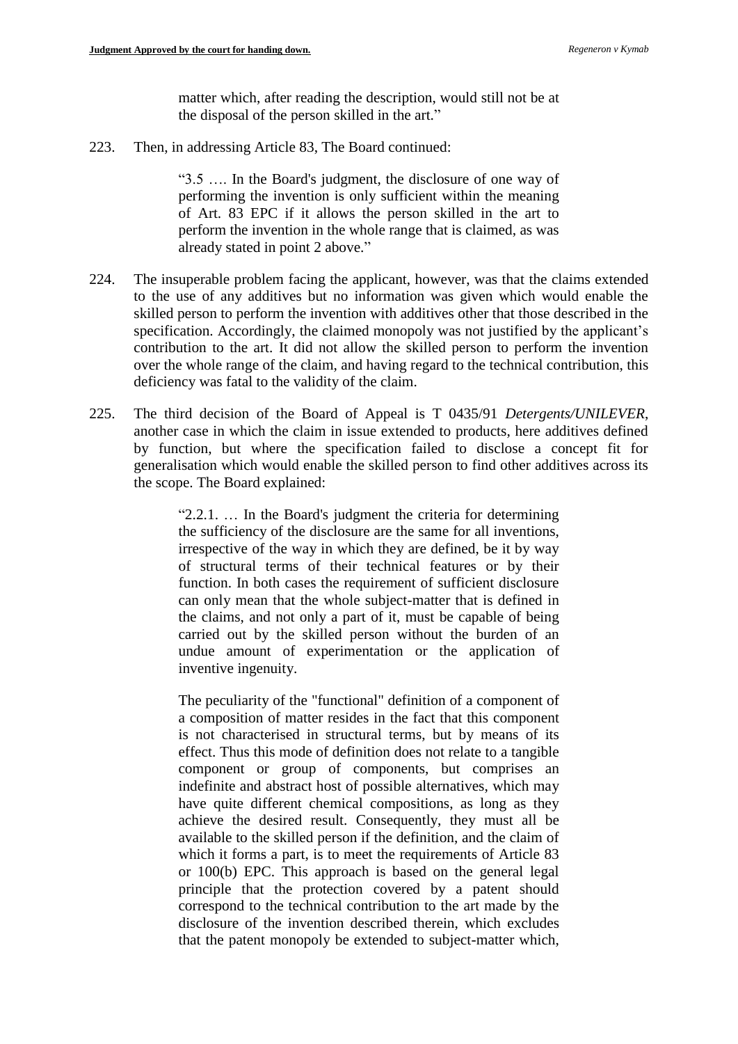> matter which, after reading the description, would still not be at the disposal of the person skilled in the art."

223. Then, in addressing Article 83, The Board continued:

> "3.5 …. In the Board's judgment, the disclosure of one way of performing the invention is only sufficient within the meaning of Art. 83 EPC if it allows the person skilled in the art to perform the invention in the whole range that is claimed, as was already stated in point 2 above."

224. The insuperable problem facing the applicant, however, was that the claims extended to the use of any additives but no information was given which would enable the skilled person to perform the invention with additives other that those described in the specification. Accordingly, the claimed monopoly was not justified by the applicant's contribution to the art. It did not allow the skilled person to perform the invention over the whole range of the claim, and having regard to the technical contribution, this deficiency was fatal to the validity of the claim.

225. The third decision of the Board of Appeal is T 0435/91 *Detergents/UNILEVER*, another case in which the claim in issue extended to products, here additives defined by function, but where the specification failed to disclose a concept fit for generalisation which would enable the skilled person to find other additives across its the scope. The Board explained:

> "2.2.1. … In the Board's judgment the criteria for determining the sufficiency of the disclosure are the same for all inventions, irrespective of the way in which they are defined, be it by way of structural terms of their technical features or by their function. In both cases the requirement of sufficient disclosure can only mean that the whole subject-matter that is defined in the claims, and not only a part of it, must be capable of being carried out by the skilled person without the burden of an undue amount of experimentation or the application of inventive ingenuity.
>
> The peculiarity of the "functional" definition of a component of a composition of matter resides in the fact that this component is not characterised in structural terms, but by means of its effect. Thus this mode of definition does not relate to a tangible component or group of components, but comprises an indefinite and abstract host of possible alternatives, which may have quite different chemical compositions, as long as they achieve the desired result. Consequently, they must all be available to the skilled person if the definition, and the claim of which it forms a part, is to meet the requirements of Article 83 or 100(b) EPC. This approach is based on the general legal principle that the protection covered by a patent should correspond to the technical contribution to the art made by the disclosure of the invention described therein, which excludes that the patent monopoly be extended to subject-matter which,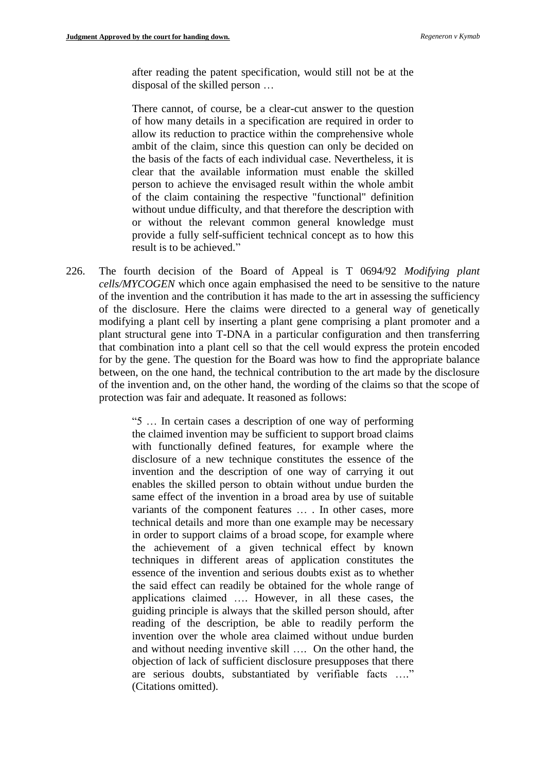> after reading the patent specification, would still not be at the disposal of the skilled person …
>
> There cannot, of course, be a clear-cut answer to the question of how many details in a specification are required in order to allow its reduction to practice within the comprehensive whole ambit of the claim, since this question can only be decided on the basis of the facts of each individual case. Nevertheless, it is clear that the available information must enable the skilled person to achieve the envisaged result within the whole ambit of the claim containing the respective "functional" definition without undue difficulty, and that therefore the description with or without the relevant common general knowledge must provide a fully self-sufficient technical concept as to how this result is to be achieved."

226. The fourth decision of the Board of Appeal is T 0694/92 *Modifying plant cells/MYCOGEN* which once again emphasised the need to be sensitive to the nature of the invention and the contribution it has made to the art in assessing the sufficiency of the disclosure. Here the claims were directed to a general way of genetically modifying a plant cell by inserting a plant gene comprising a plant promoter and a plant structural gene into T-DNA in a particular configuration and then transferring that combination into a plant cell so that the cell would express the protein encoded for by the gene. The question for the Board was how to find the appropriate balance between, on the one hand, the technical contribution to the art made by the disclosure of the invention and, on the other hand, the wording of the claims so that the scope of protection was fair and adequate. It reasoned as follows:

> "5 … In certain cases a description of one way of performing the claimed invention may be sufficient to support broad claims with functionally defined features, for example where the disclosure of a new technique constitutes the essence of the invention and the description of one way of carrying it out enables the skilled person to obtain without undue burden the same effect of the invention in a broad area by use of suitable variants of the component features … . In other cases, more technical details and more than one example may be necessary in order to support claims of a broad scope, for example where the achievement of a given technical effect by known techniques in different areas of application constitutes the essence of the invention and serious doubts exist as to whether the said effect can readily be obtained for the whole range of applications claimed …. However, in all these cases, the guiding principle is always that the skilled person should, after reading of the description, be able to readily perform the invention over the whole area claimed without undue burden and without needing inventive skill …. On the other hand, the objection of lack of sufficient disclosure presupposes that there are serious doubts, substantiated by verifiable facts …." (Citations omitted).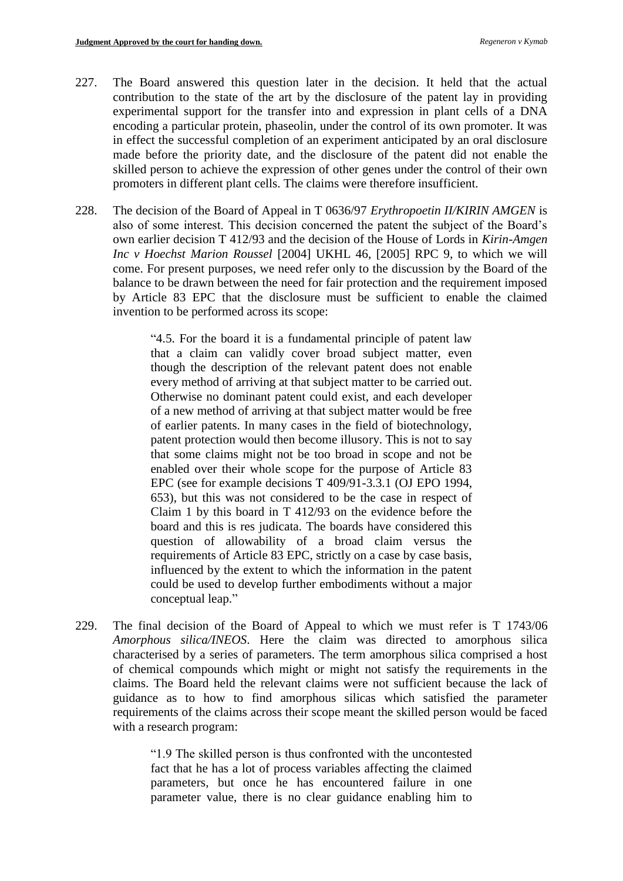227. The Board answered this question later in the decision. It held that the actual contribution to the state of the art by the disclosure of the patent lay in providing experimental support for the transfer into and expression in plant cells of a DNA encoding a particular protein, phaseolin, under the control of its own promoter. It was in effect the successful completion of an experiment anticipated by an oral disclosure made before the priority date, and the disclosure of the patent did not enable the skilled person to achieve the expression of other genes under the control of their own promoters in different plant cells. The claims were therefore insufficient.

228. The decision of the Board of Appeal in T 0636/97 *Erythropoetin II/KIRIN AMGEN* is also of some interest. This decision concerned the patent the subject of the Board's own earlier decision T 412/93 and the decision of the House of Lords in *Kirin-Amgen Inc v Hoechst Marion Roussel* [2004] UKHL 46, [2005] RPC 9, to which we will come. For present purposes, we need refer only to the discussion by the Board of the balance to be drawn between the need for fair protection and the requirement imposed by Article 83 EPC that the disclosure must be sufficient to enable the claimed invention to be performed across its scope:

> "4.5. For the board it is a fundamental principle of patent law that a claim can validly cover broad subject matter, even though the description of the relevant patent does not enable every method of arriving at that subject matter to be carried out. Otherwise no dominant patent could exist, and each developer of a new method of arriving at that subject matter would be free of earlier patents. In many cases in the field of biotechnology, patent protection would then become illusory. This is not to say that some claims might not be too broad in scope and not be enabled over their whole scope for the purpose of Article 83 EPC (see for example decisions T 409/91-3.3.1 (OJ EPO 1994, 653), but this was not considered to be the case in respect of Claim 1 by this board in T 412/93 on the evidence before the board and this is res judicata. The boards have considered this question of allowability of a broad claim versus the requirements of Article 83 EPC, strictly on a case by case basis, influenced by the extent to which the information in the patent could be used to develop further embodiments without a major conceptual leap."

229. The final decision of the Board of Appeal to which we must refer is T 1743/06 *Amorphous silica/INEOS*. Here the claim was directed to amorphous silica characterised by a series of parameters. The term amorphous silica comprised a host of chemical compounds which might or might not satisfy the requirements in the claims. The Board held the relevant claims were not sufficient because the lack of guidance as to how to find amorphous silicas which satisfied the parameter requirements of the claims across their scope meant the skilled person would be faced with a research program:

> "1.9 The skilled person is thus confronted with the uncontested fact that he has a lot of process variables affecting the claimed parameters, but once he has encountered failure in one parameter value, there is no clear guidance enabling him to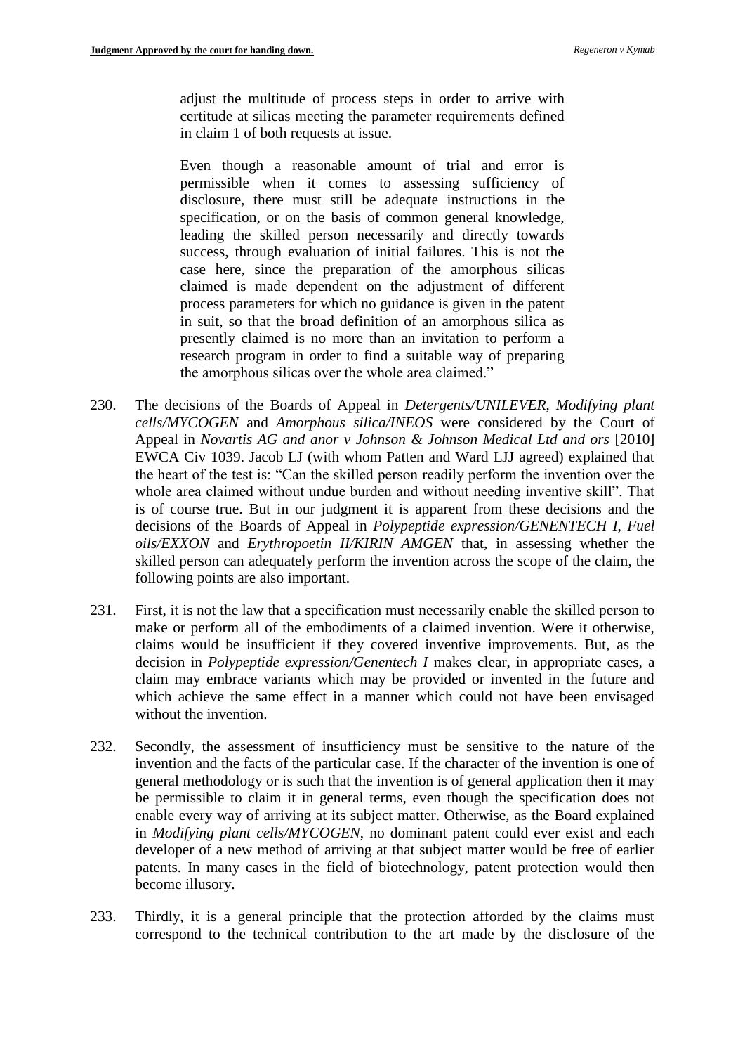> adjust the multitude of process steps in order to arrive with certitude at silicas meeting the parameter requirements defined in claim 1 of both requests at issue.
>
> Even though a reasonable amount of trial and error is permissible when it comes to assessing sufficiency of disclosure, there must still be adequate instructions in the specification, or on the basis of common general knowledge, leading the skilled person necessarily and directly towards success, through evaluation of initial failures. This is not the case here, since the preparation of the amorphous silicas claimed is made dependent on the adjustment of different process parameters for which no guidance is given in the patent in suit, so that the broad definition of an amorphous silica as presently claimed is no more than an invitation to perform a research program in order to find a suitable way of preparing the amorphous silicas over the whole area claimed."

230. The decisions of the Boards of Appeal in *Detergents/UNILEVER*, *Modifying plant cells/MYCOGEN* and *Amorphous silica/INEOS* were considered by the Court of Appeal in *Novartis AG and anor v Johnson & Johnson Medical Ltd and ors* [2010] EWCA Civ 1039. Jacob LJ (with whom Patten and Ward LJJ agreed) explained that the heart of the test is: "Can the skilled person readily perform the invention over the whole area claimed without undue burden and without needing inventive skill". That is of course true. But in our judgment it is apparent from these decisions and the decisions of the Boards of Appeal in *Polypeptide expression/GENENTECH I*, *Fuel oils/EXXON* and *Erythropoetin II/KIRIN AMGEN* that, in assessing whether the skilled person can adequately perform the invention across the scope of the claim, the following points are also important.

231. First, it is not the law that a specification must necessarily enable the skilled person to make or perform all of the embodiments of a claimed invention. Were it otherwise, claims would be insufficient if they covered inventive improvements. But, as the decision in *Polypeptide expression/Genentech I* makes clear, in appropriate cases, a claim may embrace variants which may be provided or invented in the future and which achieve the same effect in a manner which could not have been envisaged without the invention.

232. Secondly, the assessment of insufficiency must be sensitive to the nature of the invention and the facts of the particular case. If the character of the invention is one of general methodology or is such that the invention is of general application then it may be permissible to claim it in general terms, even though the specification does not enable every way of arriving at its subject matter. Otherwise, as the Board explained in *Modifying plant cells/MYCOGEN*, no dominant patent could ever exist and each developer of a new method of arriving at that subject matter would be free of earlier patents. In many cases in the field of biotechnology, patent protection would then become illusory.

233. Thirdly, it is a general principle that the protection afforded by the claims must correspond to the technical contribution to the art made by the disclosure of the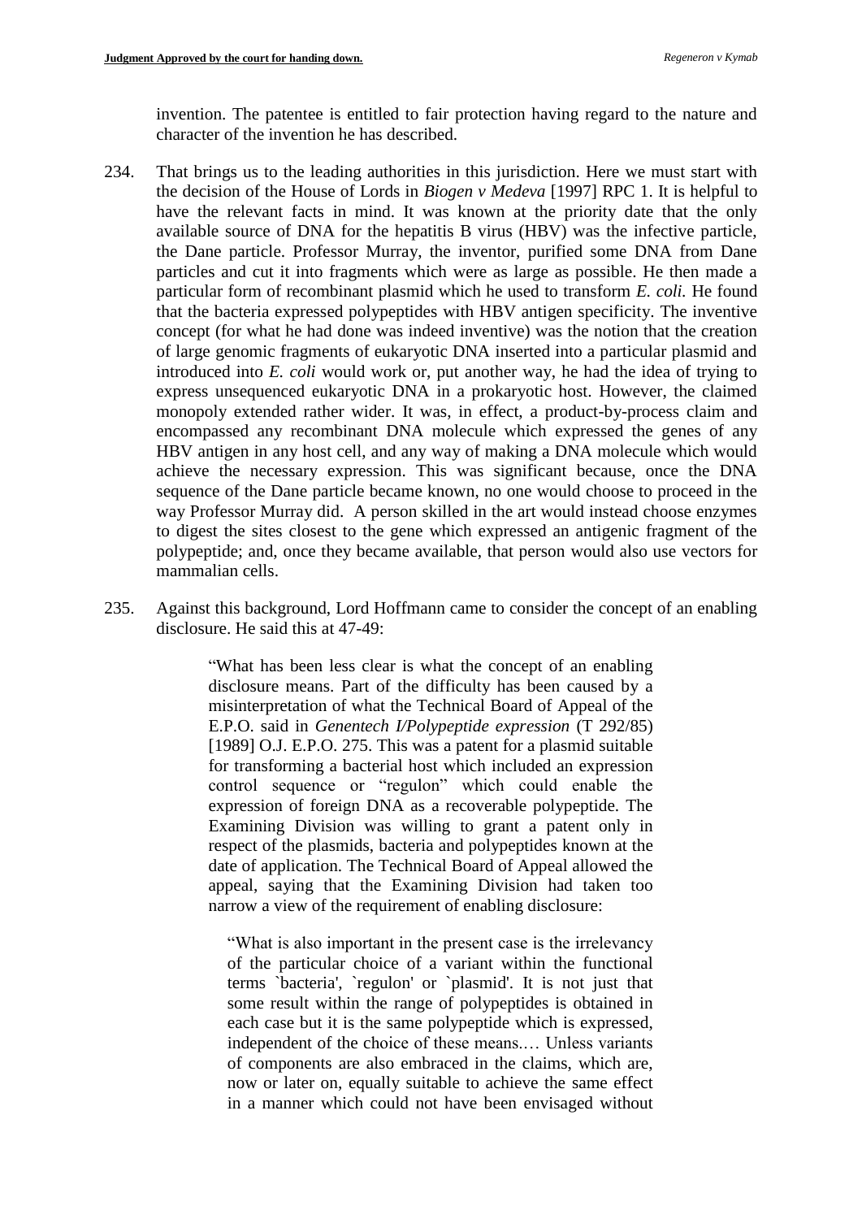invention. The patentee is entitled to fair protection having regard to the nature and character of the invention he has described.

234. That brings us to the leading authorities in this jurisdiction. Here we must start with the decision of the House of Lords in *Biogen v Medeva* [1997] RPC 1. It is helpful to have the relevant facts in mind. It was known at the priority date that the only available source of DNA for the hepatitis B virus (HBV) was the infective particle, the Dane particle. Professor Murray, the inventor, purified some DNA from Dane particles and cut it into fragments which were as large as possible. He then made a particular form of recombinant plasmid which he used to transform *E. coli.* He found that the bacteria expressed polypeptides with HBV antigen specificity. The inventive concept (for what he had done was indeed inventive) was the notion that the creation of large genomic fragments of eukaryotic DNA inserted into a particular plasmid and introduced into *E. coli* would work or, put another way, he had the idea of trying to express unsequenced eukaryotic DNA in a prokaryotic host. However, the claimed monopoly extended rather wider. It was, in effect, a product-by-process claim and encompassed any recombinant DNA molecule which expressed the genes of any HBV antigen in any host cell, and any way of making a DNA molecule which would achieve the necessary expression. This was significant because, once the DNA sequence of the Dane particle became known, no one would choose to proceed in the way Professor Murray did. A person skilled in the art would instead choose enzymes to digest the sites closest to the gene which expressed an antigenic fragment of the polypeptide; and, once they became available, that person would also use vectors for mammalian cells.

235. Against this background, Lord Hoffmann came to consider the concept of an enabling disclosure. He said this at 47-49:

> "What has been less clear is what the concept of an enabling disclosure means. Part of the difficulty has been caused by a misinterpretation of what the Technical Board of Appeal of the E.P.O. said in *Genentech I/Polypeptide expression* (T 292/85) [1989] O.J. E.P.O. 275. This was a patent for a plasmid suitable for transforming a bacterial host which included an expression control sequence or "regulon" which could enable the expression of foreign DNA as a recoverable polypeptide. The Examining Division was willing to grant a patent only in respect of the plasmids, bacteria and polypeptides known at the date of application. The Technical Board of Appeal allowed the appeal, saying that the Examining Division had taken too narrow a view of the requirement of enabling disclosure:
>
> > "What is also important in the present case is the irrelevancy of the particular choice of a variant within the functional terms `bacteria', `regulon' or `plasmid'. It is not just that some result within the range of polypeptides is obtained in each case but it is the same polypeptide which is expressed, independent of the choice of these means.… Unless variants of components are also embraced in the claims, which are, now or later on, equally suitable to achieve the same effect in a manner which could not have been envisaged without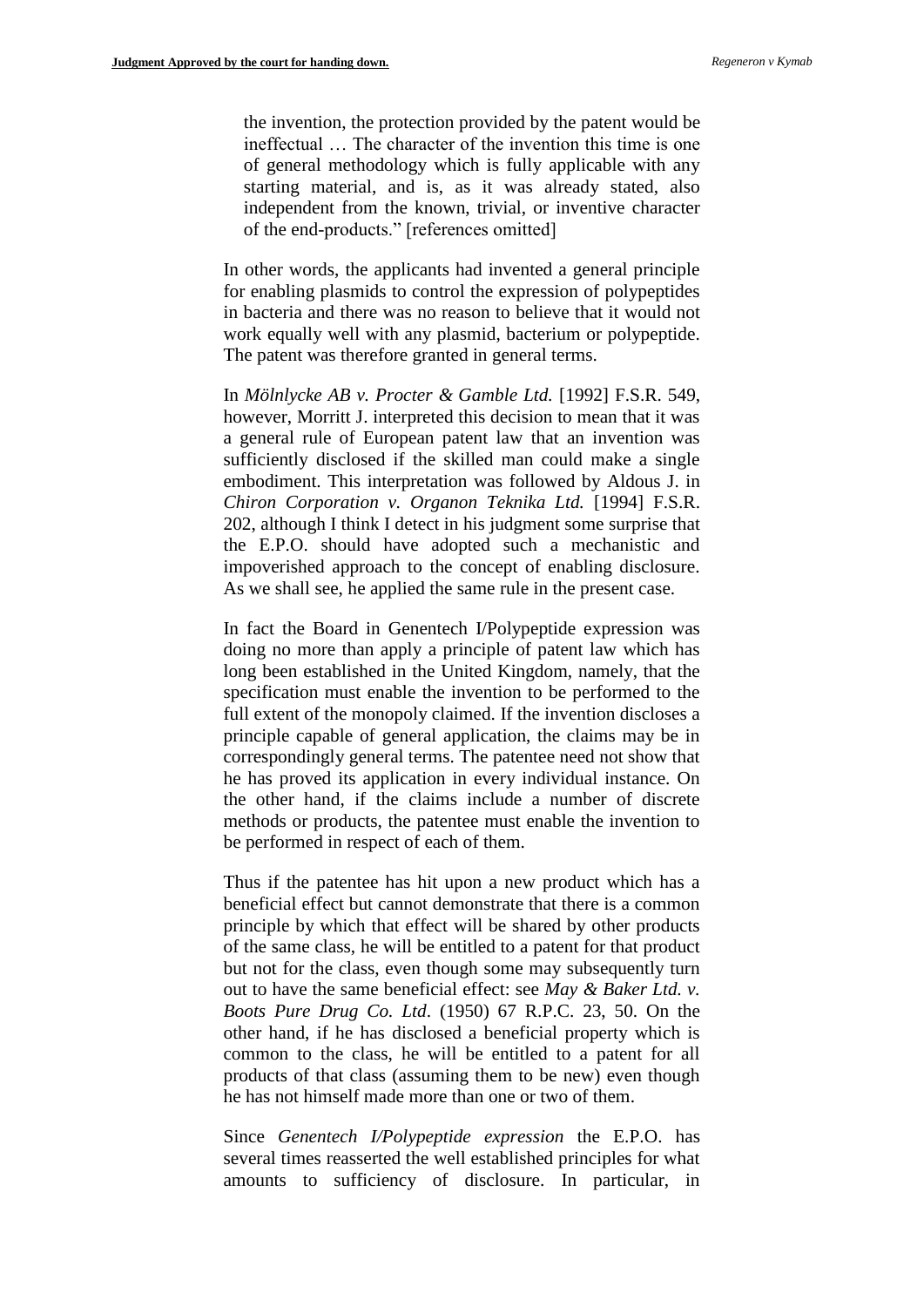the invention, the protection provided by the patent would be ineffectual … The character of the invention this time is one of general methodology which is fully applicable with any starting material, and is, as it was already stated, also independent from the known, trivial, or inventive character of the end-products." [references omitted]

In other words, the applicants had invented a general principle for enabling plasmids to control the expression of polypeptides in bacteria and there was no reason to believe that it would not work equally well with any plasmid, bacterium or polypeptide. The patent was therefore granted in general terms.

In *Mölnlycke AB v. Procter & Gamble Ltd.* [1992] F.S.R. 549, however, Morritt J. interpreted this decision to mean that it was a general rule of European patent law that an invention was sufficiently disclosed if the skilled man could make a single embodiment. This interpretation was followed by Aldous J. in *Chiron Corporation v. Organon Teknika Ltd.* [1994] F.S.R. 202, although I think I detect in his judgment some surprise that the E.P.O. should have adopted such a mechanistic and impoverished approach to the concept of enabling disclosure. As we shall see, he applied the same rule in the present case.

In fact the Board in Genentech I/Polypeptide expression was doing no more than apply a principle of patent law which has long been established in the United Kingdom, namely, that the specification must enable the invention to be performed to the full extent of the monopoly claimed. If the invention discloses a principle capable of general application, the claims may be in correspondingly general terms. The patentee need not show that he has proved its application in every individual instance. On the other hand, if the claims include a number of discrete methods or products, the patentee must enable the invention to be performed in respect of each of them.

Thus if the patentee has hit upon a new product which has a beneficial effect but cannot demonstrate that there is a common principle by which that effect will be shared by other products of the same class, he will be entitled to a patent for that product but not for the class, even though some may subsequently turn out to have the same beneficial effect: see *May & Baker Ltd. v. Boots Pure Drug Co. Ltd*. (1950) 67 R.P.C. 23, 50. On the other hand, if he has disclosed a beneficial property which is common to the class, he will be entitled to a patent for all products of that class (assuming them to be new) even though he has not himself made more than one or two of them.

Since *Genentech I/Polypeptide expression* the E.P.O. has several times reasserted the well established principles for what amounts to sufficiency of disclosure. In particular, in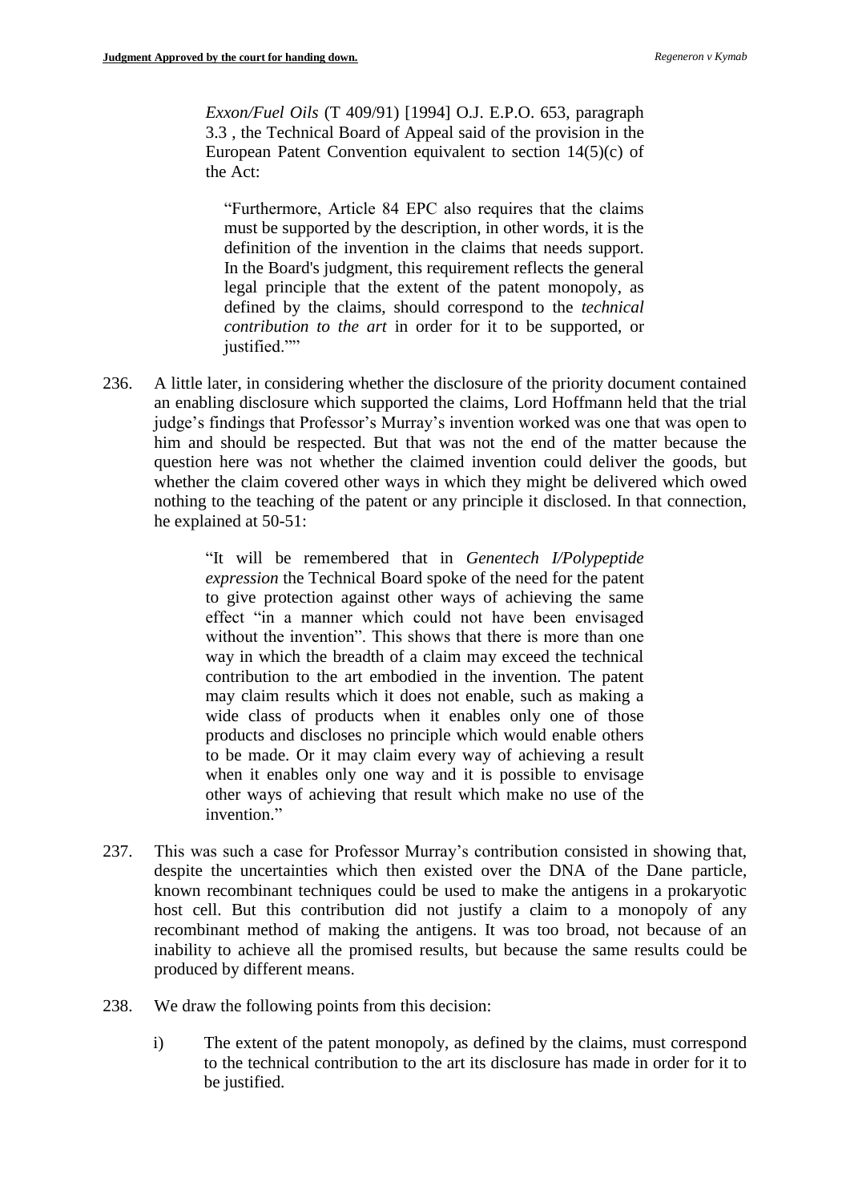> *Exxon/Fuel Oils* (T 409/91) [1994] O.J. E.P.O. 653, paragraph 3.3 , the Technical Board of Appeal said of the provision in the European Patent Convention equivalent to section 14(5)(c) of the Act:
>
> > "Furthermore, Article 84 EPC also requires that the claims must be supported by the description, in other words, it is the definition of the invention in the claims that needs support. In the Board's judgment, this requirement reflects the general legal principle that the extent of the patent monopoly, as defined by the claims, should correspond to the *technical contribution to the art* in order for it to be supported, or justified.""

236. A little later, in considering whether the disclosure of the priority document contained an enabling disclosure which supported the claims, Lord Hoffmann held that the trial judge's findings that Professor's Murray's invention worked was one that was open to him and should be respected. But that was not the end of the matter because the question here was not whether the claimed invention could deliver the goods, but whether the claim covered other ways in which they might be delivered which owed nothing to the teaching of the patent or any principle it disclosed. In that connection, he explained at 50-51:

> "It will be remembered that in *Genentech I/Polypeptide expression* the Technical Board spoke of the need for the patent to give protection against other ways of achieving the same effect "in a manner which could not have been envisaged without the invention". This shows that there is more than one way in which the breadth of a claim may exceed the technical contribution to the art embodied in the invention. The patent may claim results which it does not enable, such as making a wide class of products when it enables only one of those products and discloses no principle which would enable others to be made. Or it may claim every way of achieving a result when it enables only one way and it is possible to envisage other ways of achieving that result which make no use of the invention."

237. This was such a case for Professor Murray's contribution consisted in showing that, despite the uncertainties which then existed over the DNA of the Dane particle, known recombinant techniques could be used to make the antigens in a prokaryotic host cell. But this contribution did not justify a claim to a monopoly of any recombinant method of making the antigens. It was too broad, not because of an inability to achieve all the promised results, but because the same results could be produced by different means.

238. We draw the following points from this decision:

   i) The extent of the patent monopoly, as defined by the claims, must correspond to the technical contribution to the art its disclosure has made in order for it to be justified.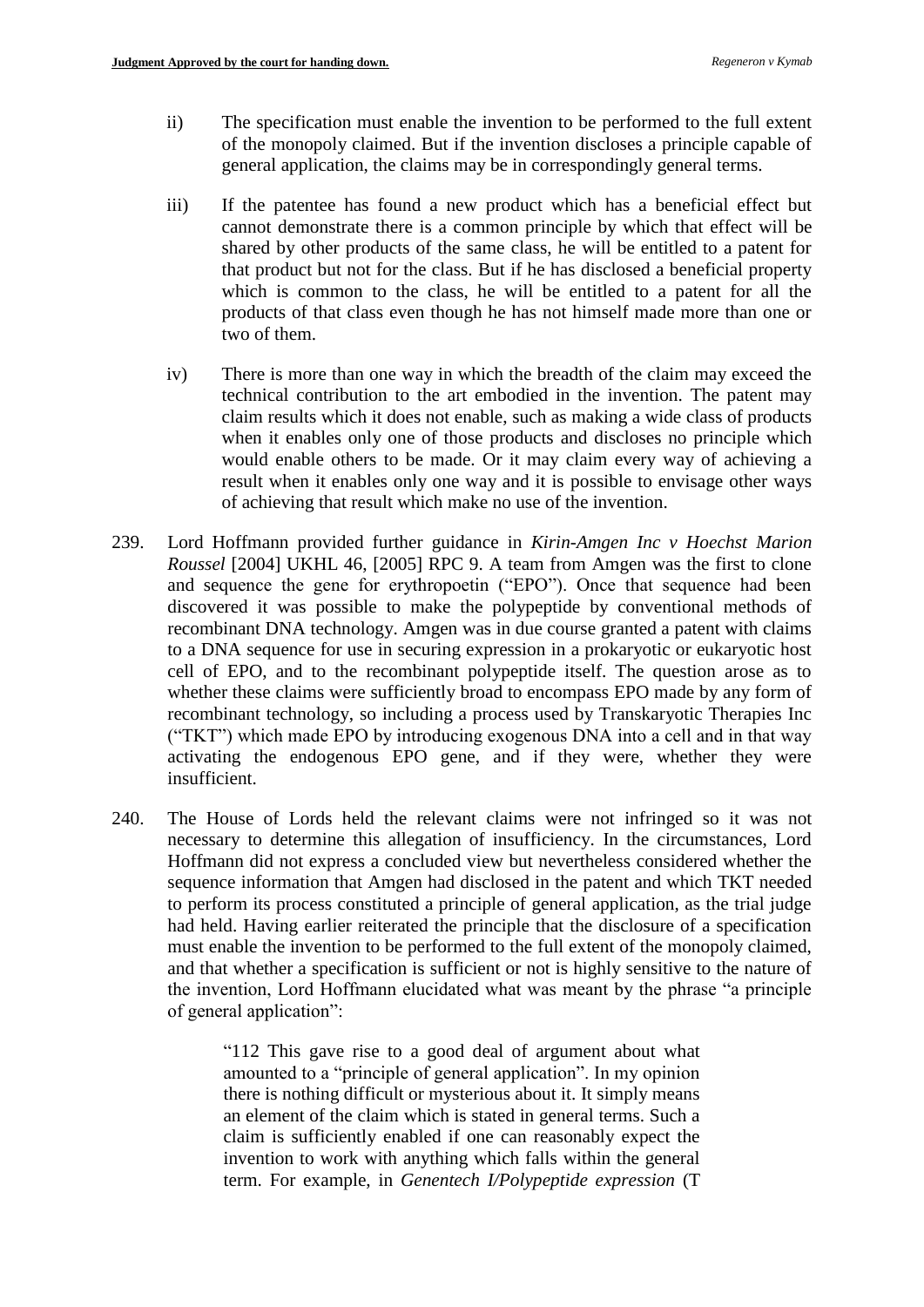ii) The specification must enable the invention to be performed to the full extent of the monopoly claimed. But if the invention discloses a principle capable of general application, the claims may be in correspondingly general terms.

iii) If the patentee has found a new product which has a beneficial effect but cannot demonstrate there is a common principle by which that effect will be shared by other products of the same class, he will be entitled to a patent for that product but not for the class. But if he has disclosed a beneficial property which is common to the class, he will be entitled to a patent for all the products of that class even though he has not himself made more than one or two of them.

iv) There is more than one way in which the breadth of the claim may exceed the technical contribution to the art embodied in the invention. The patent may claim results which it does not enable, such as making a wide class of products when it enables only one of those products and discloses no principle which would enable others to be made. Or it may claim every way of achieving a result when it enables only one way and it is possible to envisage other ways of achieving that result which make no use of the invention.

239. Lord Hoffmann provided further guidance in *Kirin-Amgen Inc v Hoechst Marion Roussel* [2004] UKHL 46, [2005] RPC 9. A team from Amgen was the first to clone and sequence the gene for erythropoetin ("EPO"). Once that sequence had been discovered it was possible to make the polypeptide by conventional methods of recombinant DNA technology. Amgen was in due course granted a patent with claims to a DNA sequence for use in securing expression in a prokaryotic or eukaryotic host cell of EPO, and to the recombinant polypeptide itself. The question arose as to whether these claims were sufficiently broad to encompass EPO made by any form of recombinant technology, so including a process used by Transkaryotic Therapies Inc ("TKT") which made EPO by introducing exogenous DNA into a cell and in that way activating the endogenous EPO gene, and if they were, whether they were insufficient.

240. The House of Lords held the relevant claims were not infringed so it was not necessary to determine this allegation of insufficiency. In the circumstances, Lord Hoffmann did not express a concluded view but nevertheless considered whether the sequence information that Amgen had disclosed in the patent and which TKT needed to perform its process constituted a principle of general application, as the trial judge had held. Having earlier reiterated the principle that the disclosure of a specification must enable the invention to be performed to the full extent of the monopoly claimed, and that whether a specification is sufficient or not is highly sensitive to the nature of the invention, Lord Hoffmann elucidated what was meant by the phrase "a principle of general application":

> "112 This gave rise to a good deal of argument about what amounted to a "principle of general application". In my opinion there is nothing difficult or mysterious about it. It simply means an element of the claim which is stated in general terms. Such a claim is sufficiently enabled if one can reasonably expect the invention to work with anything which falls within the general term. For example, in *Genentech I/Polypeptide expression* (T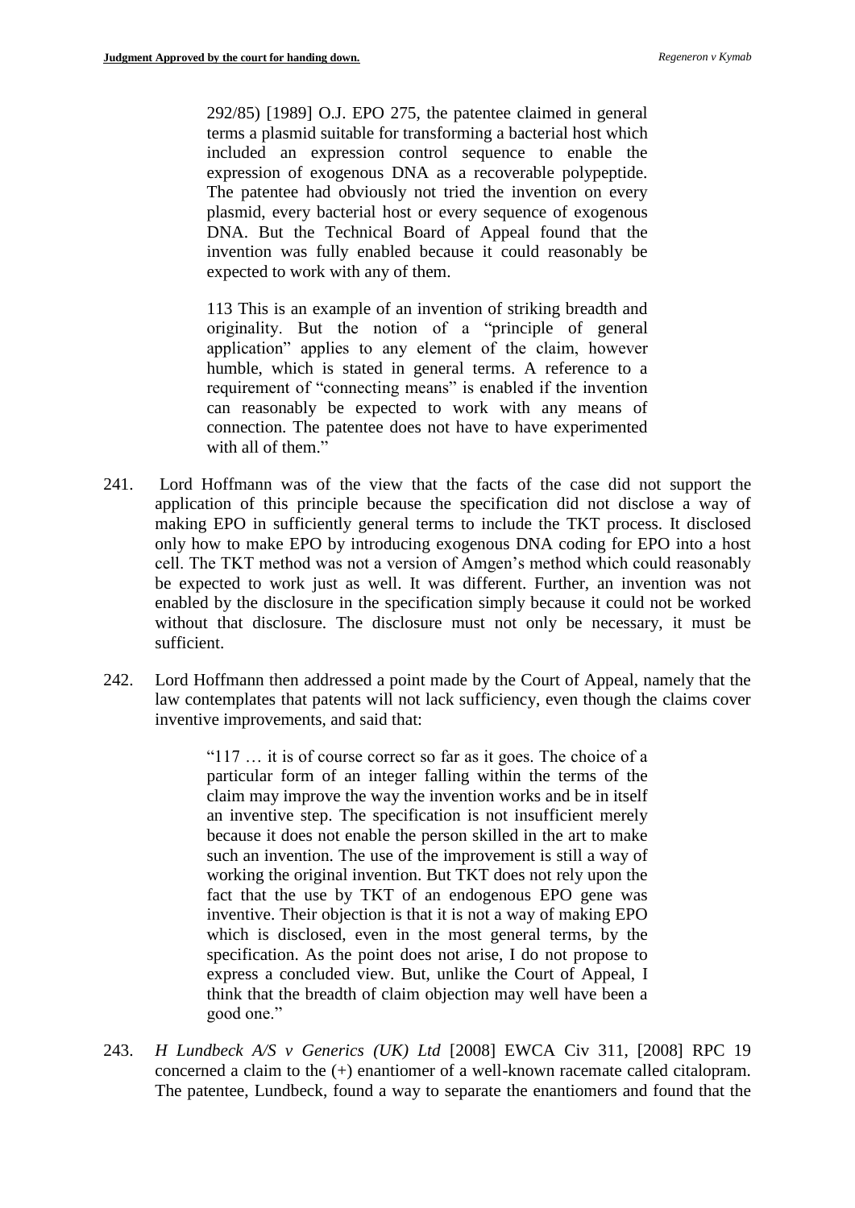> 292/85) [1989] O.J. EPO 275, the patentee claimed in general terms a plasmid suitable for transforming a bacterial host which included an expression control sequence to enable the expression of exogenous DNA as a recoverable polypeptide. The patentee had obviously not tried the invention on every plasmid, every bacterial host or every sequence of exogenous DNA. But the Technical Board of Appeal found that the invention was fully enabled because it could reasonably be expected to work with any of them.
>
> 113 This is an example of an invention of striking breadth and originality. But the notion of a "principle of general application" applies to any element of the claim, however humble, which is stated in general terms. A reference to a requirement of "connecting means" is enabled if the invention can reasonably be expected to work with any means of connection. The patentee does not have to have experimented with all of them."

241. Lord Hoffmann was of the view that the facts of the case did not support the application of this principle because the specification did not disclose a way of making EPO in sufficiently general terms to include the TKT process. It disclosed only how to make EPO by introducing exogenous DNA coding for EPO into a host cell. The TKT method was not a version of Amgen's method which could reasonably be expected to work just as well. It was different. Further, an invention was not enabled by the disclosure in the specification simply because it could not be worked without that disclosure. The disclosure must not only be necessary, it must be sufficient.

242. Lord Hoffmann then addressed a point made by the Court of Appeal, namely that the law contemplates that patents will not lack sufficiency, even though the claims cover inventive improvements, and said that:

> "117 … it is of course correct so far as it goes. The choice of a particular form of an integer falling within the terms of the claim may improve the way the invention works and be in itself an inventive step. The specification is not insufficient merely because it does not enable the person skilled in the art to make such an invention. The use of the improvement is still a way of working the original invention. But TKT does not rely upon the fact that the use by TKT of an endogenous EPO gene was inventive. Their objection is that it is not a way of making EPO which is disclosed, even in the most general terms, by the specification. As the point does not arise, I do not propose to express a concluded view. But, unlike the Court of Appeal, I think that the breadth of claim objection may well have been a good one."

243. *H Lundbeck A/S v Generics (UK) Ltd* [2008] EWCA Civ 311, [2008] RPC 19 concerned a claim to the (+) enantiomer of a well-known racemate called citalopram. The patentee, Lundbeck, found a way to separate the enantiomers and found that the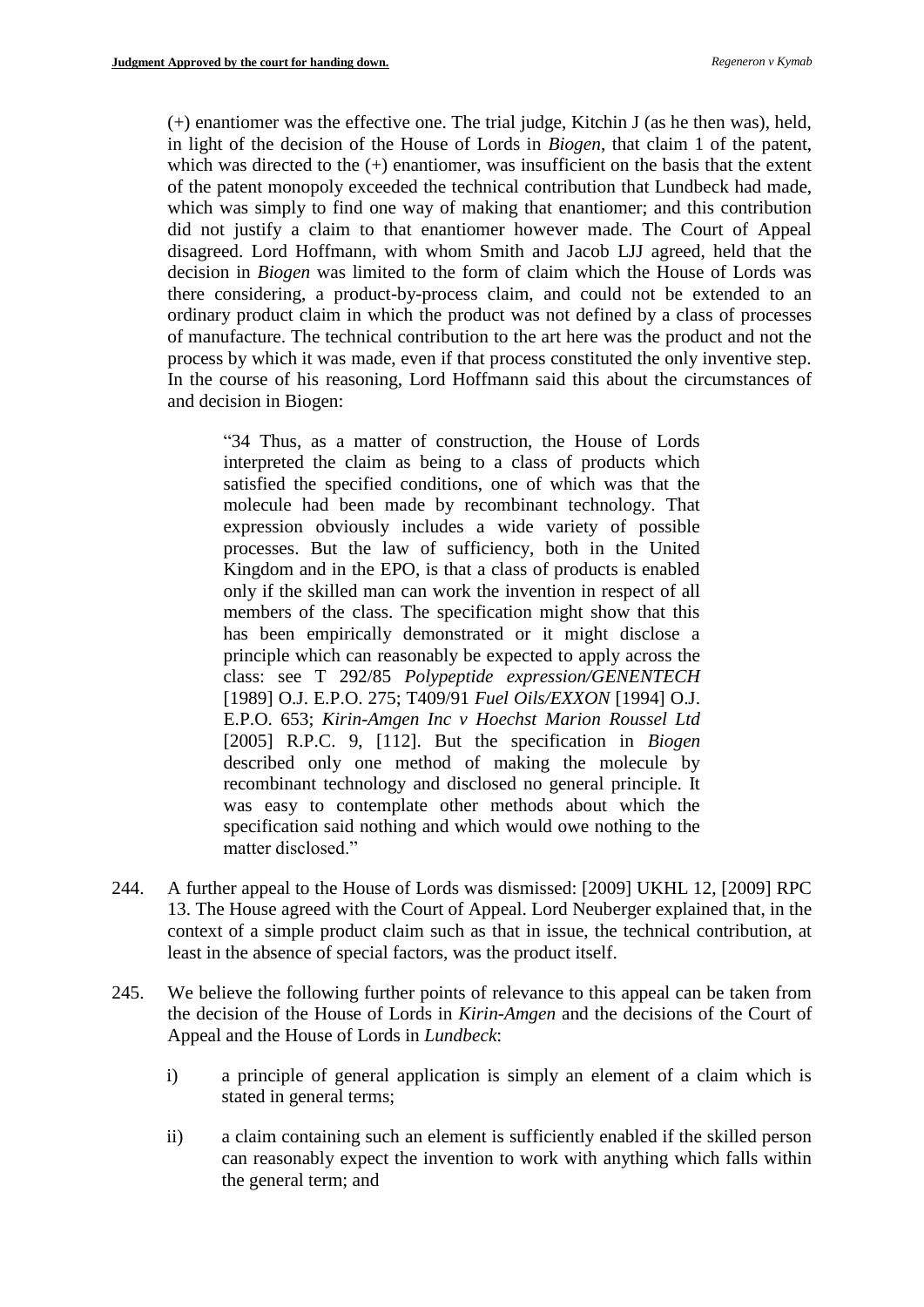(+) enantiomer was the effective one. The trial judge, Kitchin J (as he then was), held, in light of the decision of the House of Lords in *Biogen*, that claim 1 of the patent, which was directed to the (+) enantiomer, was insufficient on the basis that the extent of the patent monopoly exceeded the technical contribution that Lundbeck had made, which was simply to find one way of making that enantiomer; and this contribution did not justify a claim to that enantiomer however made. The Court of Appeal disagreed. Lord Hoffmann, with whom Smith and Jacob LJJ agreed, held that the decision in *Biogen* was limited to the form of claim which the House of Lords was there considering, a product-by-process claim, and could not be extended to an ordinary product claim in which the product was not defined by a class of processes of manufacture. The technical contribution to the art here was the product and not the process by which it was made, even if that process constituted the only inventive step. In the course of his reasoning, Lord Hoffmann said this about the circumstances of and decision in Biogen:

> "34 Thus, as a matter of construction, the House of Lords interpreted the claim as being to a class of products which satisfied the specified conditions, one of which was that the molecule had been made by recombinant technology. That expression obviously includes a wide variety of possible processes. But the law of sufficiency, both in the United Kingdom and in the EPO, is that a class of products is enabled only if the skilled man can work the invention in respect of all members of the class. The specification might show that this has been empirically demonstrated or it might disclose a principle which can reasonably be expected to apply across the class: see T 292/85 *Polypeptide expression/GENENTECH* [1989] O.J. E.P.O. 275; T409/91 *Fuel Oils/EXXON* [1994] O.J. E.P.O. 653; *Kirin-Amgen Inc v Hoechst Marion Roussel Ltd* [2005] R.P.C. 9, [112]. But the specification in *Biogen* described only one method of making the molecule by recombinant technology and disclosed no general principle. It was easy to contemplate other methods about which the specification said nothing and which would owe nothing to the matter disclosed."

244. A further appeal to the House of Lords was dismissed: [2009] UKHL 12, [2009] RPC 13. The House agreed with the Court of Appeal. Lord Neuberger explained that, in the context of a simple product claim such as that in issue, the technical contribution, at least in the absence of special factors, was the product itself.

245. We believe the following further points of relevance to this appeal can be taken from the decision of the House of Lords in *Kirin-Amgen* and the decisions of the Court of Appeal and the House of Lords in *Lundbeck*:

   i) a principle of general application is simply an element of a claim which is stated in general terms;

   ii) a claim containing such an element is sufficiently enabled if the skilled person can reasonably expect the invention to work with anything which falls within the general term; and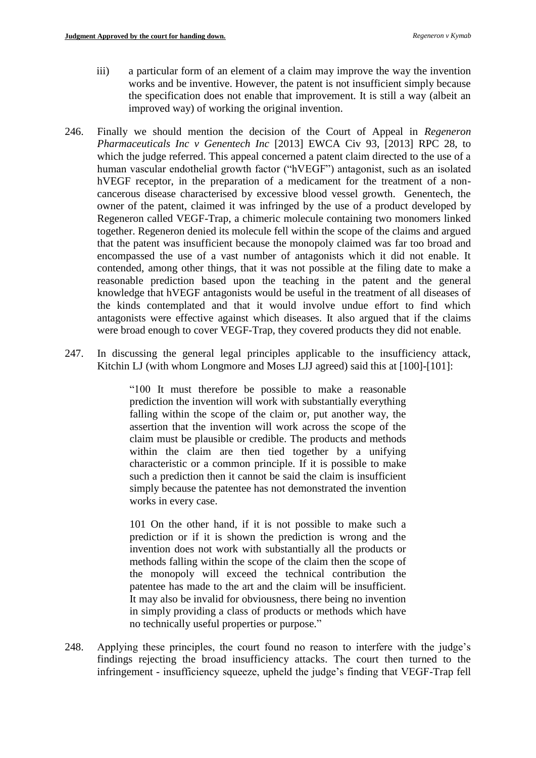iii) a particular form of an element of a claim may improve the way the invention works and be inventive. However, the patent is not insufficient simply because the specification does not enable that improvement. It is still a way (albeit an improved way) of working the original invention.

246. Finally we should mention the decision of the Court of Appeal in *Regeneron Pharmaceuticals Inc v Genentech Inc* [2013] EWCA Civ 93, [2013] RPC 28, to which the judge referred. This appeal concerned a patent claim directed to the use of a human vascular endothelial growth factor ("hVEGF") antagonist, such as an isolated hVEGF receptor, in the preparation of a medicament for the treatment of a non-cancerous disease characterised by excessive blood vessel growth. Genentech, the owner of the patent, claimed it was infringed by the use of a product developed by Regeneron called VEGF-Trap, a chimeric molecule containing two monomers linked together. Regeneron denied its molecule fell within the scope of the claims and argued that the patent was insufficient because the monopoly claimed was far too broad and encompassed the use of a vast number of antagonists which it did not enable. It contended, among other things, that it was not possible at the filing date to make a reasonable prediction based upon the teaching in the patent and the general knowledge that hVEGF antagonists would be useful in the treatment of all diseases of the kinds contemplated and that it would involve undue effort to find which antagonists were effective against which diseases. It also argued that if the claims were broad enough to cover VEGF-Trap, they covered products they did not enable.

247. In discussing the general legal principles applicable to the insufficiency attack, Kitchin LJ (with whom Longmore and Moses LJJ agreed) said this at [100]-[101]:

> "100 It must therefore be possible to make a reasonable prediction the invention will work with substantially everything falling within the scope of the claim or, put another way, the assertion that the invention will work across the scope of the claim must be plausible or credible. The products and methods within the claim are then tied together by a unifying characteristic or a common principle. If it is possible to make such a prediction then it cannot be said the claim is insufficient simply because the patentee has not demonstrated the invention works in every case.
>
> 101 On the other hand, if it is not possible to make such a prediction or if it is shown the prediction is wrong and the invention does not work with substantially all the products or methods falling within the scope of the claim then the scope of the monopoly will exceed the technical contribution the patentee has made to the art and the claim will be insufficient. It may also be invalid for obviousness, there being no invention in simply providing a class of products or methods which have no technically useful properties or purpose."

248. Applying these principles, the court found no reason to interfere with the judge's findings rejecting the broad insufficiency attacks. The court then turned to the infringement - insufficiency squeeze, upheld the judge's finding that VEGF-Trap fell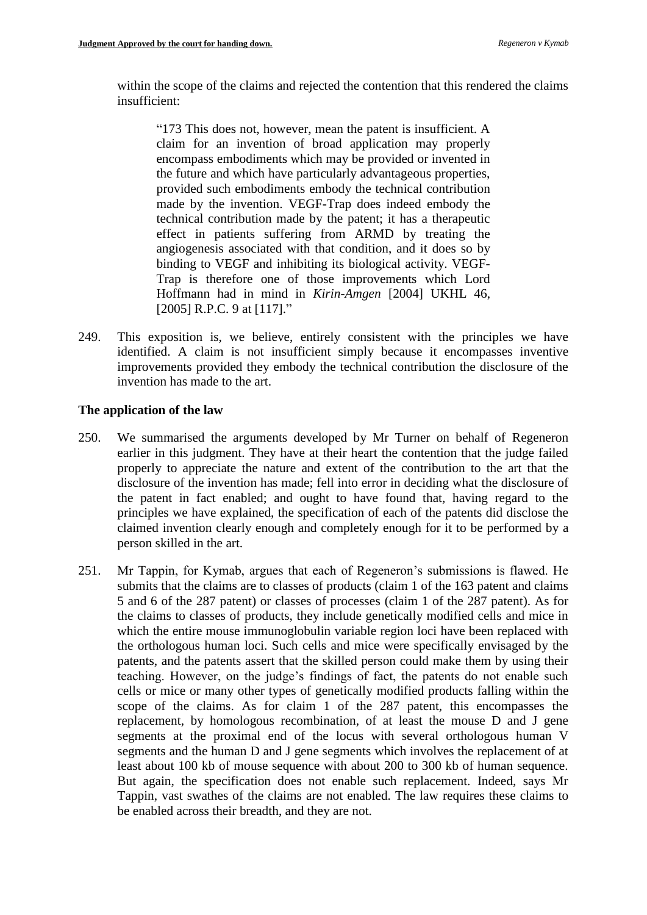within the scope of the claims and rejected the contention that this rendered the claims insufficient:

> "173 This does not, however, mean the patent is insufficient. A claim for an invention of broad application may properly encompass embodiments which may be provided or invented in the future and which have particularly advantageous properties, provided such embodiments embody the technical contribution made by the invention. VEGF-Trap does indeed embody the technical contribution made by the patent; it has a therapeutic effect in patients suffering from ARMD by treating the angiogenesis associated with that condition, and it does so by binding to VEGF and inhibiting its biological activity. VEGF-Trap is therefore one of those improvements which Lord Hoffmann had in mind in *Kirin-Amgen* [2004] UKHL 46, [2005] R.P.C. 9 at [117]."

249. This exposition is, we believe, entirely consistent with the principles we have identified. A claim is not insufficient simply because it encompasses inventive improvements provided they embody the technical contribution the disclosure of the invention has made to the art.

**The application of the law**

250. We summarised the arguments developed by Mr Turner on behalf of Regeneron earlier in this judgment. They have at their heart the contention that the judge failed properly to appreciate the nature and extent of the contribution to the art that the disclosure of the invention has made; fell into error in deciding what the disclosure of the patent in fact enabled; and ought to have found that, having regard to the principles we have explained, the specification of each of the patents did disclose the claimed invention clearly enough and completely enough for it to be performed by a person skilled in the art.

251. Mr Tappin, for Kymab, argues that each of Regeneron's submissions is flawed. He submits that the claims are to classes of products (claim 1 of the 163 patent and claims 5 and 6 of the 287 patent) or classes of processes (claim 1 of the 287 patent). As for the claims to classes of products, they include genetically modified cells and mice in which the entire mouse immunoglobulin variable region loci have been replaced with the orthologous human loci. Such cells and mice were specifically envisaged by the patents, and the patents assert that the skilled person could make them by using their teaching. However, on the judge's findings of fact, the patents do not enable such cells or mice or many other types of genetically modified products falling within the scope of the claims. As for claim 1 of the 287 patent, this encompasses the replacement, by homologous recombination, of at least the mouse D and J gene segments at the proximal end of the locus with several orthologous human V segments and the human D and J gene segments which involves the replacement of at least about 100 kb of mouse sequence with about 200 to 300 kb of human sequence. But again, the specification does not enable such replacement. Indeed, says Mr Tappin, vast swathes of the claims are not enabled. The law requires these claims to be enabled across their breadth, and they are not.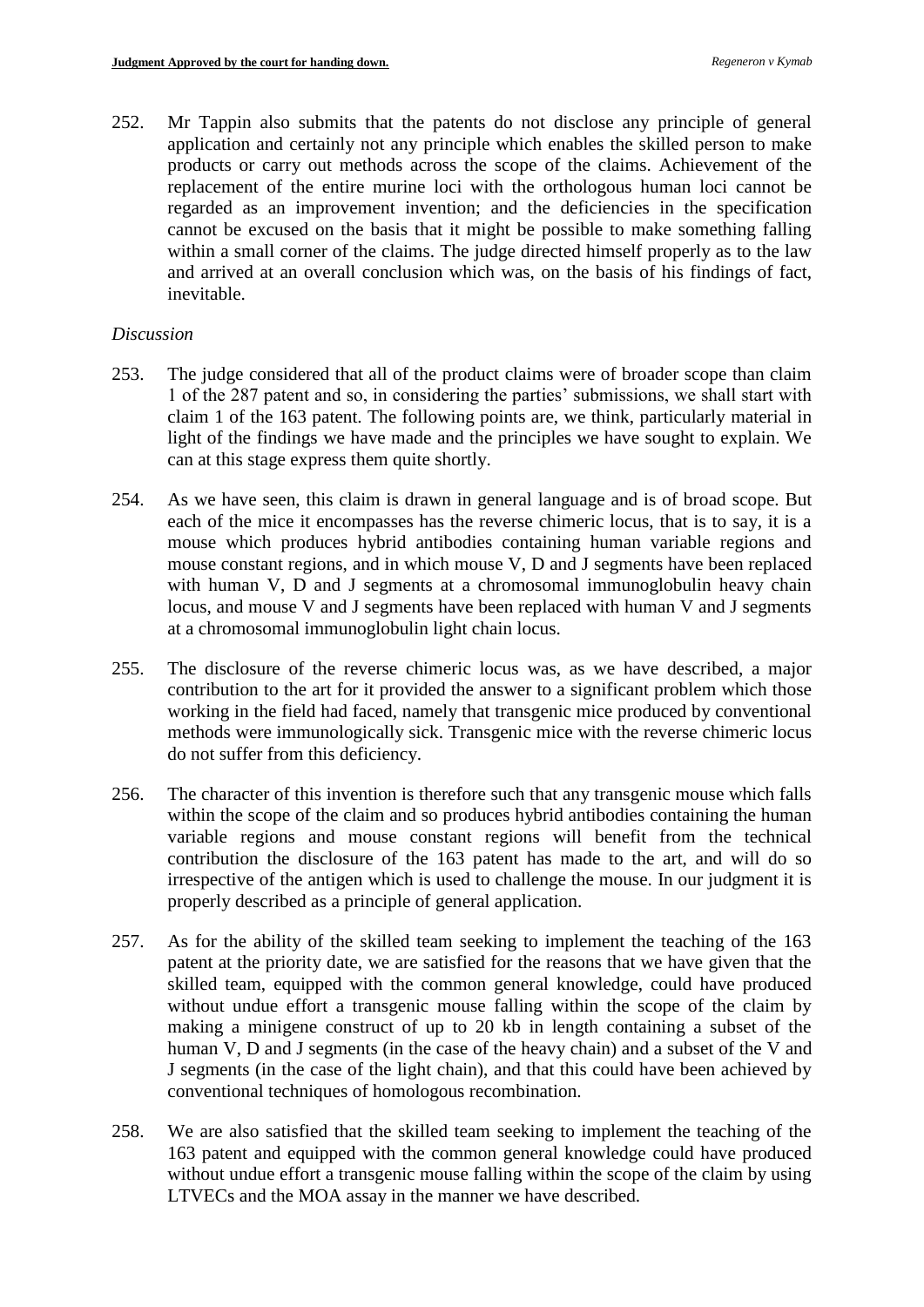252. Mr Tappin also submits that the patents do not disclose any principle of general application and certainly not any principle which enables the skilled person to make products or carry out methods across the scope of the claims. Achievement of the replacement of the entire murine loci with the orthologous human loci cannot be regarded as an improvement invention; and the deficiencies in the specification cannot be excused on the basis that it might be possible to make something falling within a small corner of the claims. The judge directed himself properly as to the law and arrived at an overall conclusion which was, on the basis of his findings of fact, inevitable.

*Discussion*

253. The judge considered that all of the product claims were of broader scope than claim 1 of the 287 patent and so, in considering the parties' submissions, we shall start with claim 1 of the 163 patent. The following points are, we think, particularly material in light of the findings we have made and the principles we have sought to explain. We can at this stage express them quite shortly.

254. As we have seen, this claim is drawn in general language and is of broad scope. But each of the mice it encompasses has the reverse chimeric locus, that is to say, it is a mouse which produces hybrid antibodies containing human variable regions and mouse constant regions, and in which mouse V, D and J segments have been replaced with human V, D and J segments at a chromosomal immunoglobulin heavy chain locus, and mouse V and J segments have been replaced with human V and J segments at a chromosomal immunoglobulin light chain locus.

255. The disclosure of the reverse chimeric locus was, as we have described, a major contribution to the art for it provided the answer to a significant problem which those working in the field had faced, namely that transgenic mice produced by conventional methods were immunologically sick. Transgenic mice with the reverse chimeric locus do not suffer from this deficiency.

256. The character of this invention is therefore such that any transgenic mouse which falls within the scope of the claim and so produces hybrid antibodies containing the human variable regions and mouse constant regions will benefit from the technical contribution the disclosure of the 163 patent has made to the art, and will do so irrespective of the antigen which is used to challenge the mouse. In our judgment it is properly described as a principle of general application.

257. As for the ability of the skilled team seeking to implement the teaching of the 163 patent at the priority date, we are satisfied for the reasons that we have given that the skilled team, equipped with the common general knowledge, could have produced without undue effort a transgenic mouse falling within the scope of the claim by making a minigene construct of up to 20 kb in length containing a subset of the human V, D and J segments (in the case of the heavy chain) and a subset of the V and J segments (in the case of the light chain), and that this could have been achieved by conventional techniques of homologous recombination.

258. We are also satisfied that the skilled team seeking to implement the teaching of the 163 patent and equipped with the common general knowledge could have produced without undue effort a transgenic mouse falling within the scope of the claim by using LTVECs and the MOA assay in the manner we have described.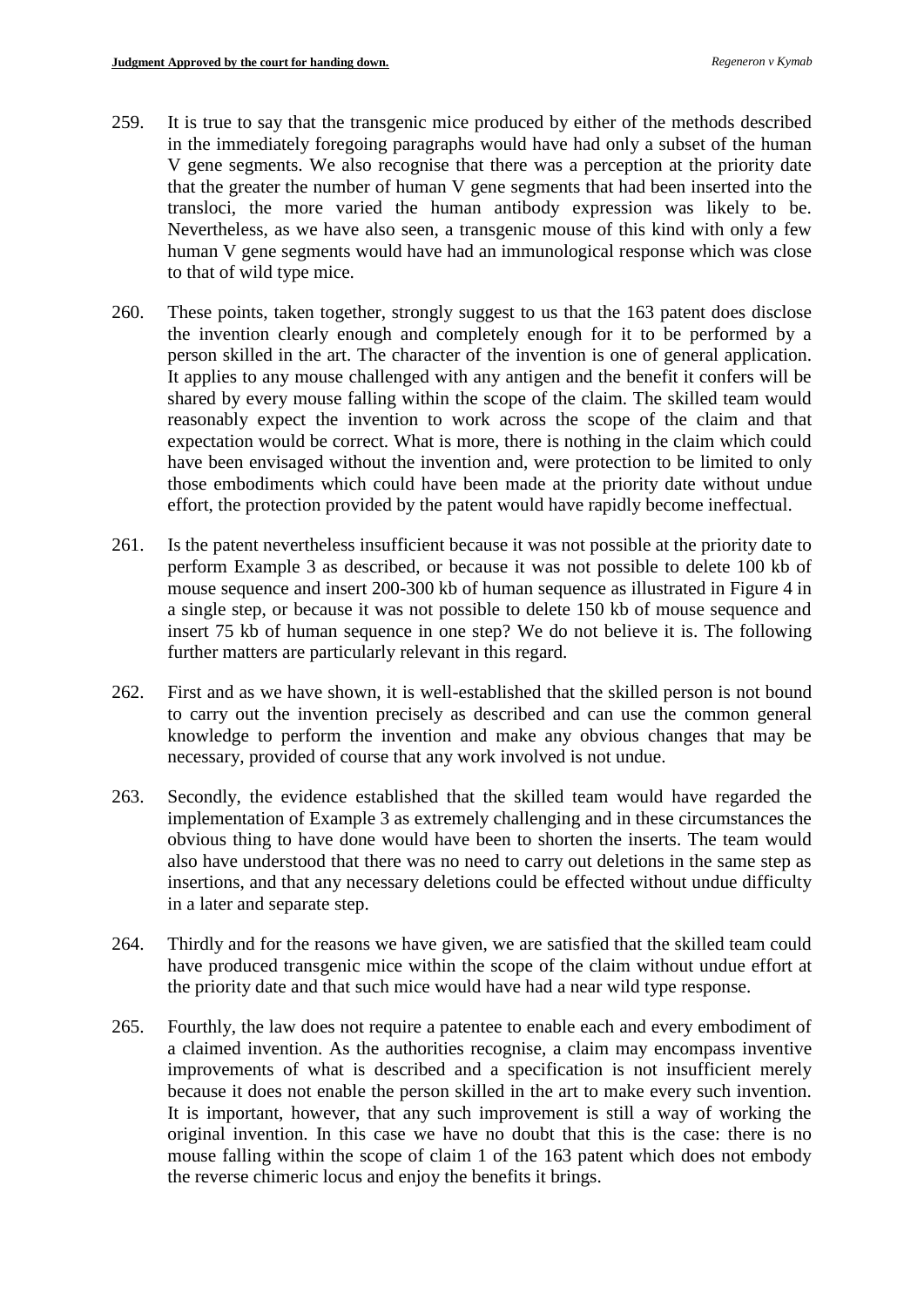259. It is true to say that the transgenic mice produced by either of the methods described in the immediately foregoing paragraphs would have had only a subset of the human V gene segments. We also recognise that there was a perception at the priority date that the greater the number of human V gene segments that had been inserted into the transloci, the more varied the human antibody expression was likely to be. Nevertheless, as we have also seen, a transgenic mouse of this kind with only a few human V gene segments would have had an immunological response which was close to that of wild type mice.

260. These points, taken together, strongly suggest to us that the 163 patent does disclose the invention clearly enough and completely enough for it to be performed by a person skilled in the art. The character of the invention is one of general application. It applies to any mouse challenged with any antigen and the benefit it confers will be shared by every mouse falling within the scope of the claim. The skilled team would reasonably expect the invention to work across the scope of the claim and that expectation would be correct. What is more, there is nothing in the claim which could have been envisaged without the invention and, were protection to be limited to only those embodiments which could have been made at the priority date without undue effort, the protection provided by the patent would have rapidly become ineffectual.

261. Is the patent nevertheless insufficient because it was not possible at the priority date to perform Example 3 as described, or because it was not possible to delete 100 kb of mouse sequence and insert 200-300 kb of human sequence as illustrated in Figure 4 in a single step, or because it was not possible to delete 150 kb of mouse sequence and insert 75 kb of human sequence in one step? We do not believe it is. The following further matters are particularly relevant in this regard.

262. First and as we have shown, it is well-established that the skilled person is not bound to carry out the invention precisely as described and can use the common general knowledge to perform the invention and make any obvious changes that may be necessary, provided of course that any work involved is not undue.

263. Secondly, the evidence established that the skilled team would have regarded the implementation of Example 3 as extremely challenging and in these circumstances the obvious thing to have done would have been to shorten the inserts. The team would also have understood that there was no need to carry out deletions in the same step as insertions, and that any necessary deletions could be effected without undue difficulty in a later and separate step.

264. Thirdly and for the reasons we have given, we are satisfied that the skilled team could have produced transgenic mice within the scope of the claim without undue effort at the priority date and that such mice would have had a near wild type response.

265. Fourthly, the law does not require a patentee to enable each and every embodiment of a claimed invention. As the authorities recognise, a claim may encompass inventive improvements of what is described and a specification is not insufficient merely because it does not enable the person skilled in the art to make every such invention. It is important, however, that any such improvement is still a way of working the original invention. In this case we have no doubt that this is the case: there is no mouse falling within the scope of claim 1 of the 163 patent which does not embody the reverse chimeric locus and enjoy the benefits it brings.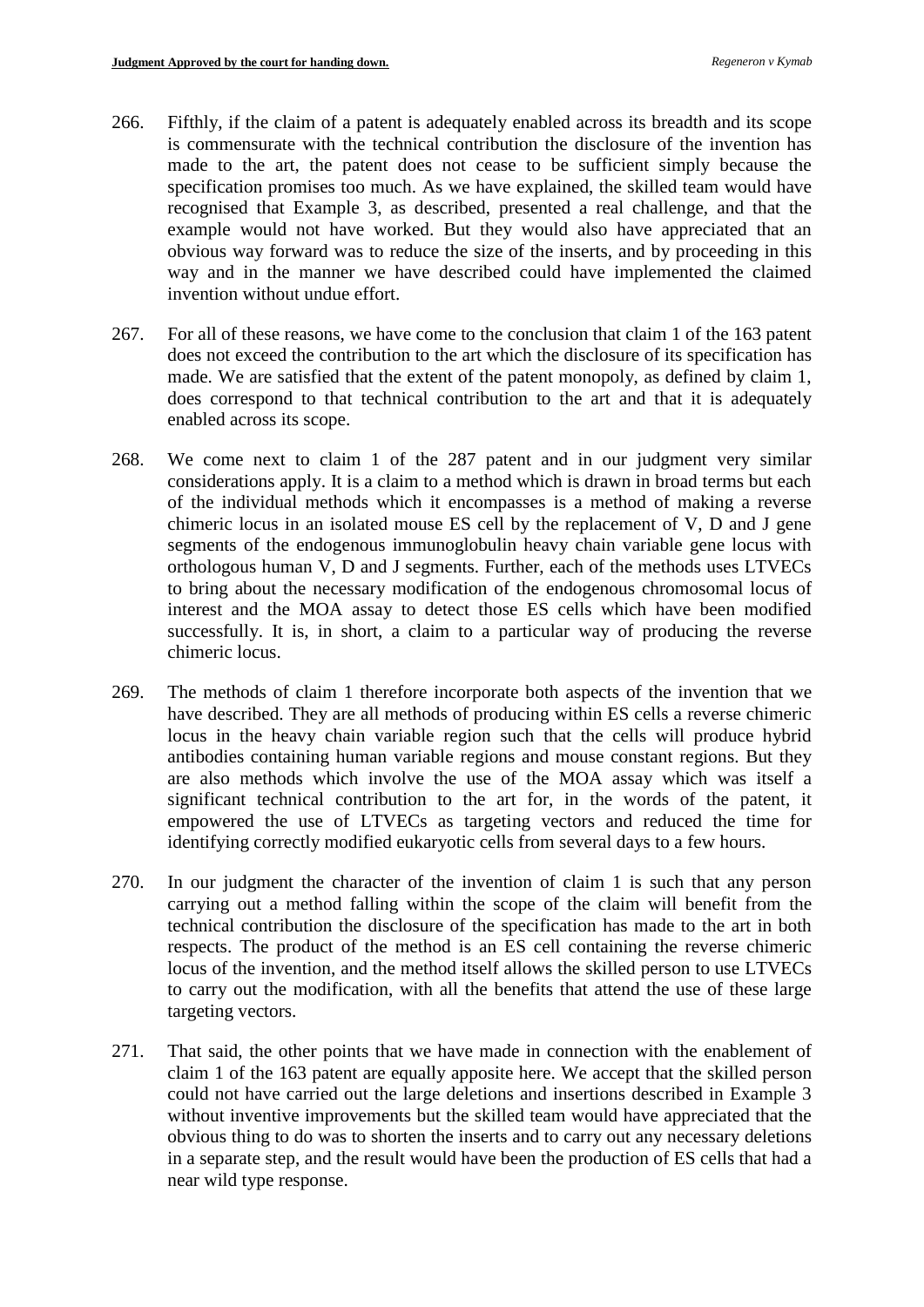266. Fifthly, if the claim of a patent is adequately enabled across its breadth and its scope is commensurate with the technical contribution the disclosure of the invention has made to the art, the patent does not cease to be sufficient simply because the specification promises too much. As we have explained, the skilled team would have recognised that Example 3, as described, presented a real challenge, and that the example would not have worked. But they would also have appreciated that an obvious way forward was to reduce the size of the inserts, and by proceeding in this way and in the manner we have described could have implemented the claimed invention without undue effort.

267. For all of these reasons, we have come to the conclusion that claim 1 of the 163 patent does not exceed the contribution to the art which the disclosure of its specification has made. We are satisfied that the extent of the patent monopoly, as defined by claim 1, does correspond to that technical contribution to the art and that it is adequately enabled across its scope.

268. We come next to claim 1 of the 287 patent and in our judgment very similar considerations apply. It is a claim to a method which is drawn in broad terms but each of the individual methods which it encompasses is a method of making a reverse chimeric locus in an isolated mouse ES cell by the replacement of V, D and J gene segments of the endogenous immunoglobulin heavy chain variable gene locus with orthologous human V, D and J segments. Further, each of the methods uses LTVECs to bring about the necessary modification of the endogenous chromosomal locus of interest and the MOA assay to detect those ES cells which have been modified successfully. It is, in short, a claim to a particular way of producing the reverse chimeric locus.

269. The methods of claim 1 therefore incorporate both aspects of the invention that we have described. They are all methods of producing within ES cells a reverse chimeric locus in the heavy chain variable region such that the cells will produce hybrid antibodies containing human variable regions and mouse constant regions. But they are also methods which involve the use of the MOA assay which was itself a significant technical contribution to the art for, in the words of the patent, it empowered the use of LTVECs as targeting vectors and reduced the time for identifying correctly modified eukaryotic cells from several days to a few hours.

270. In our judgment the character of the invention of claim 1 is such that any person carrying out a method falling within the scope of the claim will benefit from the technical contribution the disclosure of the specification has made to the art in both respects. The product of the method is an ES cell containing the reverse chimeric locus of the invention, and the method itself allows the skilled person to use LTVECs to carry out the modification, with all the benefits that attend the use of these large targeting vectors.

271. That said, the other points that we have made in connection with the enablement of claim 1 of the 163 patent are equally apposite here. We accept that the skilled person could not have carried out the large deletions and insertions described in Example 3 without inventive improvements but the skilled team would have appreciated that the obvious thing to do was to shorten the inserts and to carry out any necessary deletions in a separate step, and the result would have been the production of ES cells that had a near wild type response.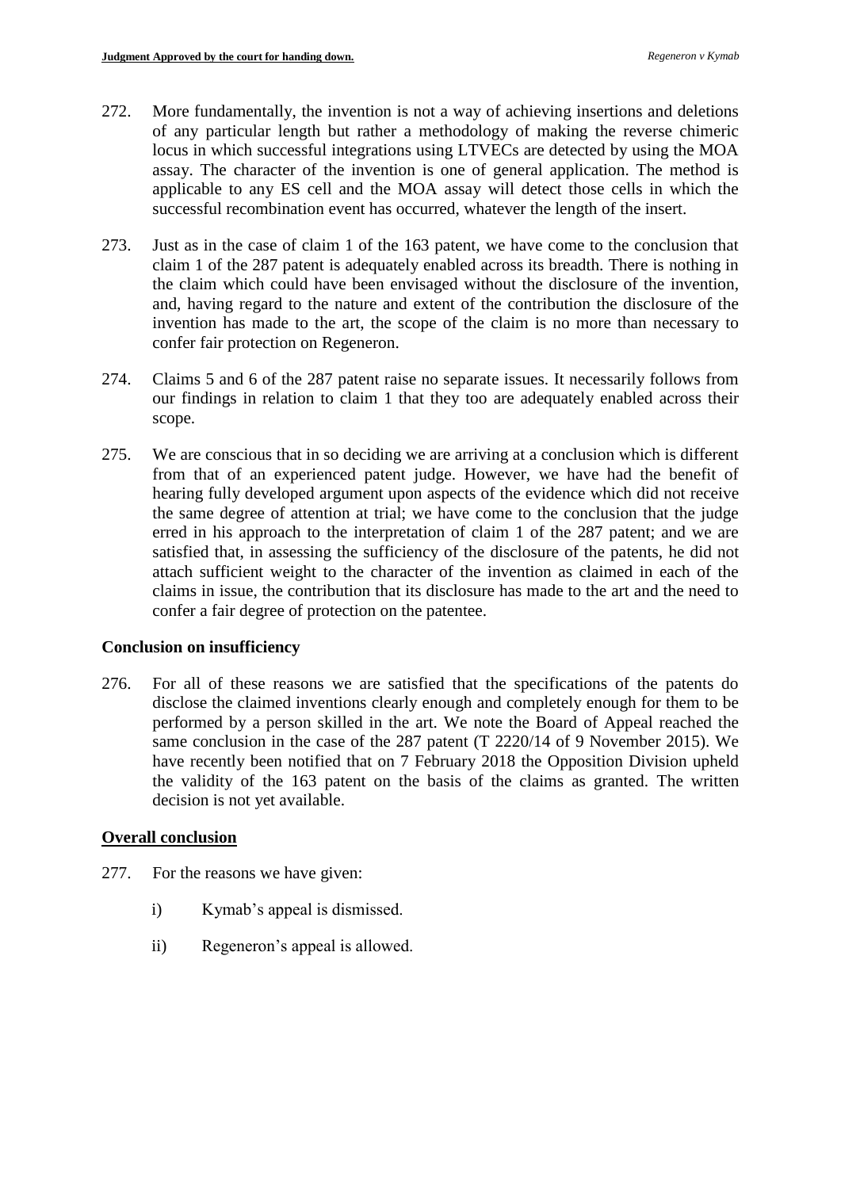272. More fundamentally, the invention is not a way of achieving insertions and deletions of any particular length but rather a methodology of making the reverse chimeric locus in which successful integrations using LTVECs are detected by using the MOA assay. The character of the invention is one of general application. The method is applicable to any ES cell and the MOA assay will detect those cells in which the successful recombination event has occurred, whatever the length of the insert.

273. Just as in the case of claim 1 of the 163 patent, we have come to the conclusion that claim 1 of the 287 patent is adequately enabled across its breadth. There is nothing in the claim which could have been envisaged without the disclosure of the invention, and, having regard to the nature and extent of the contribution the disclosure of the invention has made to the art, the scope of the claim is no more than necessary to confer fair protection on Regeneron.

274. Claims 5 and 6 of the 287 patent raise no separate issues. It necessarily follows from our findings in relation to claim 1 that they too are adequately enabled across their scope.

275. We are conscious that in so deciding we are arriving at a conclusion which is different from that of an experienced patent judge. However, we have had the benefit of hearing fully developed argument upon aspects of the evidence which did not receive the same degree of attention at trial; we have come to the conclusion that the judge erred in his approach to the interpretation of claim 1 of the 287 patent; and we are satisfied that, in assessing the sufficiency of the disclosure of the patents, he did not attach sufficient weight to the character of the invention as claimed in each of the claims in issue, the contribution that its disclosure has made to the art and the need to confer a fair degree of protection on the patentee.

**Conclusion on insufficiency**

276. For all of these reasons we are satisfied that the specifications of the patents do disclose the claimed inventions clearly enough and completely enough for them to be performed by a person skilled in the art. We note the Board of Appeal reached the same conclusion in the case of the 287 patent (T 2220/14 of 9 November 2015). We have recently been notified that on 7 February 2018 the Opposition Division upheld the validity of the 163 patent on the basis of the claims as granted. The written decision is not yet available.

**Overall conclusion**

277. For the reasons we have given:

i) Kymab's appeal is dismissed.

ii) Regeneron's appeal is allowed.